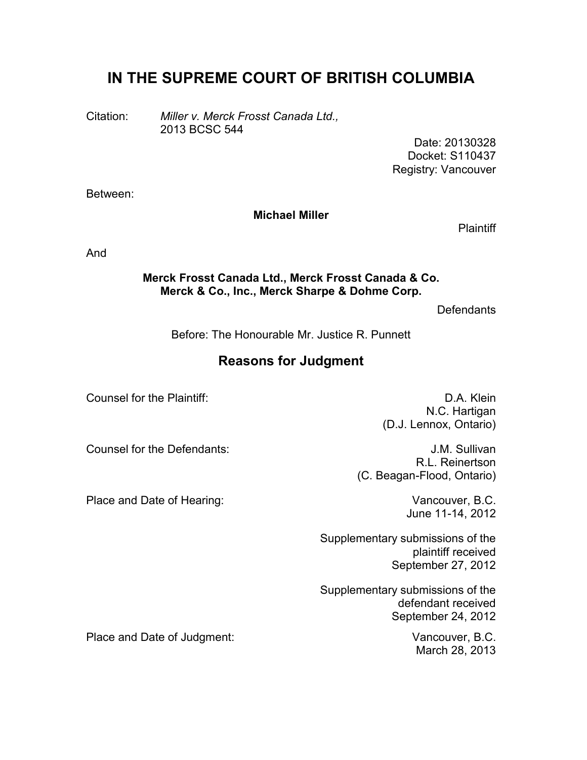# IN THE SUPREME COURT OF BRITISH COLUMBIA

Citation: *Miller v. Merck Frosst Canada Ltd.,* 2013 BCSC 544

Date: 20130328
Docket: S110437
Registry: Vancouver

Between:

**Michael Miller**

Plaintiff

And

**Merck Frosst Canada Ltd., Merck Frosst Canada & Co. Merck & Co., Inc., Merck Sharpe & Dohme Corp.**

Defendants

Before: The Honourable Mr. Justice R. Punnett

## Reasons for Judgment

| | |
|---|---|
| Counsel for the Plaintiff: | D.A. Klein<br>N.C. Hartigan<br>(D.J. Lennox, Ontario) |
| Counsel for the Defendants: | J.M. Sullivan<br>R.L. Reinertson<br>(C. Beagan-Flood, Ontario) |
| Place and Date of Hearing: | Vancouver, B.C.<br>June 11-14, 2012 |
| | Supplementary submissions of the plaintiff received September 27, 2012 |
| | Supplementary submissions of the defendant received September 24, 2012 |
| Place and Date of Judgment: | Vancouver, B.C.<br>March 28, 2013 |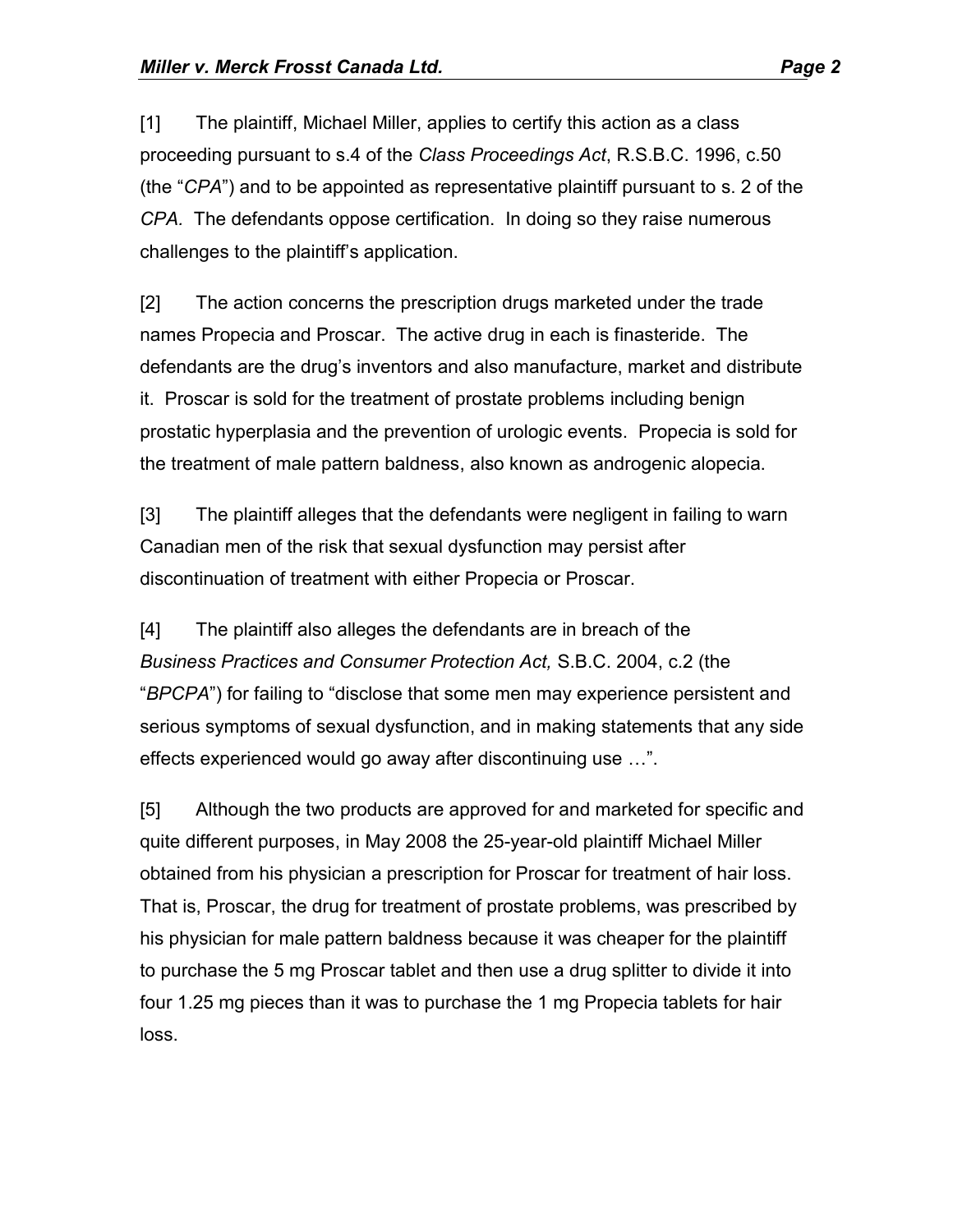[1] The plaintiff, Michael Miller, applies to certify this action as a class proceeding pursuant to s.4 of the *Class Proceedings Act*, R.S.B.C. 1996, c.50 (the "*CPA*") and to be appointed as representative plaintiff pursuant to s. 2 of the *CPA.* The defendants oppose certification. In doing so they raise numerous challenges to the plaintiff's application.

[2] The action concerns the prescription drugs marketed under the trade names Propecia and Proscar. The active drug in each is finasteride. The defendants are the drug's inventors and also manufacture, market and distribute it. Proscar is sold for the treatment of prostate problems including benign prostatic hyperplasia and the prevention of urologic events. Propecia is sold for the treatment of male pattern baldness, also known as androgenic alopecia.

[3] The plaintiff alleges that the defendants were negligent in failing to warn Canadian men of the risk that sexual dysfunction may persist after discontinuation of treatment with either Propecia or Proscar.

[4] The plaintiff also alleges the defendants are in breach of the *Business Practices and Consumer Protection Act,* S.B.C. 2004, c.2 (the "*BPCPA*") for failing to "disclose that some men may experience persistent and serious symptoms of sexual dysfunction, and in making statements that any side effects experienced would go away after discontinuing use …".

[5] Although the two products are approved for and marketed for specific and quite different purposes, in May 2008 the 25-year-old plaintiff Michael Miller obtained from his physician a prescription for Proscar for treatment of hair loss. That is, Proscar, the drug for treatment of prostate problems, was prescribed by his physician for male pattern baldness because it was cheaper for the plaintiff to purchase the 5 mg Proscar tablet and then use a drug splitter to divide it into four 1.25 mg pieces than it was to purchase the 1 mg Propecia tablets for hair loss.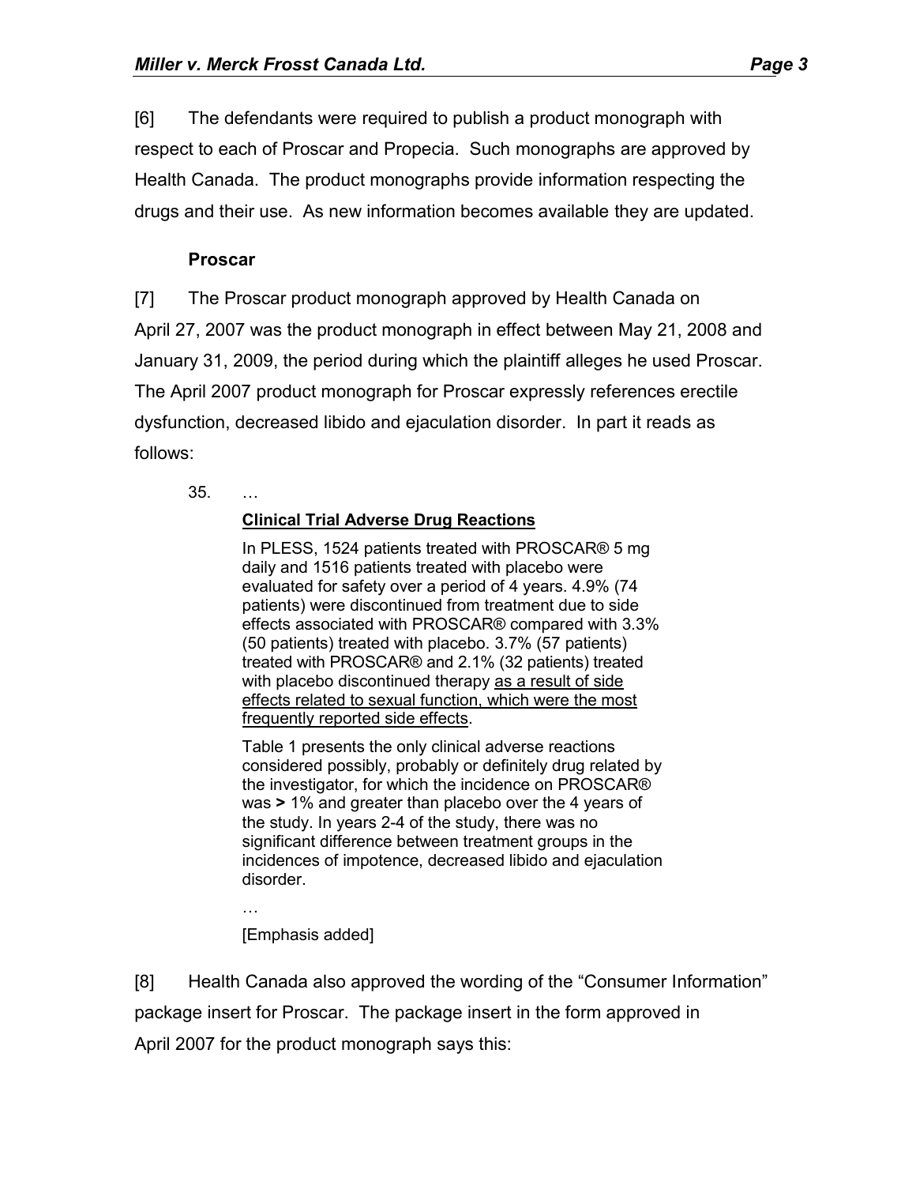[6] The defendants were required to publish a product monograph with respect to each of Proscar and Propecia. Such monographs are approved by Health Canada. The product monographs provide information respecting the drugs and their use. As new information becomes available they are updated.

**Proscar**

[7] The Proscar product monograph approved by Health Canada on April 27, 2007 was the product monograph in effect between May 21, 2008 and January 31, 2009, the period during which the plaintiff alleges he used Proscar. The April 2007 product monograph for Proscar expressly references erectile dysfunction, decreased libido and ejaculation disorder. In part it reads as follows:

> 35. …
>
> **Clinical Trial Adverse Drug Reactions**
>
> In PLESS, 1524 patients treated with PROSCAR® 5 mg daily and 1516 patients treated with placebo were evaluated for safety over a period of 4 years. 4.9% (74 patients) were discontinued from treatment due to side effects associated with PROSCAR® compared with 3.3% (50 patients) treated with placebo. 3.7% (57 patients) treated with PROSCAR® and 2.1% (32 patients) treated with placebo discontinued therapy <u>as a result of side effects related to sexual function, which were the most frequently reported side effects</u>.
>
> Table 1 presents the only clinical adverse reactions considered possibly, probably or definitely drug related by the investigator, for which the incidence on PROSCAR® was **>** 1% and greater than placebo over the 4 years of the study. In years 2-4 of the study, there was no significant difference between treatment groups in the incidences of impotence, decreased libido and ejaculation disorder.
>
> …
>
> [Emphasis added]

[8] Health Canada also approved the wording of the "Consumer Information" package insert for Proscar. The package insert in the form approved in April 2007 for the product monograph says this: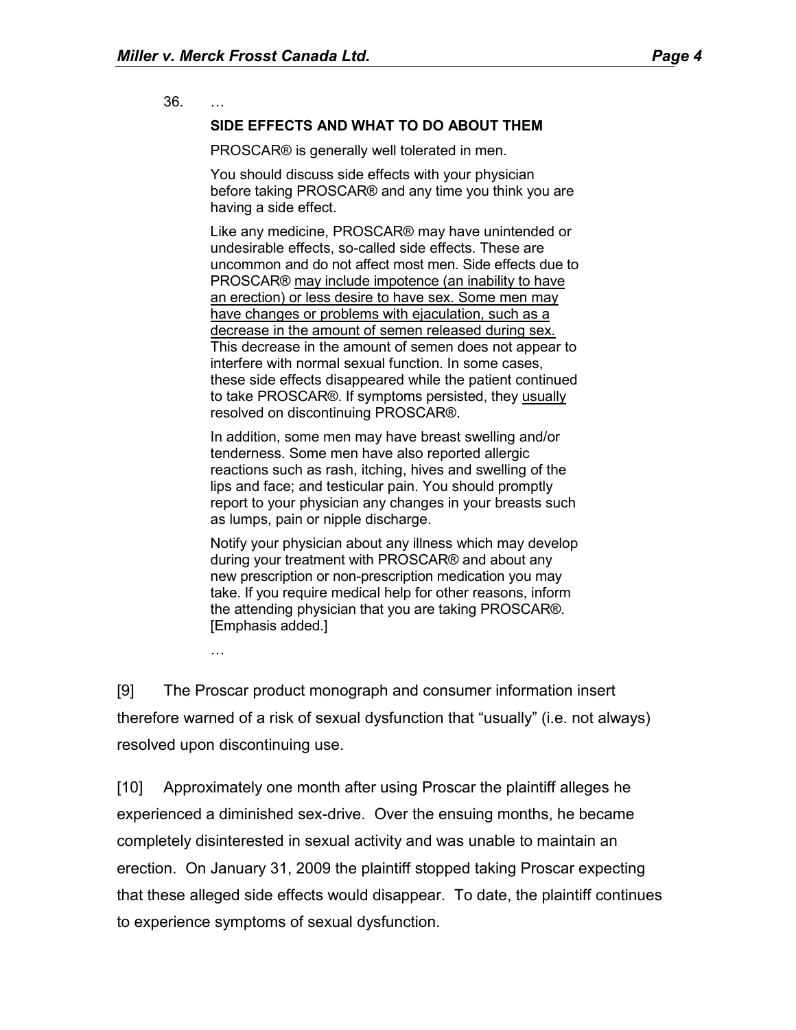36. …

> **SIDE EFFECTS AND WHAT TO DO ABOUT THEM**
>
> PROSCAR® is generally well tolerated in men.
>
> You should discuss side effects with your physician before taking PROSCAR® and any time you think you are having a side effect.
>
> Like any medicine, PROSCAR® may have unintended or undesirable effects, so-called side effects. These are uncommon and do not affect most men. Side effects due to PROSCAR® <u>may include impotence (an inability to have an erection) or less desire to have sex. Some men may have changes or problems with ejaculation, such as a decrease in the amount of semen released during sex.</u> This decrease in the amount of semen does not appear to interfere with normal sexual function. In some cases, these side effects disappeared while the patient continued to take PROSCAR®. If symptoms persisted, they <u>usually</u> resolved on discontinuing PROSCAR®.
>
> In addition, some men may have breast swelling and/or tenderness. Some men have also reported allergic reactions such as rash, itching, hives and swelling of the lips and face; and testicular pain. You should promptly report to your physician any changes in your breasts such as lumps, pain or nipple discharge.
>
> Notify your physician about any illness which may develop during your treatment with PROSCAR® and about any new prescription or non-prescription medication you may take. If you require medical help for other reasons, inform the attending physician that you are taking PROSCAR®. [Emphasis added.]
>
> …

[9] The Proscar product monograph and consumer information insert therefore warned of a risk of sexual dysfunction that "usually" (i.e. not always) resolved upon discontinuing use.

[10] Approximately one month after using Proscar the plaintiff alleges he experienced a diminished sex-drive. Over the ensuing months, he became completely disinterested in sexual activity and was unable to maintain an erection. On January 31, 2009 the plaintiff stopped taking Proscar expecting that these alleged side effects would disappear. To date, the plaintiff continues to experience symptoms of sexual dysfunction.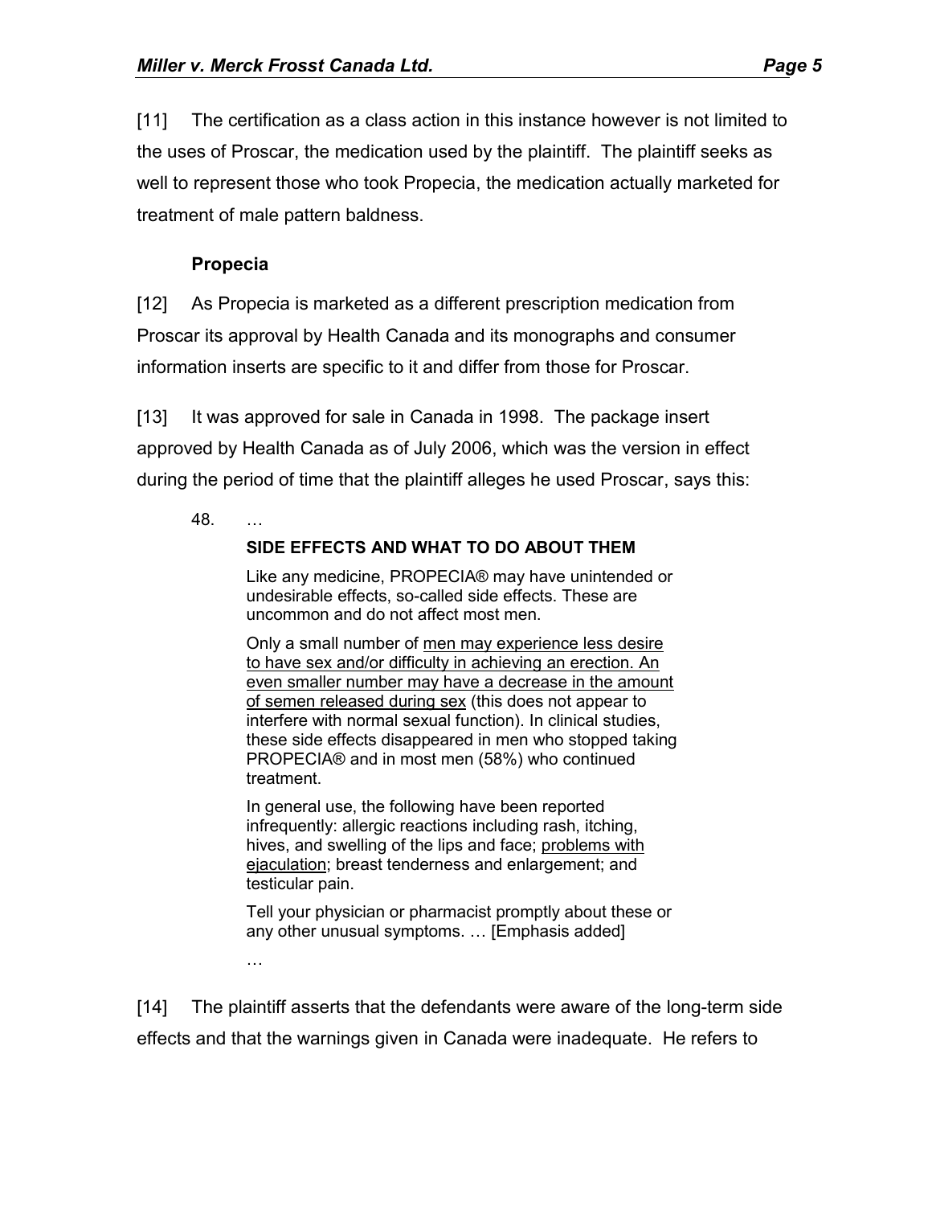[11] The certification as a class action in this instance however is not limited to the uses of Proscar, the medication used by the plaintiff. The plaintiff seeks as well to represent those who took Propecia, the medication actually marketed for treatment of male pattern baldness.

### Propecia

[12] As Propecia is marketed as a different prescription medication from Proscar its approval by Health Canada and its monographs and consumer information inserts are specific to it and differ from those for Proscar.

[13] It was approved for sale in Canada in 1998. The package insert approved by Health Canada as of July 2006, which was the version in effect during the period of time that the plaintiff alleges he used Proscar, says this:

> 48. …
>
> **SIDE EFFECTS AND WHAT TO DO ABOUT THEM**
>
> Like any medicine, PROPECIA® may have unintended or undesirable effects, so-called side effects. These are uncommon and do not affect most men.
>
> Only a small number of <u>men may experience less desire to have sex and/or difficulty in achieving an erection. An even smaller number may have a decrease in the amount of semen released during sex</u> (this does not appear to interfere with normal sexual function). In clinical studies, these side effects disappeared in men who stopped taking PROPECIA® and in most men (58%) who continued treatment.
>
> In general use, the following have been reported infrequently: allergic reactions including rash, itching, hives, and swelling of the lips and face; <u>problems with ejaculation</u>; breast tenderness and enlargement; and testicular pain.
>
> Tell your physician or pharmacist promptly about these or any other unusual symptoms. … [Emphasis added]
>
> …

[14] The plaintiff asserts that the defendants were aware of the long-term side effects and that the warnings given in Canada were inadequate. He refers to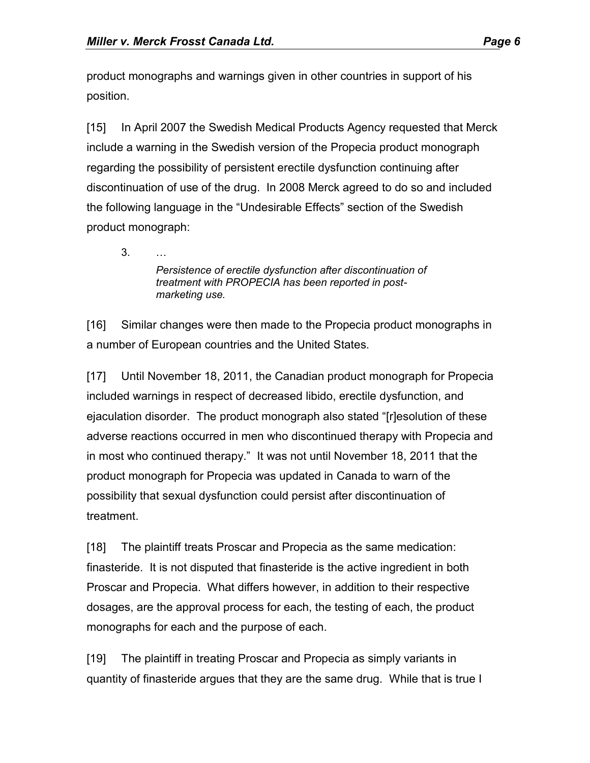product monographs and warnings given in other countries in support of his position.

[15] In April 2007 the Swedish Medical Products Agency requested that Merck include a warning in the Swedish version of the Propecia product monograph regarding the possibility of persistent erectile dysfunction continuing after discontinuation of use of the drug. In 2008 Merck agreed to do so and included the following language in the "Undesirable Effects" section of the Swedish product monograph:

> 3. …
>
> *Persistence of erectile dysfunction after discontinuation of treatment with PROPECIA has been reported in post-marketing use.*

[16] Similar changes were then made to the Propecia product monographs in a number of European countries and the United States.

[17] Until November 18, 2011, the Canadian product monograph for Propecia included warnings in respect of decreased libido, erectile dysfunction, and ejaculation disorder. The product monograph also stated "[r]esolution of these adverse reactions occurred in men who discontinued therapy with Propecia and in most who continued therapy." It was not until November 18, 2011 that the product monograph for Propecia was updated in Canada to warn of the possibility that sexual dysfunction could persist after discontinuation of treatment.

[18] The plaintiff treats Proscar and Propecia as the same medication: finasteride. It is not disputed that finasteride is the active ingredient in both Proscar and Propecia. What differs however, in addition to their respective dosages, are the approval process for each, the testing of each, the product monographs for each and the purpose of each.

[19] The plaintiff in treating Proscar and Propecia as simply variants in quantity of finasteride argues that they are the same drug. While that is true I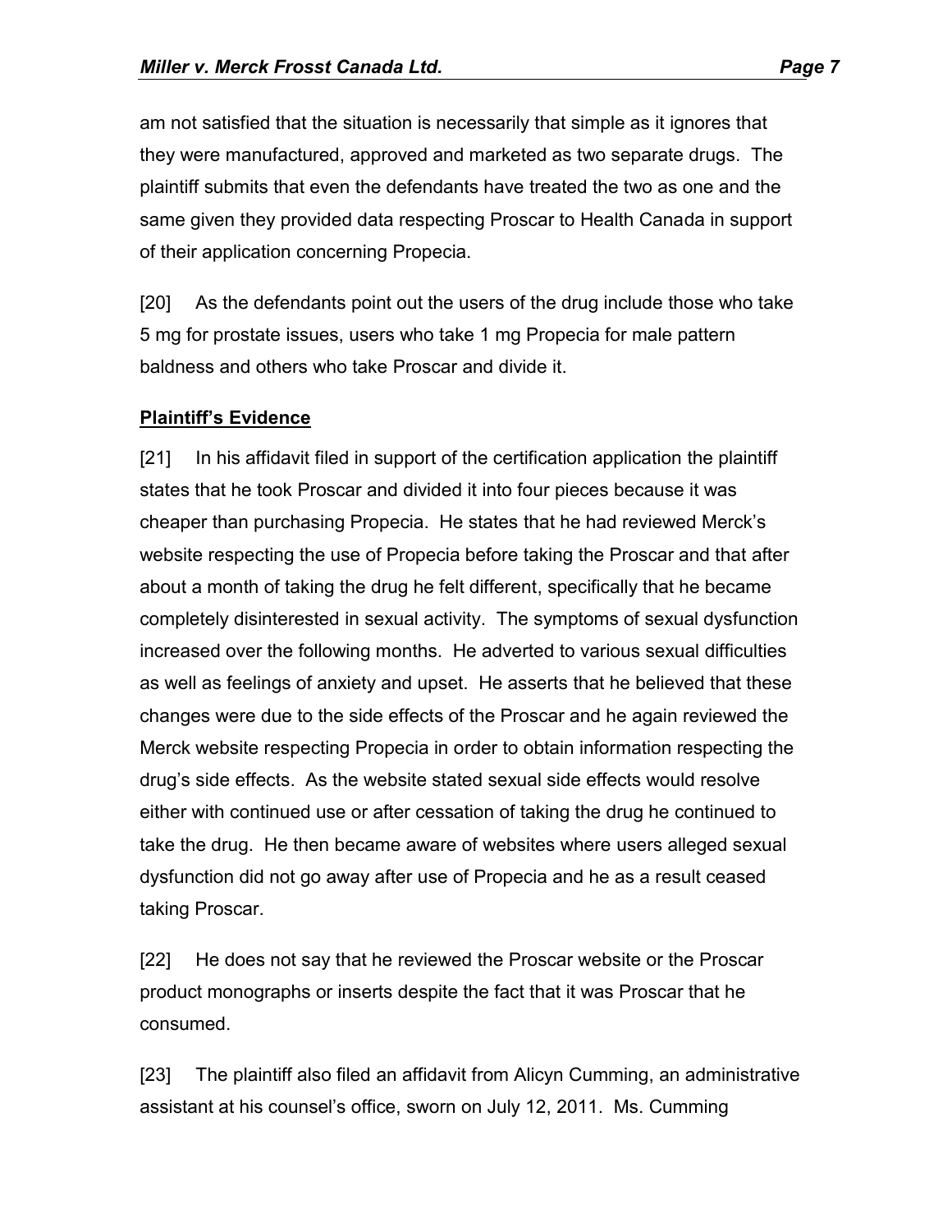am not satisfied that the situation is necessarily that simple as it ignores that they were manufactured, approved and marketed as two separate drugs. The plaintiff submits that even the defendants have treated the two as one and the same given they provided data respecting Proscar to Health Canada in support of their application concerning Propecia.

[20] As the defendants point out the users of the drug include those who take 5 mg for prostate issues, users who take 1 mg Propecia for male pattern baldness and others who take Proscar and divide it.

**Plaintiff's Evidence**

[21] In his affidavit filed in support of the certification application the plaintiff states that he took Proscar and divided it into four pieces because it was cheaper than purchasing Propecia. He states that he had reviewed Merck's website respecting the use of Propecia before taking the Proscar and that after about a month of taking the drug he felt different, specifically that he became completely disinterested in sexual activity. The symptoms of sexual dysfunction increased over the following months. He adverted to various sexual difficulties as well as feelings of anxiety and upset. He asserts that he believed that these changes were due to the side effects of the Proscar and he again reviewed the Merck website respecting Propecia in order to obtain information respecting the drug's side effects. As the website stated sexual side effects would resolve either with continued use or after cessation of taking the drug he continued to take the drug. He then became aware of websites where users alleged sexual dysfunction did not go away after use of Propecia and he as a result ceased taking Proscar.

[22] He does not say that he reviewed the Proscar website or the Proscar product monographs or inserts despite the fact that it was Proscar that he consumed.

[23] The plaintiff also filed an affidavit from Alicyn Cumming, an administrative assistant at his counsel's office, sworn on July 12, 2011. Ms. Cumming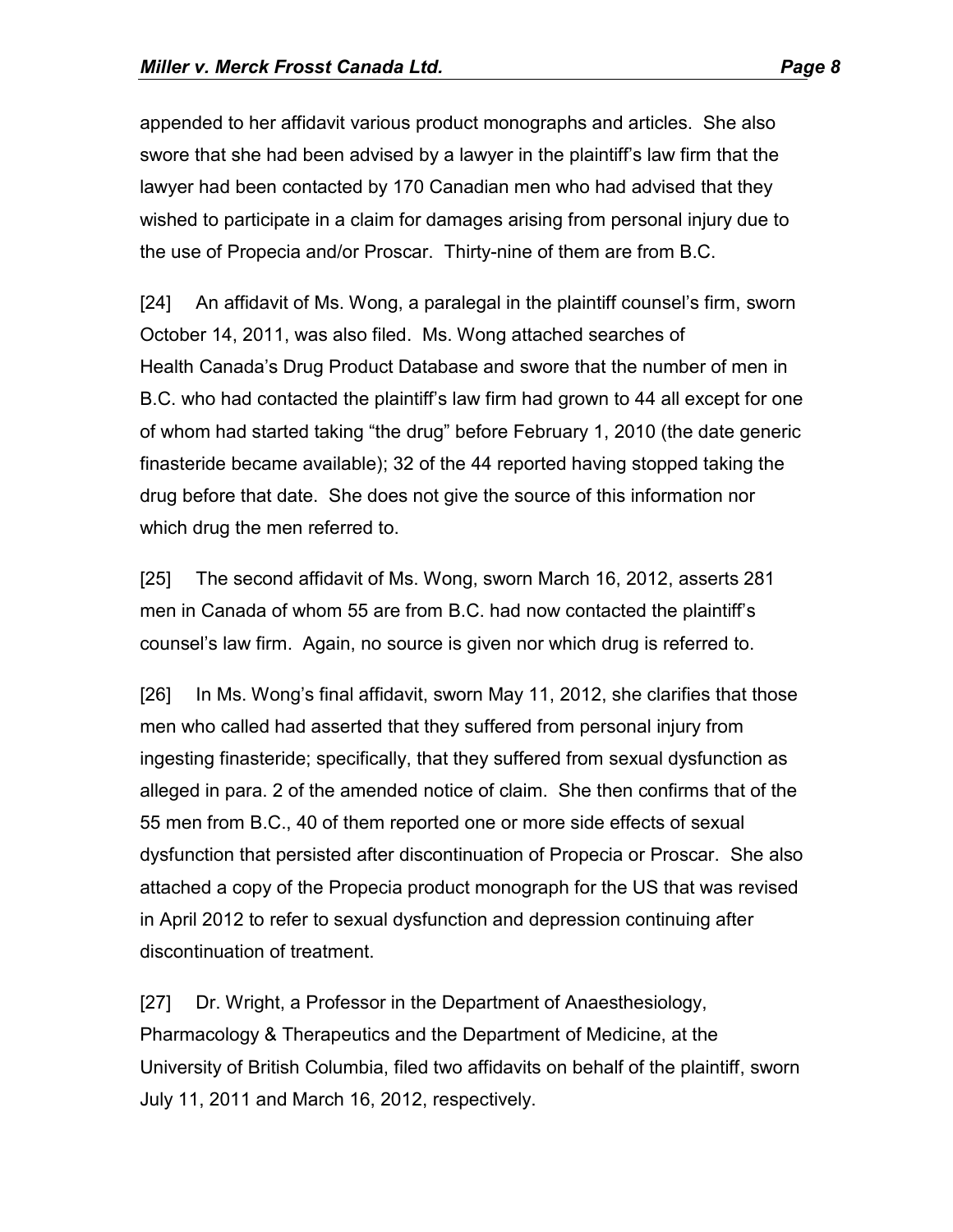appended to her affidavit various product monographs and articles. She also swore that she had been advised by a lawyer in the plaintiff's law firm that the lawyer had been contacted by 170 Canadian men who had advised that they wished to participate in a claim for damages arising from personal injury due to the use of Propecia and/or Proscar. Thirty-nine of them are from B.C.

[24] An affidavit of Ms. Wong, a paralegal in the plaintiff counsel's firm, sworn October 14, 2011, was also filed. Ms. Wong attached searches of Health Canada's Drug Product Database and swore that the number of men in B.C. who had contacted the plaintiff's law firm had grown to 44 all except for one of whom had started taking "the drug" before February 1, 2010 (the date generic finasteride became available); 32 of the 44 reported having stopped taking the drug before that date. She does not give the source of this information nor which drug the men referred to.

[25] The second affidavit of Ms. Wong, sworn March 16, 2012, asserts 281 men in Canada of whom 55 are from B.C. had now contacted the plaintiff's counsel's law firm. Again, no source is given nor which drug is referred to.

[26] In Ms. Wong's final affidavit, sworn May 11, 2012, she clarifies that those men who called had asserted that they suffered from personal injury from ingesting finasteride; specifically, that they suffered from sexual dysfunction as alleged in para. 2 of the amended notice of claim. She then confirms that of the 55 men from B.C., 40 of them reported one or more side effects of sexual dysfunction that persisted after discontinuation of Propecia or Proscar. She also attached a copy of the Propecia product monograph for the US that was revised in April 2012 to refer to sexual dysfunction and depression continuing after discontinuation of treatment.

[27] Dr. Wright, a Professor in the Department of Anaesthesiology, Pharmacology & Therapeutics and the Department of Medicine, at the University of British Columbia, filed two affidavits on behalf of the plaintiff, sworn July 11, 2011 and March 16, 2012, respectively.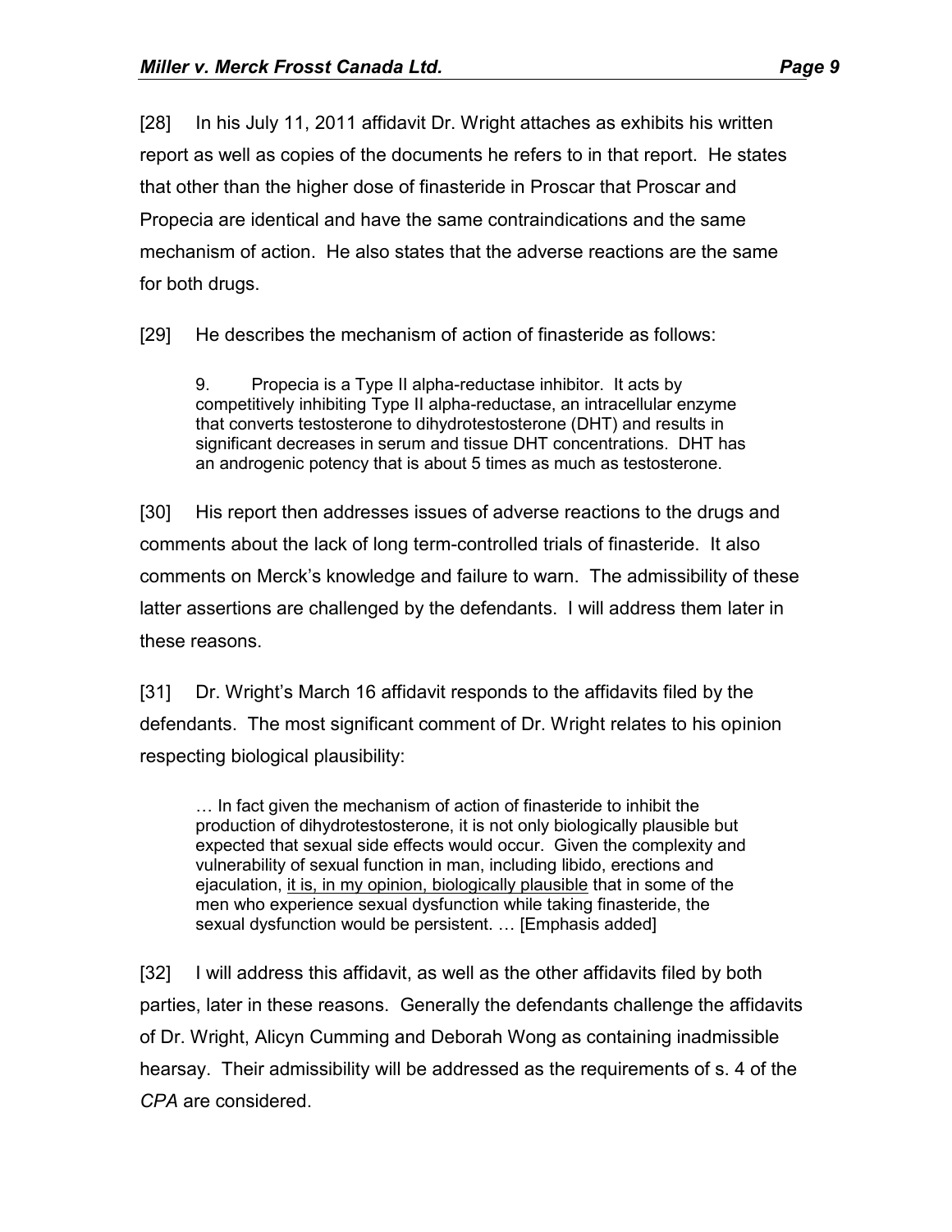[28] In his July 11, 2011 affidavit Dr. Wright attaches as exhibits his written report as well as copies of the documents he refers to in that report. He states that other than the higher dose of finasteride in Proscar that Proscar and Propecia are identical and have the same contraindications and the same mechanism of action. He also states that the adverse reactions are the same for both drugs.

[29] He describes the mechanism of action of finasteride as follows:

> 9. Propecia is a Type II alpha-reductase inhibitor. It acts by competitively inhibiting Type II alpha-reductase, an intracellular enzyme that converts testosterone to dihydrotestosterone (DHT) and results in significant decreases in serum and tissue DHT concentrations. DHT has an androgenic potency that is about 5 times as much as testosterone.

[30] His report then addresses issues of adverse reactions to the drugs and comments about the lack of long term-controlled trials of finasteride. It also comments on Merck's knowledge and failure to warn. The admissibility of these latter assertions are challenged by the defendants. I will address them later in these reasons.

[31] Dr. Wright's March 16 affidavit responds to the affidavits filed by the defendants. The most significant comment of Dr. Wright relates to his opinion respecting biological plausibility:

> … In fact given the mechanism of action of finasteride to inhibit the production of dihydrotestosterone, it is not only biologically plausible but expected that sexual side effects would occur. Given the complexity and vulnerability of sexual function in man, including libido, erections and ejaculation, <u>it is, in my opinion, biologically plausible</u> that in some of the men who experience sexual dysfunction while taking finasteride, the sexual dysfunction would be persistent. … [Emphasis added]

[32] I will address this affidavit, as well as the other affidavits filed by both parties, later in these reasons. Generally the defendants challenge the affidavits of Dr. Wright, Alicyn Cumming and Deborah Wong as containing inadmissible hearsay. Their admissibility will be addressed as the requirements of s. 4 of the *CPA* are considered.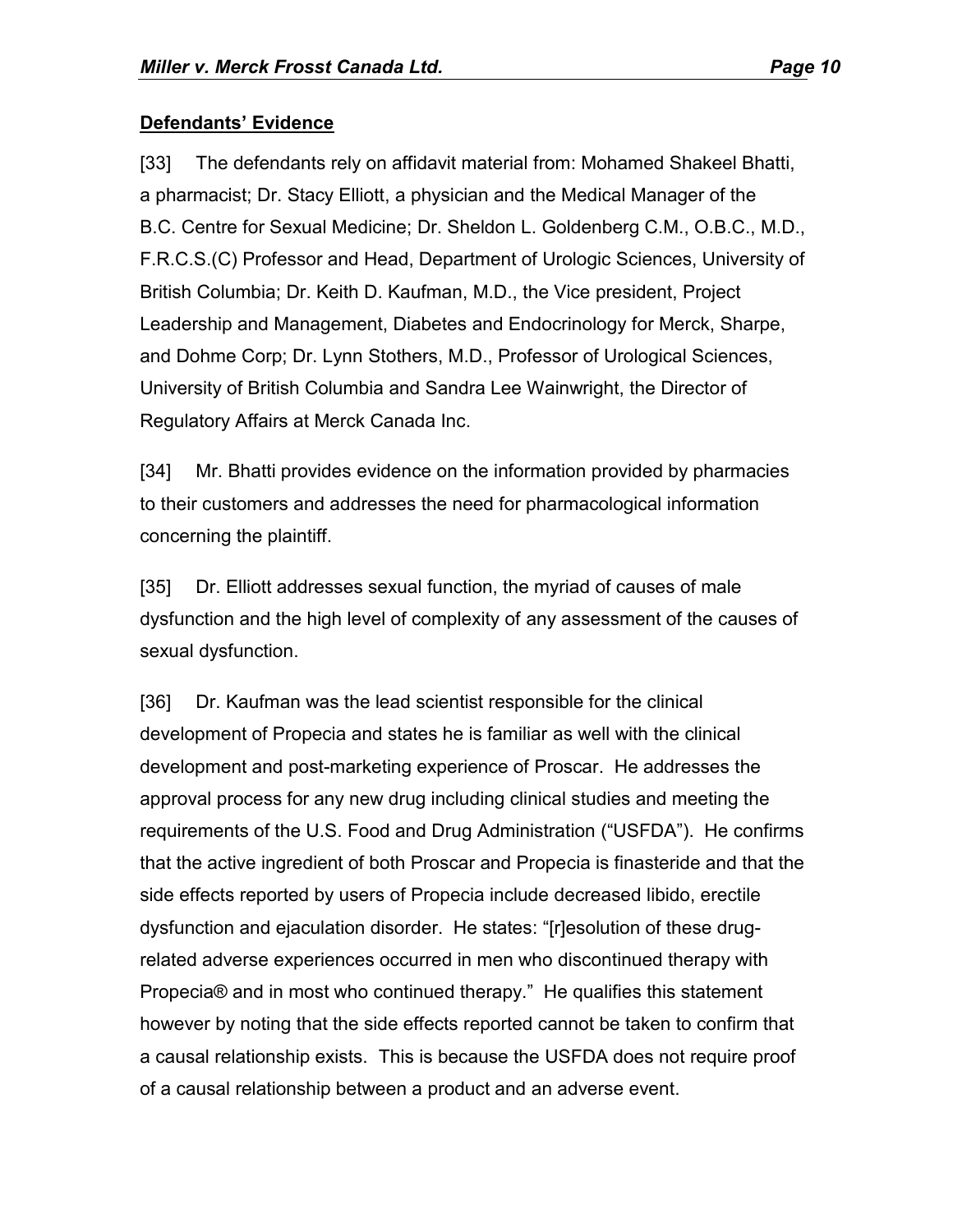**Defendants' Evidence**

[33] The defendants rely on affidavit material from: Mohamed Shakeel Bhatti, a pharmacist; Dr. Stacy Elliott, a physician and the Medical Manager of the B.C. Centre for Sexual Medicine; Dr. Sheldon L. Goldenberg C.M., O.B.C., M.D., F.R.C.S.(C) Professor and Head, Department of Urologic Sciences, University of British Columbia; Dr. Keith D. Kaufman, M.D., the Vice president, Project Leadership and Management, Diabetes and Endocrinology for Merck, Sharpe, and Dohme Corp; Dr. Lynn Stothers, M.D., Professor of Urological Sciences, University of British Columbia and Sandra Lee Wainwright, the Director of Regulatory Affairs at Merck Canada Inc.

[34] Mr. Bhatti provides evidence on the information provided by pharmacies to their customers and addresses the need for pharmacological information concerning the plaintiff.

[35] Dr. Elliott addresses sexual function, the myriad of causes of male dysfunction and the high level of complexity of any assessment of the causes of sexual dysfunction.

[36] Dr. Kaufman was the lead scientist responsible for the clinical development of Propecia and states he is familiar as well with the clinical development and post-marketing experience of Proscar. He addresses the approval process for any new drug including clinical studies and meeting the requirements of the U.S. Food and Drug Administration ("USFDA"). He confirms that the active ingredient of both Proscar and Propecia is finasteride and that the side effects reported by users of Propecia include decreased libido, erectile dysfunction and ejaculation disorder. He states: "[r]esolution of these drug-related adverse experiences occurred in men who discontinued therapy with Propecia® and in most who continued therapy." He qualifies this statement however by noting that the side effects reported cannot be taken to confirm that a causal relationship exists. This is because the USFDA does not require proof of a causal relationship between a product and an adverse event.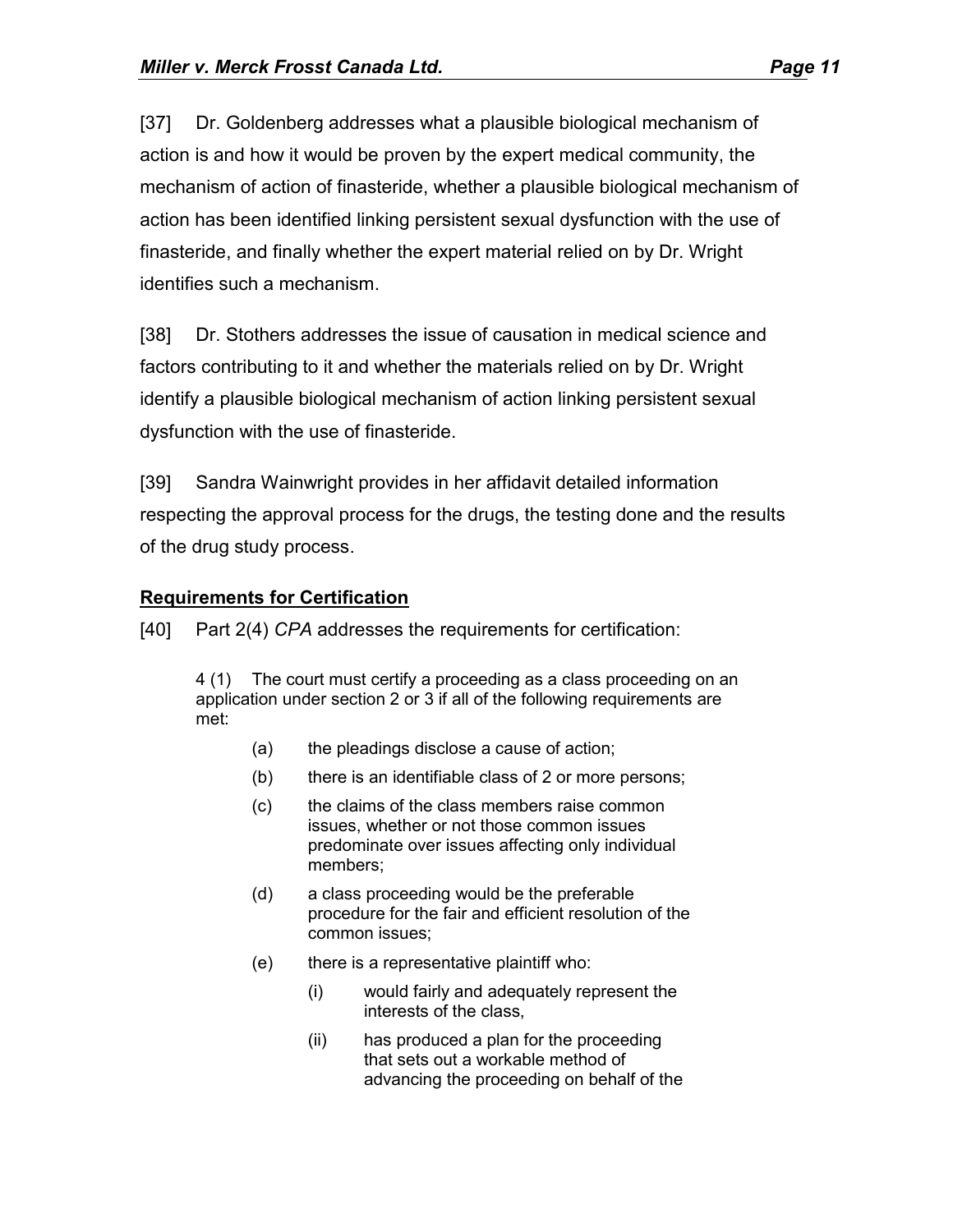[37] Dr. Goldenberg addresses what a plausible biological mechanism of action is and how it would be proven by the expert medical community, the mechanism of action of finasteride, whether a plausible biological mechanism of action has been identified linking persistent sexual dysfunction with the use of finasteride, and finally whether the expert material relied on by Dr. Wright identifies such a mechanism.

[38] Dr. Stothers addresses the issue of causation in medical science and factors contributing to it and whether the materials relied on by Dr. Wright identify a plausible biological mechanism of action linking persistent sexual dysfunction with the use of finasteride.

[39] Sandra Wainwright provides in her affidavit detailed information respecting the approval process for the drugs, the testing done and the results of the drug study process.

## Requirements for Certification

[40] Part 2(4) *CPA* addresses the requirements for certification:

> 4 (1) The court must certify a proceeding as a class proceeding on an application under section 2 or 3 if all of the following requirements are met:
>
> (a) the pleadings disclose a cause of action;
>
> (b) there is an identifiable class of 2 or more persons;
>
> (c) the claims of the class members raise common issues, whether or not those common issues predominate over issues affecting only individual members;
>
> (d) a class proceeding would be the preferable procedure for the fair and efficient resolution of the common issues;
>
> (e) there is a representative plaintiff who:
>
> (i) would fairly and adequately represent the interests of the class,
>
> (ii) has produced a plan for the proceeding that sets out a workable method of advancing the proceeding on behalf of the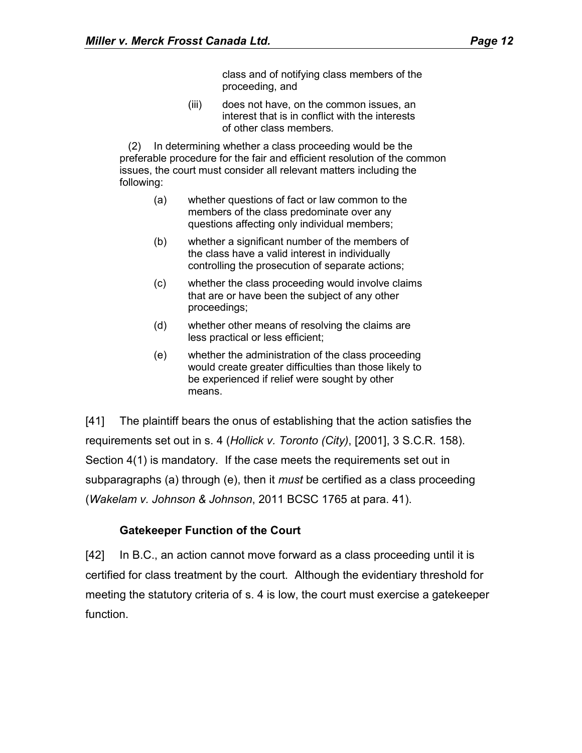class and of notifying class members of the proceeding, and

(iii) does not have, on the common issues, an interest that is in conflict with the interests of other class members.

(2) In determining whether a class proceeding would be the preferable procedure for the fair and efficient resolution of the common issues, the court must consider all relevant matters including the following:

(a) whether questions of fact or law common to the members of the class predominate over any questions affecting only individual members;

(b) whether a significant number of the members of the class have a valid interest in individually controlling the prosecution of separate actions;

(c) whether the class proceeding would involve claims that are or have been the subject of any other proceedings;

(d) whether other means of resolving the claims are less practical or less efficient;

(e) whether the administration of the class proceeding would create greater difficulties than those likely to be experienced if relief were sought by other means.

[41] The plaintiff bears the onus of establishing that the action satisfies the requirements set out in s. 4 (*Hollick v. Toronto (City)*, [2001], 3 S.C.R. 158). Section 4(1) is mandatory. If the case meets the requirements set out in subparagraphs (a) through (e), then it *must* be certified as a class proceeding (*Wakelam v. Johnson & Johnson*, 2011 BCSC 1765 at para. 41).

**Gatekeeper Function of the Court**

[42] In B.C., an action cannot move forward as a class proceeding until it is certified for class treatment by the court. Although the evidentiary threshold for meeting the statutory criteria of s. 4 is low, the court must exercise a gatekeeper function.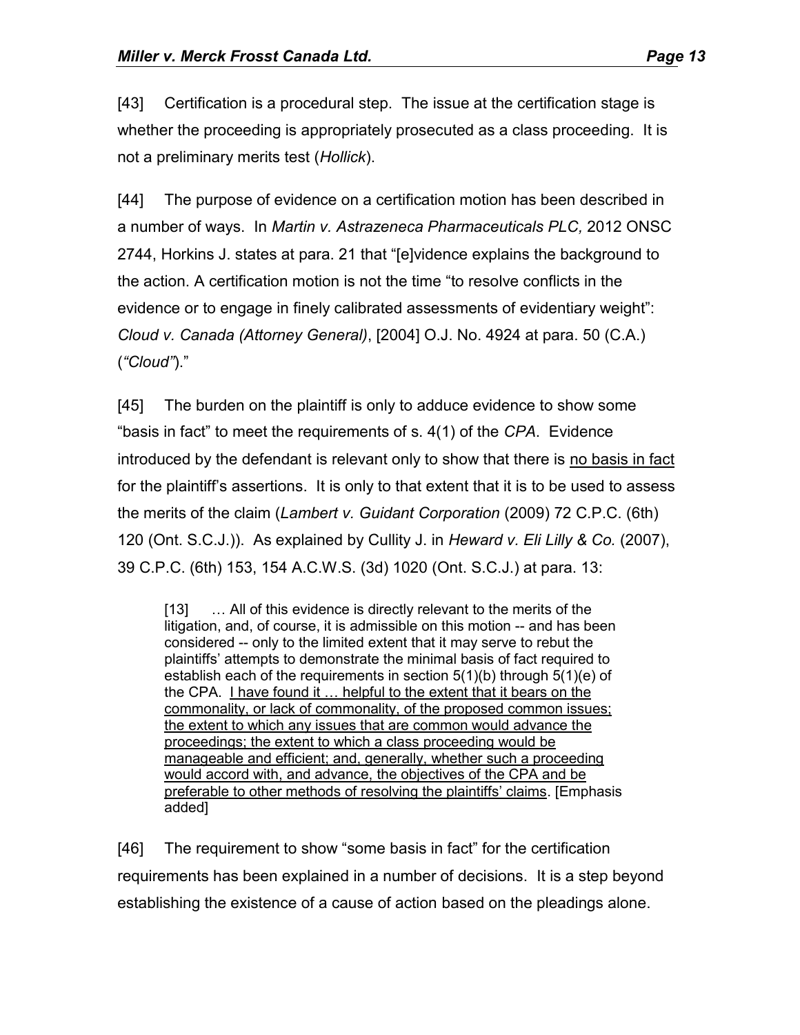[43] Certification is a procedural step. The issue at the certification stage is whether the proceeding is appropriately prosecuted as a class proceeding. It is not a preliminary merits test (*Hollick*).

[44] The purpose of evidence on a certification motion has been described in a number of ways. In *Martin v. Astrazeneca Pharmaceuticals PLC,* 2012 ONSC 2744, Horkins J. states at para. 21 that "[e]vidence explains the background to the action. A certification motion is not the time "to resolve conflicts in the evidence or to engage in finely calibrated assessments of evidentiary weight": *Cloud v. Canada (Attorney General)*, [2004] O.J. No. 4924 at para. 50 (C.A.) (*"Cloud"*)."

[45] The burden on the plaintiff is only to adduce evidence to show some "basis in fact" to meet the requirements of s. 4(1) of the *CPA*. Evidence introduced by the defendant is relevant only to show that there is <u>no basis in fact</u> for the plaintiff's assertions. It is only to that extent that it is to be used to assess the merits of the claim (*Lambert v. Guidant Corporation* (2009) 72 C.P.C. (6th) 120 (Ont. S.C.J.)). As explained by Cullity J. in *Heward v. Eli Lilly & Co.* (2007), 39 C.P.C. (6th) 153, 154 A.C.W.S. (3d) 1020 (Ont. S.C.J.) at para. 13:

> [13] … All of this evidence is directly relevant to the merits of the litigation, and, of course, it is admissible on this motion -- and has been considered -- only to the limited extent that it may serve to rebut the plaintiffs' attempts to demonstrate the minimal basis of fact required to establish each of the requirements in section 5(1)(b) through 5(1)(e) of the CPA. <u>I have found it … helpful to the extent that it bears on the commonality, or lack of commonality, of the proposed common issues; the extent to which any issues that are common would advance the proceedings; the extent to which a class proceeding would be manageable and efficient; and, generally, whether such a proceeding would accord with, and advance, the objectives of the CPA and be preferable to other methods of resolving the plaintiffs' claims</u>. [Emphasis added]

[46] The requirement to show "some basis in fact" for the certification requirements has been explained in a number of decisions. It is a step beyond establishing the existence of a cause of action based on the pleadings alone.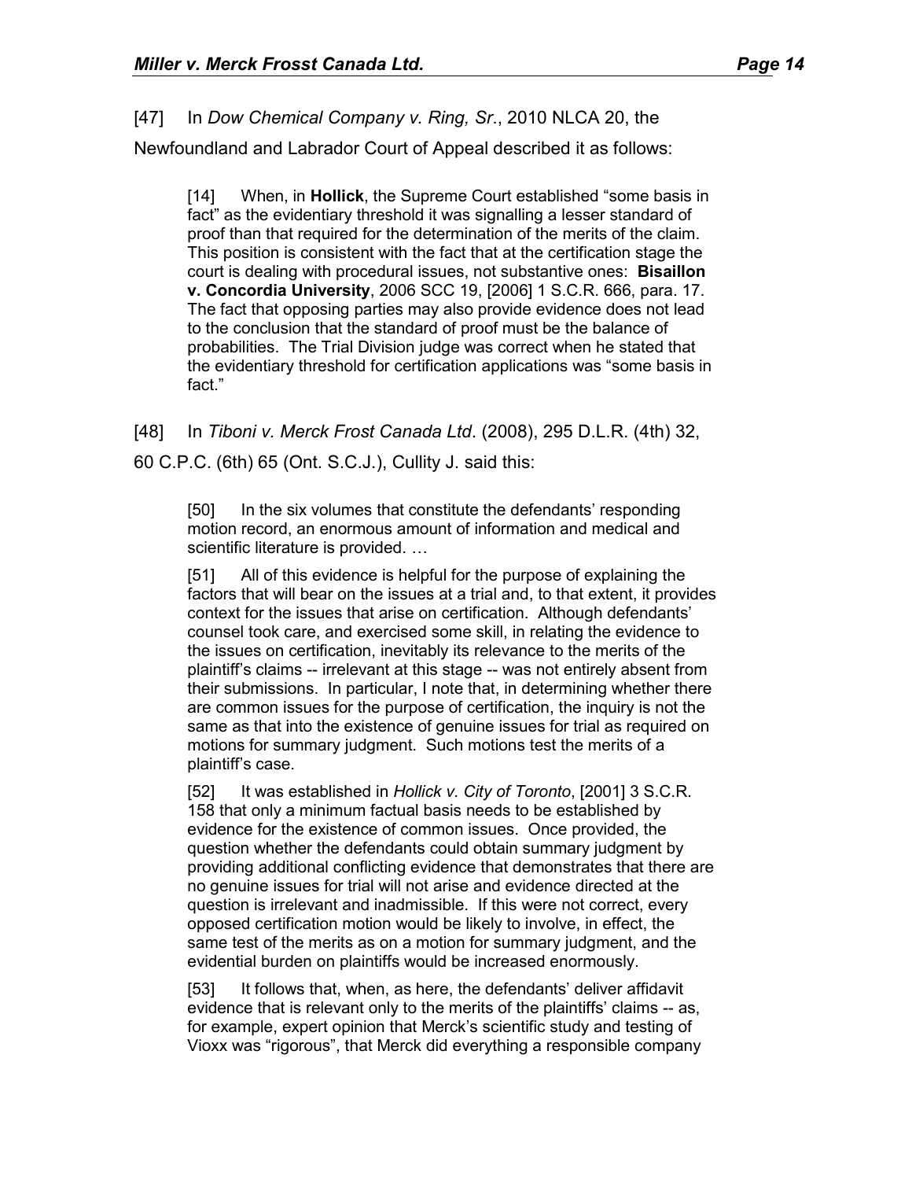[47] In *Dow Chemical Company v. Ring, Sr.*, 2010 NLCA 20, the Newfoundland and Labrador Court of Appeal described it as follows:

> [14] When, in **Hollick**, the Supreme Court established "some basis in fact" as the evidentiary threshold it was signalling a lesser standard of proof than that required for the determination of the merits of the claim. This position is consistent with the fact that at the certification stage the court is dealing with procedural issues, not substantive ones: **Bisaillon v. Concordia University**, 2006 SCC 19, [2006] 1 S.C.R. 666, para. 17. The fact that opposing parties may also provide evidence does not lead to the conclusion that the standard of proof must be the balance of probabilities. The Trial Division judge was correct when he stated that the evidentiary threshold for certification applications was "some basis in fact."

[48] In *Tiboni v. Merck Frost Canada Ltd*. (2008), 295 D.L.R. (4th) 32, 60 C.P.C. (6th) 65 (Ont. S.C.J.), Cullity J. said this:

> [50] In the six volumes that constitute the defendants' responding motion record, an enormous amount of information and medical and scientific literature is provided. …
>
> [51] All of this evidence is helpful for the purpose of explaining the factors that will bear on the issues at a trial and, to that extent, it provides context for the issues that arise on certification. Although defendants' counsel took care, and exercised some skill, in relating the evidence to the issues on certification, inevitably its relevance to the merits of the plaintiff's claims -- irrelevant at this stage -- was not entirely absent from their submissions. In particular, I note that, in determining whether there are common issues for the purpose of certification, the inquiry is not the same as that into the existence of genuine issues for trial as required on motions for summary judgment. Such motions test the merits of a plaintiff's case.
>
> [52] It was established in *Hollick v. City of Toronto*, [2001] 3 S.C.R. 158 that only a minimum factual basis needs to be established by evidence for the existence of common issues. Once provided, the question whether the defendants could obtain summary judgment by providing additional conflicting evidence that demonstrates that there are no genuine issues for trial will not arise and evidence directed at the question is irrelevant and inadmissible. If this were not correct, every opposed certification motion would be likely to involve, in effect, the same test of the merits as on a motion for summary judgment, and the evidential burden on plaintiffs would be increased enormously.
>
> [53] It follows that, when, as here, the defendants' deliver affidavit evidence that is relevant only to the merits of the plaintiffs' claims -- as, for example, expert opinion that Merck's scientific study and testing of Vioxx was "rigorous", that Merck did everything a responsible company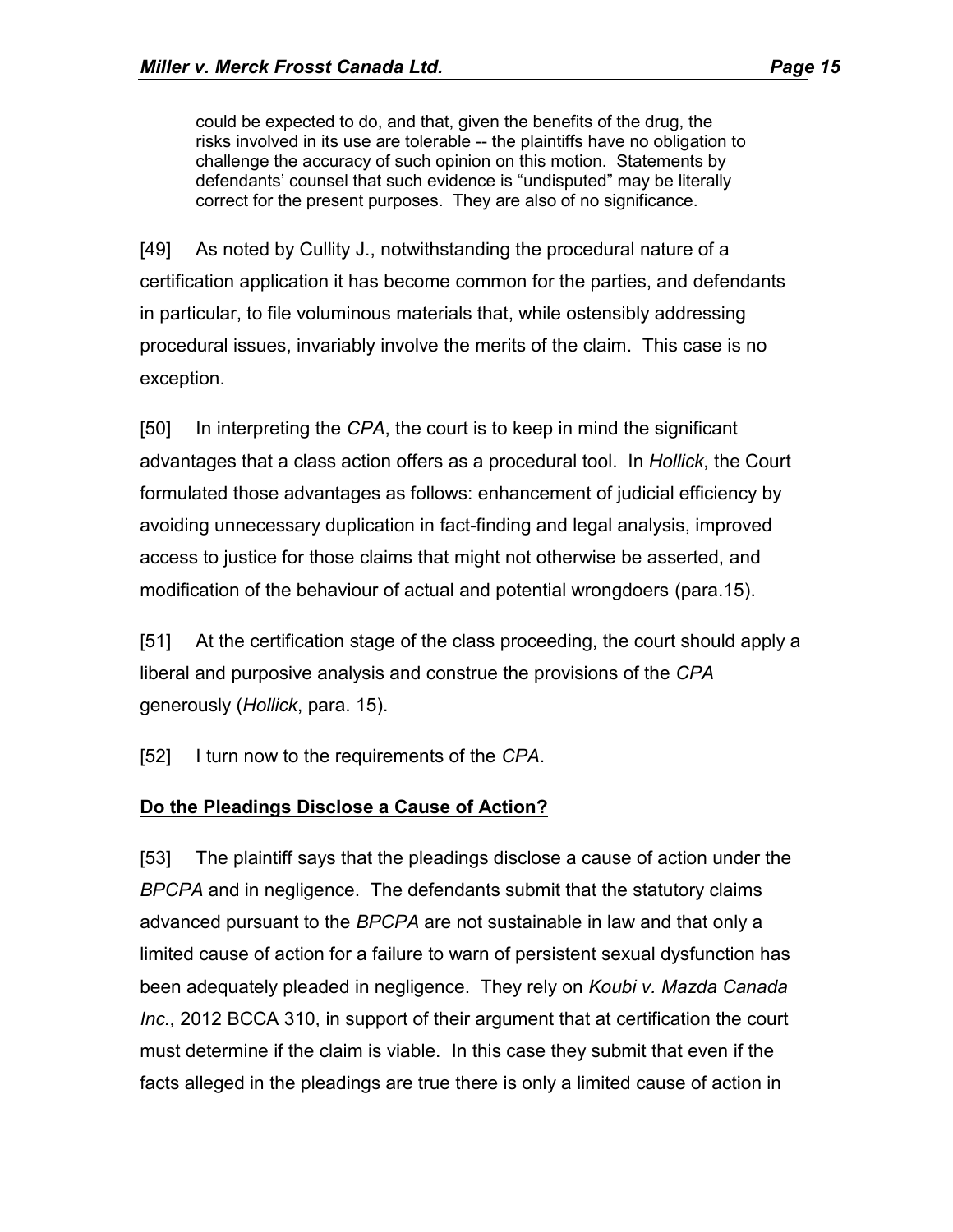> could be expected to do, and that, given the benefits of the drug, the risks involved in its use are tolerable -- the plaintiffs have no obligation to challenge the accuracy of such opinion on this motion. Statements by defendants' counsel that such evidence is "undisputed" may be literally correct for the present purposes. They are also of no significance.

[49] As noted by Cullity J., notwithstanding the procedural nature of a certification application it has become common for the parties, and defendants in particular, to file voluminous materials that, while ostensibly addressing procedural issues, invariably involve the merits of the claim. This case is no exception.

[50] In interpreting the *CPA*, the court is to keep in mind the significant advantages that a class action offers as a procedural tool. In *Hollick*, the Court formulated those advantages as follows: enhancement of judicial efficiency by avoiding unnecessary duplication in fact-finding and legal analysis, improved access to justice for those claims that might not otherwise be asserted, and modification of the behaviour of actual and potential wrongdoers (para.15).

[51] At the certification stage of the class proceeding, the court should apply a liberal and purposive analysis and construe the provisions of the *CPA* generously (*Hollick*, para. 15).

[52] I turn now to the requirements of the *CPA*.

**Do the Pleadings Disclose a Cause of Action?**

[53] The plaintiff says that the pleadings disclose a cause of action under the *BPCPA* and in negligence. The defendants submit that the statutory claims advanced pursuant to the *BPCPA* are not sustainable in law and that only a limited cause of action for a failure to warn of persistent sexual dysfunction has been adequately pleaded in negligence. They rely on *Koubi v. Mazda Canada Inc.,* 2012 BCCA 310, in support of their argument that at certification the court must determine if the claim is viable. In this case they submit that even if the facts alleged in the pleadings are true there is only a limited cause of action in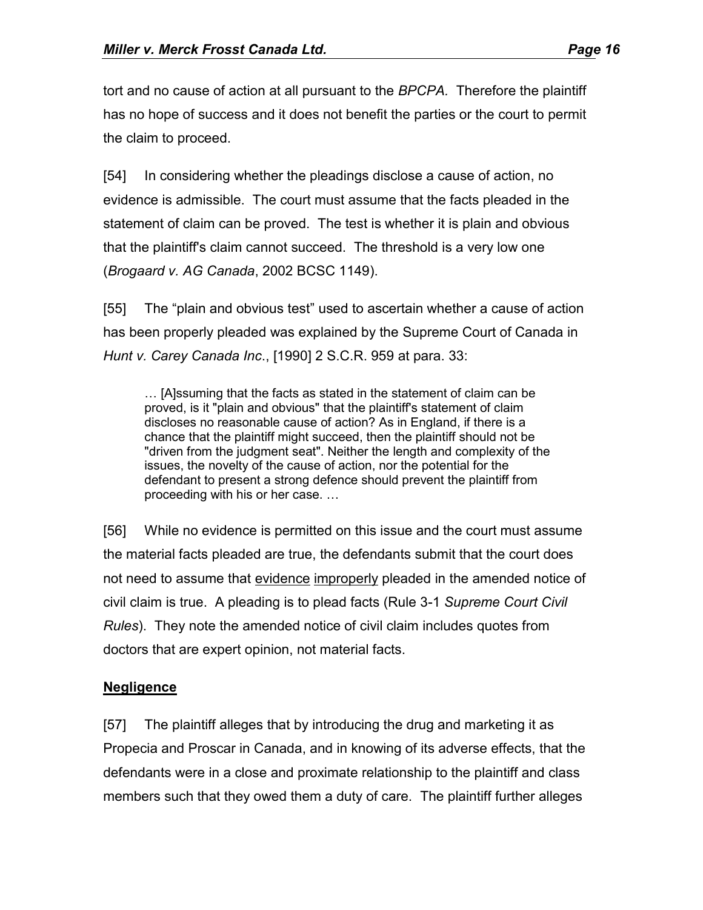tort and no cause of action at all pursuant to the *BPCPA.* Therefore the plaintiff has no hope of success and it does not benefit the parties or the court to permit the claim to proceed.

[54] In considering whether the pleadings disclose a cause of action, no evidence is admissible. The court must assume that the facts pleaded in the statement of claim can be proved. The test is whether it is plain and obvious that the plaintiff's claim cannot succeed. The threshold is a very low one (*Brogaard v. AG Canada*, 2002 BCSC 1149).

[55] The "plain and obvious test" used to ascertain whether a cause of action has been properly pleaded was explained by the Supreme Court of Canada in *Hunt v. Carey Canada Inc*., [1990] 2 S.C.R. 959 at para. 33:

> … [A]ssuming that the facts as stated in the statement of claim can be proved, is it "plain and obvious" that the plaintiff's statement of claim discloses no reasonable cause of action? As in England, if there is a chance that the plaintiff might succeed, then the plaintiff should not be "driven from the judgment seat". Neither the length and complexity of the issues, the novelty of the cause of action, nor the potential for the defendant to present a strong defence should prevent the plaintiff from proceeding with his or her case. …

[56] While no evidence is permitted on this issue and the court must assume the material facts pleaded are true, the defendants submit that the court does not need to assume that <u>evidence</u> <u>improperly</u> pleaded in the amended notice of civil claim is true. A pleading is to plead facts (Rule 3-1 *Supreme Court Civil Rules*). They note the amended notice of civil claim includes quotes from doctors that are expert opinion, not material facts.

## <u>Negligence</u>

[57] The plaintiff alleges that by introducing the drug and marketing it as Propecia and Proscar in Canada, and in knowing of its adverse effects, that the defendants were in a close and proximate relationship to the plaintiff and class members such that they owed them a duty of care. The plaintiff further alleges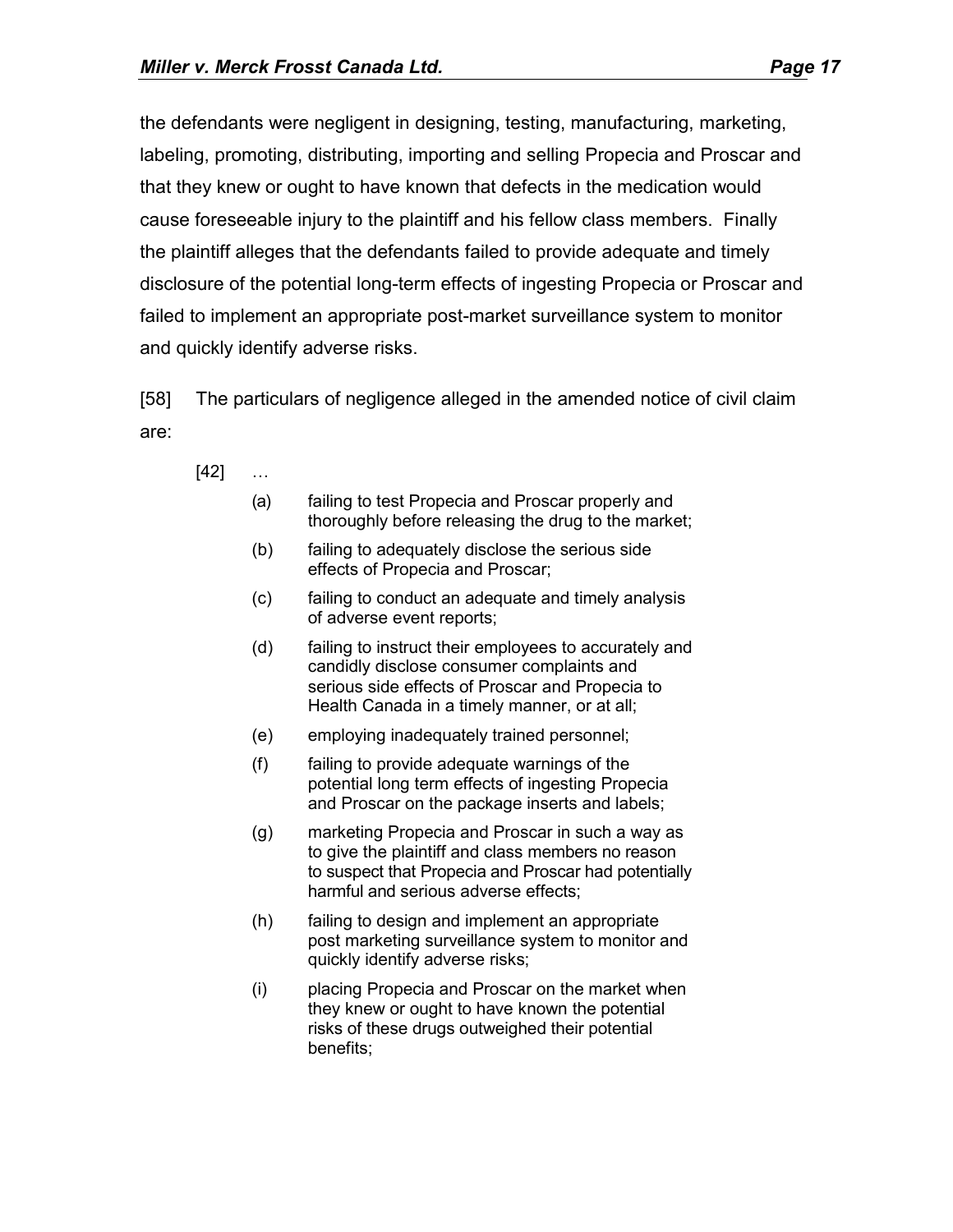the defendants were negligent in designing, testing, manufacturing, marketing, labeling, promoting, distributing, importing and selling Propecia and Proscar and that they knew or ought to have known that defects in the medication would cause foreseeable injury to the plaintiff and his fellow class members. Finally the plaintiff alleges that the defendants failed to provide adequate and timely disclosure of the potential long-term effects of ingesting Propecia or Proscar and failed to implement an appropriate post-market surveillance system to monitor and quickly identify adverse risks.

[58] The particulars of negligence alleged in the amended notice of civil claim are:

> [42] …
>
> (a) failing to test Propecia and Proscar properly and thoroughly before releasing the drug to the market;
>
> (b) failing to adequately disclose the serious side effects of Propecia and Proscar;
>
> (c) failing to conduct an adequate and timely analysis of adverse event reports;
>
> (d) failing to instruct their employees to accurately and candidly disclose consumer complaints and serious side effects of Proscar and Propecia to Health Canada in a timely manner, or at all;
>
> (e) employing inadequately trained personnel;
>
> (f) failing to provide adequate warnings of the potential long term effects of ingesting Propecia and Proscar on the package inserts and labels;
>
> (g) marketing Propecia and Proscar in such a way as to give the plaintiff and class members no reason to suspect that Propecia and Proscar had potentially harmful and serious adverse effects;
>
> (h) failing to design and implement an appropriate post marketing surveillance system to monitor and quickly identify adverse risks;
>
> (i) placing Propecia and Proscar on the market when they knew or ought to have known the potential risks of these drugs outweighed their potential benefits;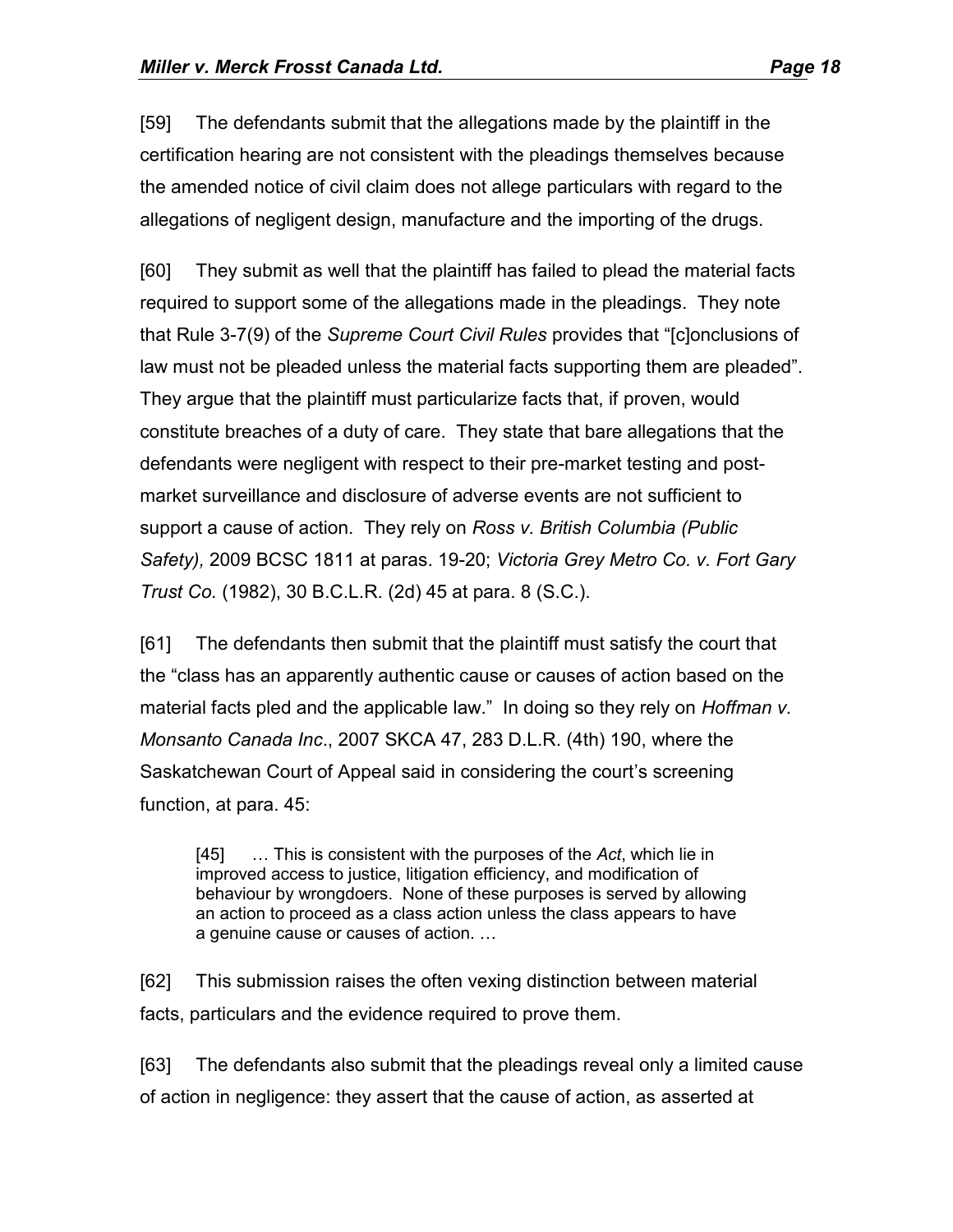[59] The defendants submit that the allegations made by the plaintiff in the certification hearing are not consistent with the pleadings themselves because the amended notice of civil claim does not allege particulars with regard to the allegations of negligent design, manufacture and the importing of the drugs.

[60] They submit as well that the plaintiff has failed to plead the material facts required to support some of the allegations made in the pleadings. They note that Rule 3-7(9) of the *Supreme Court Civil Rules* provides that "[c]onclusions of law must not be pleaded unless the material facts supporting them are pleaded". They argue that the plaintiff must particularize facts that, if proven, would constitute breaches of a duty of care. They state that bare allegations that the defendants were negligent with respect to their pre-market testing and post-market surveillance and disclosure of adverse events are not sufficient to support a cause of action. They rely on *Ross v. British Columbia (Public Safety),* 2009 BCSC 1811 at paras. 19-20; *Victoria Grey Metro Co. v. Fort Gary Trust Co.* (1982), 30 B.C.L.R. (2d) 45 at para. 8 (S.C.).

[61] The defendants then submit that the plaintiff must satisfy the court that the "class has an apparently authentic cause or causes of action based on the material facts pled and the applicable law." In doing so they rely on *Hoffman v. Monsanto Canada Inc*., 2007 SKCA 47, 283 D.L.R. (4th) 190, where the Saskatchewan Court of Appeal said in considering the court's screening function, at para. 45:

> [45] … This is consistent with the purposes of the *Act*, which lie in improved access to justice, litigation efficiency, and modification of behaviour by wrongdoers. None of these purposes is served by allowing an action to proceed as a class action unless the class appears to have a genuine cause or causes of action. …

[62] This submission raises the often vexing distinction between material facts, particulars and the evidence required to prove them.

[63] The defendants also submit that the pleadings reveal only a limited cause of action in negligence: they assert that the cause of action, as asserted at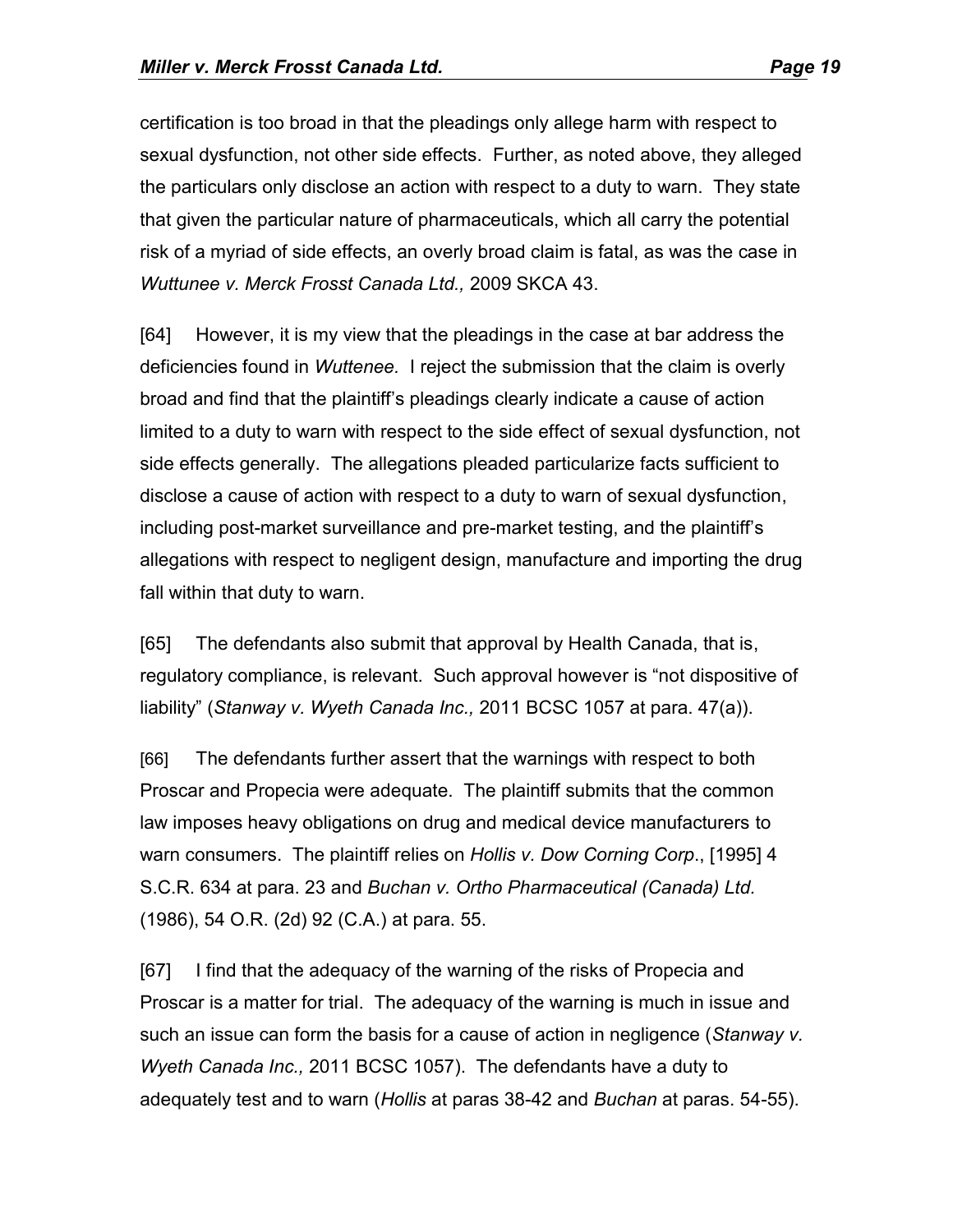certification is too broad in that the pleadings only allege harm with respect to sexual dysfunction, not other side effects. Further, as noted above, they alleged the particulars only disclose an action with respect to a duty to warn. They state that given the particular nature of pharmaceuticals, which all carry the potential risk of a myriad of side effects, an overly broad claim is fatal, as was the case in *Wuttunee v. Merck Frosst Canada Ltd.,* 2009 SKCA 43.

[64] However, it is my view that the pleadings in the case at bar address the deficiencies found in *Wuttenee.* I reject the submission that the claim is overly broad and find that the plaintiff's pleadings clearly indicate a cause of action limited to a duty to warn with respect to the side effect of sexual dysfunction, not side effects generally. The allegations pleaded particularize facts sufficient to disclose a cause of action with respect to a duty to warn of sexual dysfunction, including post-market surveillance and pre-market testing, and the plaintiff's allegations with respect to negligent design, manufacture and importing the drug fall within that duty to warn.

[65] The defendants also submit that approval by Health Canada, that is, regulatory compliance, is relevant. Such approval however is "not dispositive of liability" (*Stanway v. Wyeth Canada Inc.,* 2011 BCSC 1057 at para. 47(a)).

[66] The defendants further assert that the warnings with respect to both Proscar and Propecia were adequate. The plaintiff submits that the common law imposes heavy obligations on drug and medical device manufacturers to warn consumers. The plaintiff relies on *Hollis v. Dow Corning Corp*., [1995] 4 S.C.R. 634 at para. 23 and *Buchan v. Ortho Pharmaceutical (Canada) Ltd.* (1986), 54 O.R. (2d) 92 (C.A.) at para. 55.

[67] I find that the adequacy of the warning of the risks of Propecia and Proscar is a matter for trial. The adequacy of the warning is much in issue and such an issue can form the basis for a cause of action in negligence (*Stanway v. Wyeth Canada Inc.,* 2011 BCSC 1057). The defendants have a duty to adequately test and to warn (*Hollis* at paras 38-42 and *Buchan* at paras. 54-55).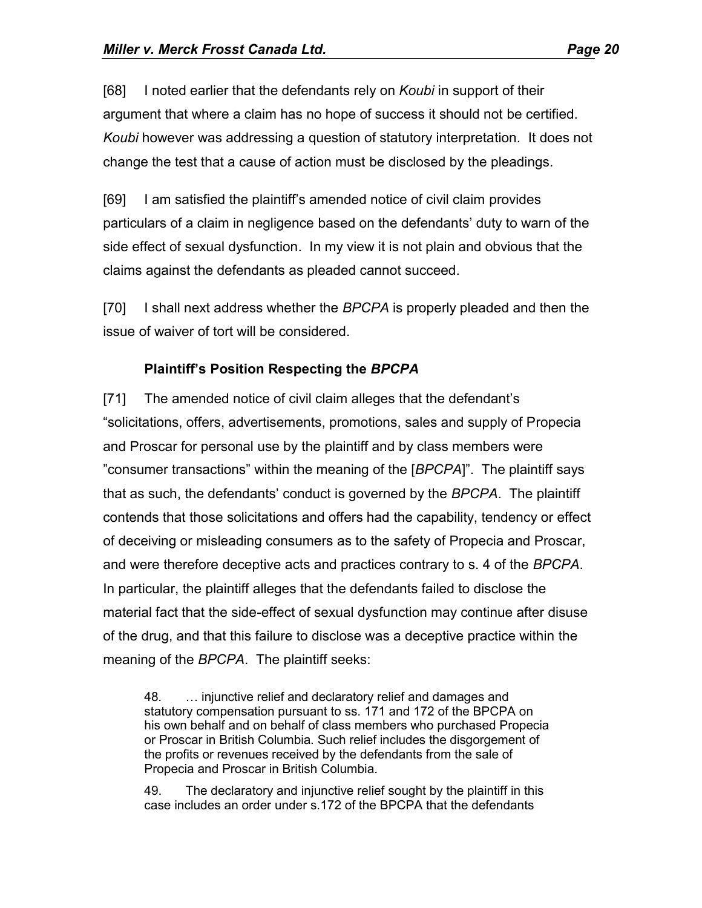[68] I noted earlier that the defendants rely on *Koubi* in support of their argument that where a claim has no hope of success it should not be certified. *Koubi* however was addressing a question of statutory interpretation. It does not change the test that a cause of action must be disclosed by the pleadings.

[69] I am satisfied the plaintiff's amended notice of civil claim provides particulars of a claim in negligence based on the defendants' duty to warn of the side effect of sexual dysfunction. In my view it is not plain and obvious that the claims against the defendants as pleaded cannot succeed.

[70] I shall next address whether the *BPCPA* is properly pleaded and then the issue of waiver of tort will be considered.

### Plaintiff's Position Respecting the *BPCPA*

[71] The amended notice of civil claim alleges that the defendant's "solicitations, offers, advertisements, promotions, sales and supply of Propecia and Proscar for personal use by the plaintiff and by class members were "consumer transactions" within the meaning of the [*BPCPA*]". The plaintiff says that as such, the defendants' conduct is governed by the *BPCPA*. The plaintiff contends that those solicitations and offers had the capability, tendency or effect of deceiving or misleading consumers as to the safety of Propecia and Proscar, and were therefore deceptive acts and practices contrary to s. 4 of the *BPCPA*. In particular, the plaintiff alleges that the defendants failed to disclose the material fact that the side-effect of sexual dysfunction may continue after disuse of the drug, and that this failure to disclose was a deceptive practice within the meaning of the *BPCPA*. The plaintiff seeks:

> 48. … injunctive relief and declaratory relief and damages and statutory compensation pursuant to ss. 171 and 172 of the BPCPA on his own behalf and on behalf of class members who purchased Propecia or Proscar in British Columbia. Such relief includes the disgorgement of the profits or revenues received by the defendants from the sale of Propecia and Proscar in British Columbia.
>
> 49. The declaratory and injunctive relief sought by the plaintiff in this case includes an order under s.172 of the BPCPA that the defendants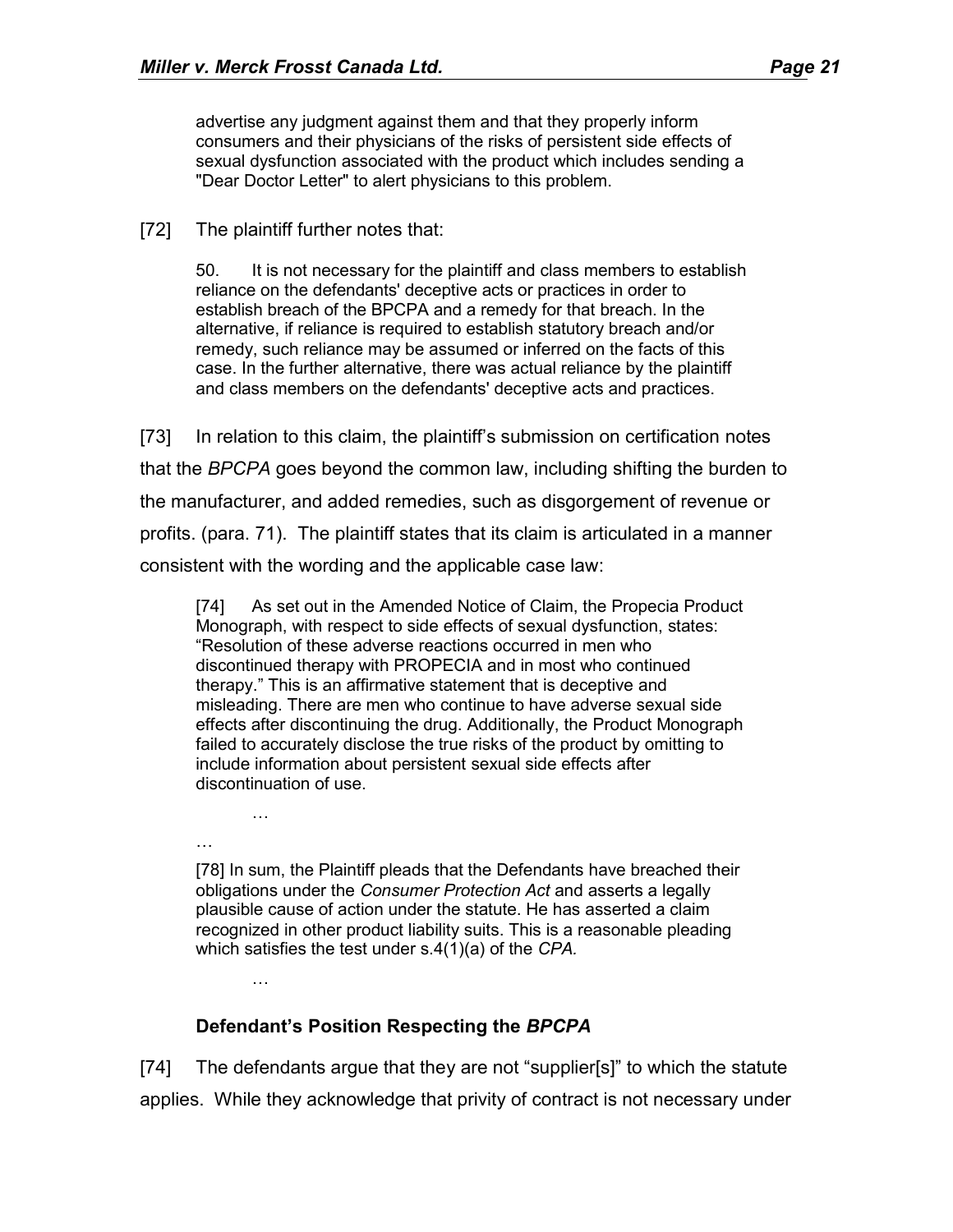> advertise any judgment against them and that they properly inform consumers and their physicians of the risks of persistent side effects of sexual dysfunction associated with the product which includes sending a "Dear Doctor Letter" to alert physicians to this problem.

[72] The plaintiff further notes that:

> 50. It is not necessary for the plaintiff and class members to establish reliance on the defendants' deceptive acts or practices in order to establish breach of the BPCPA and a remedy for that breach. In the alternative, if reliance is required to establish statutory breach and/or remedy, such reliance may be assumed or inferred on the facts of this case. In the further alternative, there was actual reliance by the plaintiff and class members on the defendants' deceptive acts and practices.

[73] In relation to this claim, the plaintiff's submission on certification notes that the *BPCPA* goes beyond the common law, including shifting the burden to the manufacturer, and added remedies, such as disgorgement of revenue or profits. (para. 71). The plaintiff states that its claim is articulated in a manner consistent with the wording and the applicable case law:

> [74] As set out in the Amended Notice of Claim, the Propecia Product Monograph, with respect to side effects of sexual dysfunction, states: "Resolution of these adverse reactions occurred in men who discontinued therapy with PROPECIA and in most who continued therapy." This is an affirmative statement that is deceptive and misleading. There are men who continue to have adverse sexual side effects after discontinuing the drug. Additionally, the Product Monograph failed to accurately disclose the true risks of the product by omitting to include information about persistent sexual side effects after discontinuation of use.
>
> …
>
> …
>
> [78] In sum, the Plaintiff pleads that the Defendants have breached their obligations under the *Consumer Protection Act* and asserts a legally plausible cause of action under the statute. He has asserted a claim recognized in other product liability suits. This is a reasonable pleading which satisfies the test under s.4(1)(a) of the *CPA.*
>
> …

### Defendant's Position Respecting the *BPCPA*

[74] The defendants argue that they are not "supplier[s]" to which the statute applies. While they acknowledge that privity of contract is not necessary under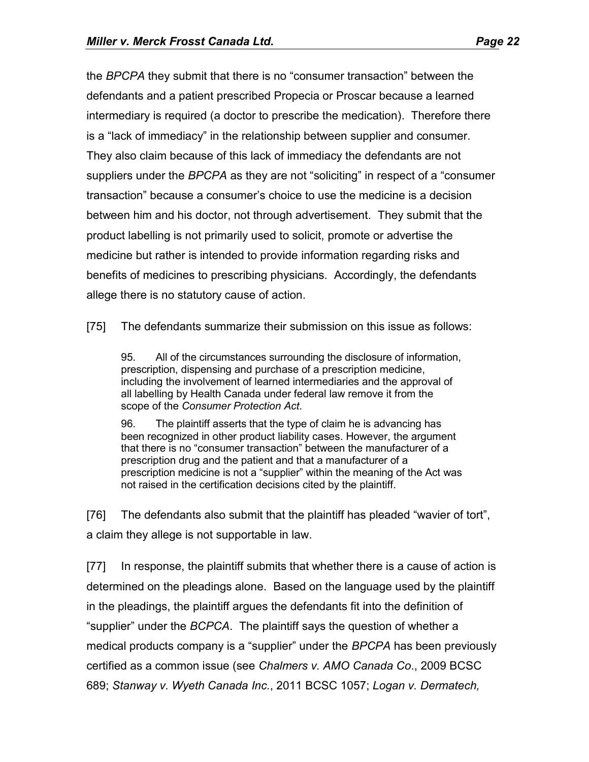the *BPCPA* they submit that there is no “consumer transaction” between the defendants and a patient prescribed Propecia or Proscar because a learned intermediary is required (a doctor to prescribe the medication). Therefore there is a “lack of immediacy” in the relationship between supplier and consumer. They also claim because of this lack of immediacy the defendants are not suppliers under the *BPCPA* as they are not “soliciting” in respect of a “consumer transaction” because a consumer’s choice to use the medicine is a decision between him and his doctor, not through advertisement. They submit that the product labelling is not primarily used to solicit, promote or advertise the medicine but rather is intended to provide information regarding risks and benefits of medicines to prescribing physicians. Accordingly, the defendants allege there is no statutory cause of action.

[75] The defendants summarize their submission on this issue as follows:

> 95. All of the circumstances surrounding the disclosure of information, prescription, dispensing and purchase of a prescription medicine, including the involvement of learned intermediaries and the approval of all labelling by Health Canada under federal law remove it from the scope of the *Consumer Protection Act*.
>
> 96. The plaintiff asserts that the type of claim he is advancing has been recognized in other product liability cases. However, the argument that there is no “consumer transaction” between the manufacturer of a prescription drug and the patient and that a manufacturer of a prescription medicine is not a “supplier” within the meaning of the Act was not raised in the certification decisions cited by the plaintiff.

[76] The defendants also submit that the plaintiff has pleaded “wavier of tort”, a claim they allege is not supportable in law.

[77] In response, the plaintiff submits that whether there is a cause of action is determined on the pleadings alone. Based on the language used by the plaintiff in the pleadings, the plaintiff argues the defendants fit into the definition of “supplier” under the *BCPCA*. The plaintiff says the question of whether a medical products company is a “supplier” under the *BPCPA* has been previously certified as a common issue (see *Chalmers v. AMO Canada Co*., 2009 BCSC 689; *Stanway v. Wyeth Canada Inc.*, 2011 BCSC 1057; *Logan v. Dermatech,*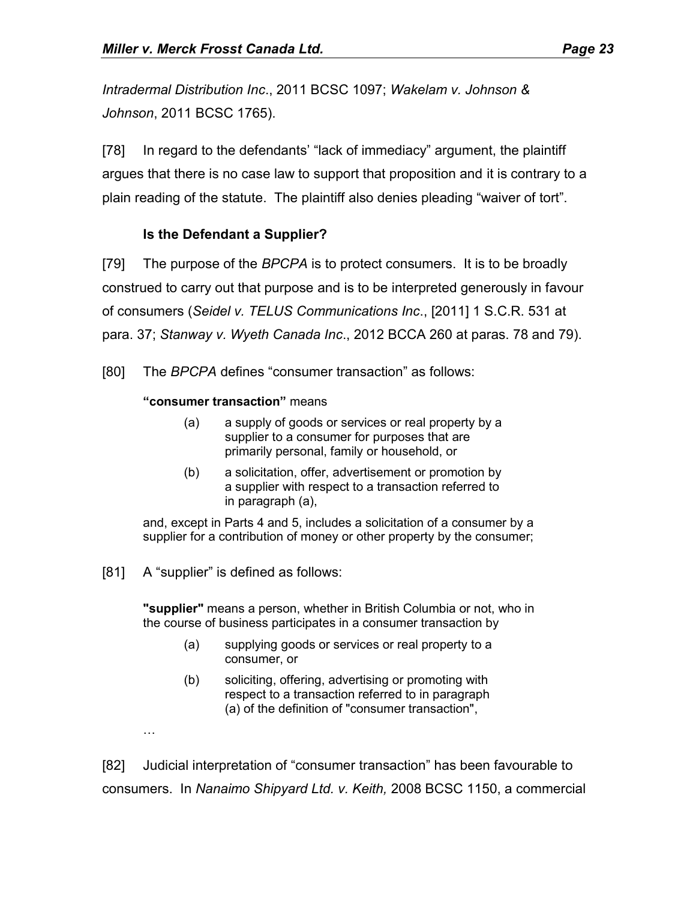*Intradermal Distribution Inc*., 2011 BCSC 1097; *Wakelam v. Johnson & Johnson*, 2011 BCSC 1765).

[78] In regard to the defendants' "lack of immediacy" argument, the plaintiff argues that there is no case law to support that proposition and it is contrary to a plain reading of the statute. The plaintiff also denies pleading "waiver of tort".

### Is the Defendant a Supplier?

[79] The purpose of the *BPCPA* is to protect consumers. It is to be broadly construed to carry out that purpose and is to be interpreted generously in favour of consumers (*Seidel v. TELUS Communications Inc*., [2011] 1 S.C.R. 531 at para. 37; *Stanway v. Wyeth Canada Inc*., 2012 BCCA 260 at paras. 78 and 79).

[80] The *BPCPA* defines "consumer transaction" as follows:

> **"consumer transaction"** means
>
> (a) a supply of goods or services or real property by a supplier to a consumer for purposes that are primarily personal, family or household, or
>
> (b) a solicitation, offer, advertisement or promotion by a supplier with respect to a transaction referred to in paragraph (a),
>
> and, except in Parts 4 and 5, includes a solicitation of a consumer by a supplier for a contribution of money or other property by the consumer;

[81] A "supplier" is defined as follows:

> **"supplier"** means a person, whether in British Columbia or not, who in the course of business participates in a consumer transaction by
>
> (a) supplying goods or services or real property to a consumer, or
>
> (b) soliciting, offering, advertising or promoting with respect to a transaction referred to in paragraph (a) of the definition of "consumer transaction",
>
> …

[82] Judicial interpretation of "consumer transaction" has been favourable to consumers. In *Nanaimo Shipyard Ltd. v. Keith,* 2008 BCSC 1150, a commercial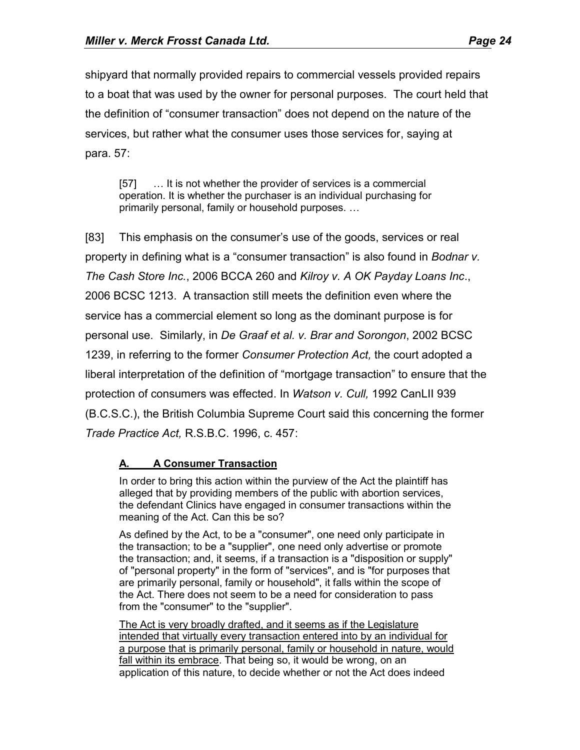shipyard that normally provided repairs to commercial vessels provided repairs to a boat that was used by the owner for personal purposes. The court held that the definition of "consumer transaction" does not depend on the nature of the services, but rather what the consumer uses those services for, saying at para. 57:

> [57] … It is not whether the provider of services is a commercial operation. It is whether the purchaser is an individual purchasing for primarily personal, family or household purposes. …

[83] This emphasis on the consumer's use of the goods, services or real property in defining what is a "consumer transaction" is also found in *Bodnar v. The Cash Store Inc.*, 2006 BCCA 260 and *Kilroy v. A OK Payday Loans Inc*., 2006 BCSC 1213. A transaction still meets the definition even where the service has a commercial element so long as the dominant purpose is for personal use. Similarly, in *De Graaf et al. v. Brar and Sorongon*, 2002 BCSC 1239, in referring to the former *Consumer Protection Act,* the court adopted a liberal interpretation of the definition of "mortgage transaction" to ensure that the protection of consumers was effected. In *Watson v. Cull,* 1992 CanLII 939 (B.C.S.C.), the British Columbia Supreme Court said this concerning the former *Trade Practice Act,* R.S.B.C. 1996, c. 457:

> **<u>A. A Consumer Transaction</u>**
>
> In order to bring this action within the purview of the Act the plaintiff has alleged that by providing members of the public with abortion services, the defendant Clinics have engaged in consumer transactions within the meaning of the Act. Can this be so?
>
> As defined by the Act, to be a "consumer", one need only participate in the transaction; to be a "supplier", one need only advertise or promote the transaction; and, it seems, if a transaction is a "disposition or supply" of "personal property" in the form of "services", and is "for purposes that are primarily personal, family or household", it falls within the scope of the Act. There does not seem to be a need for consideration to pass from the "consumer" to the "supplier".
>
> <u>The Act is very broadly drafted, and it seems as if the Legislature intended that virtually every transaction entered into by an individual for a purpose that is primarily personal, family or household in nature, would fall within its embrace</u>. That being so, it would be wrong, on an application of this nature, to decide whether or not the Act does indeed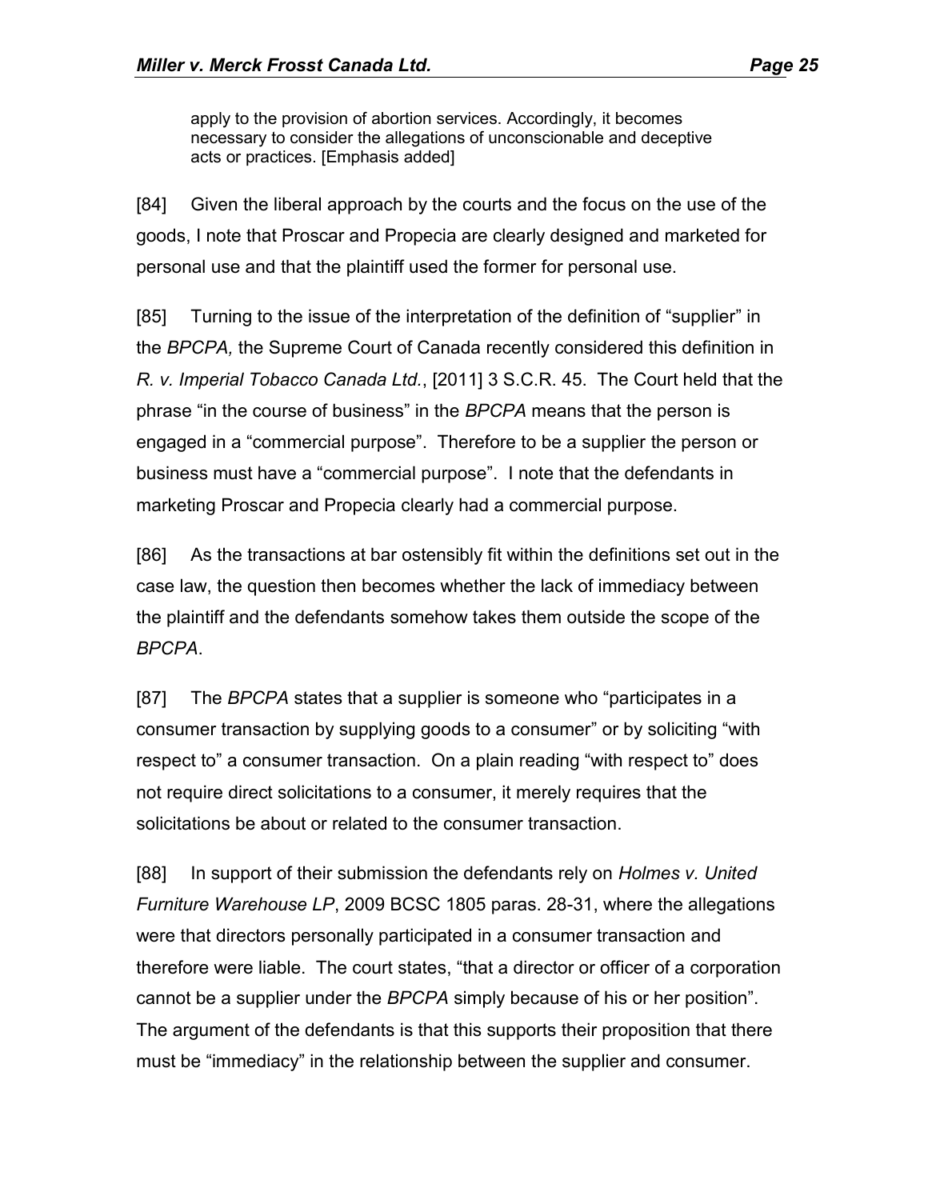> apply to the provision of abortion services. Accordingly, it becomes necessary to consider the allegations of unconscionable and deceptive acts or practices. [Emphasis added]

[84] Given the liberal approach by the courts and the focus on the use of the goods, I note that Proscar and Propecia are clearly designed and marketed for personal use and that the plaintiff used the former for personal use.

[85] Turning to the issue of the interpretation of the definition of "supplier" in the *BPCPA,* the Supreme Court of Canada recently considered this definition in *R. v. Imperial Tobacco Canada Ltd.*, [2011] 3 S.C.R. 45. The Court held that the phrase "in the course of business" in the *BPCPA* means that the person is engaged in a "commercial purpose". Therefore to be a supplier the person or business must have a "commercial purpose". I note that the defendants in marketing Proscar and Propecia clearly had a commercial purpose.

[86] As the transactions at bar ostensibly fit within the definitions set out in the case law, the question then becomes whether the lack of immediacy between the plaintiff and the defendants somehow takes them outside the scope of the *BPCPA*.

[87] The *BPCPA* states that a supplier is someone who "participates in a consumer transaction by supplying goods to a consumer" or by soliciting "with respect to" a consumer transaction. On a plain reading "with respect to" does not require direct solicitations to a consumer, it merely requires that the solicitations be about or related to the consumer transaction.

[88] In support of their submission the defendants rely on *Holmes v. United Furniture Warehouse LP*, 2009 BCSC 1805 paras. 28-31, where the allegations were that directors personally participated in a consumer transaction and therefore were liable. The court states, "that a director or officer of a corporation cannot be a supplier under the *BPCPA* simply because of his or her position". The argument of the defendants is that this supports their proposition that there must be "immediacy" in the relationship between the supplier and consumer.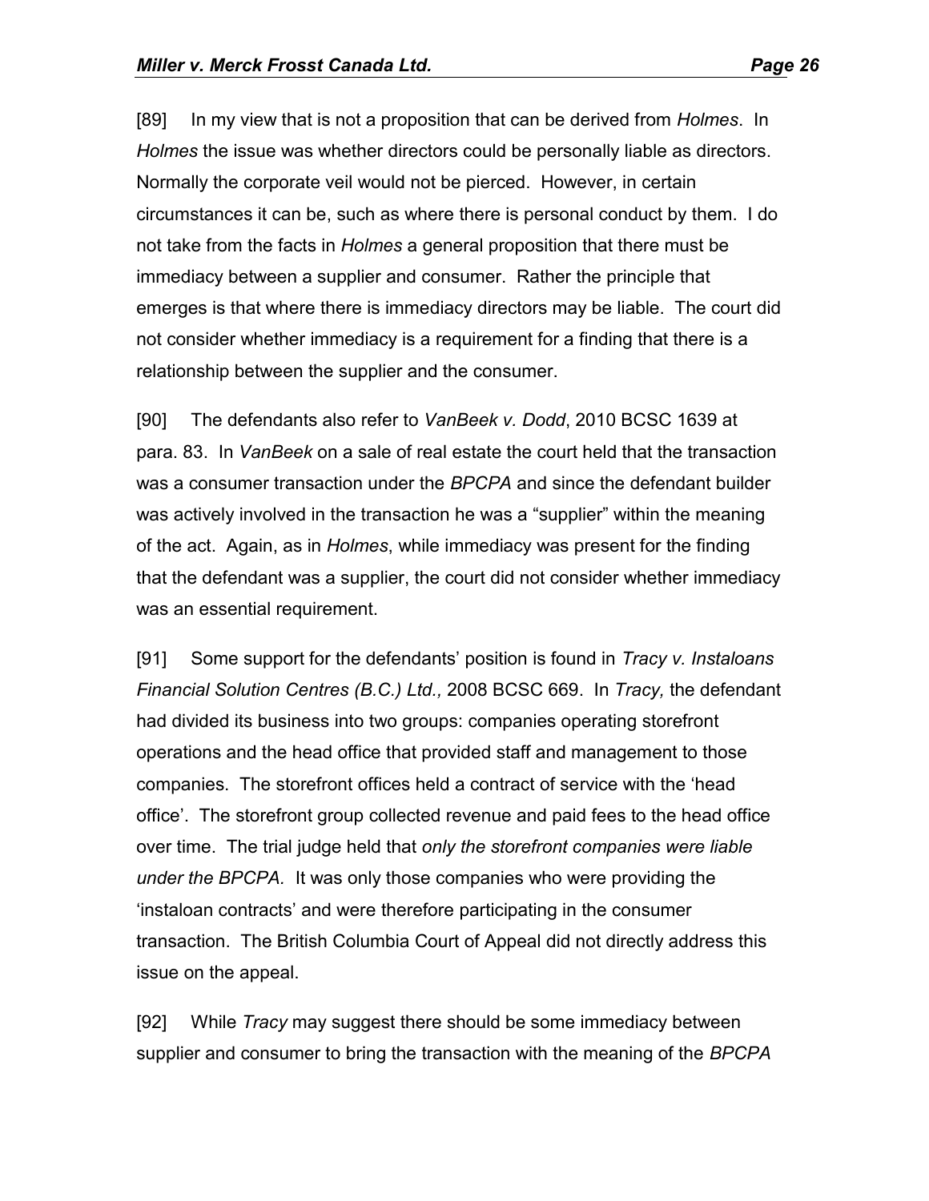[89] In my view that is not a proposition that can be derived from *Holmes*. In *Holmes* the issue was whether directors could be personally liable as directors. Normally the corporate veil would not be pierced. However, in certain circumstances it can be, such as where there is personal conduct by them. I do not take from the facts in *Holmes* a general proposition that there must be immediacy between a supplier and consumer. Rather the principle that emerges is that where there is immediacy directors may be liable. The court did not consider whether immediacy is a requirement for a finding that there is a relationship between the supplier and the consumer.

[90] The defendants also refer to *VanBeek v. Dodd*, 2010 BCSC 1639 at para. 83. In *VanBeek* on a sale of real estate the court held that the transaction was a consumer transaction under the *BPCPA* and since the defendant builder was actively involved in the transaction he was a "supplier" within the meaning of the act. Again, as in *Holmes*, while immediacy was present for the finding that the defendant was a supplier, the court did not consider whether immediacy was an essential requirement.

[91] Some support for the defendants' position is found in *Tracy v. Instaloans Financial Solution Centres (B.C.) Ltd.,* 2008 BCSC 669. In *Tracy,* the defendant had divided its business into two groups: companies operating storefront operations and the head office that provided staff and management to those companies. The storefront offices held a contract of service with the 'head office'. The storefront group collected revenue and paid fees to the head office over time. The trial judge held that *only the storefront companies were liable under the BPCPA.* It was only those companies who were providing the 'instaloan contracts' and were therefore participating in the consumer transaction. The British Columbia Court of Appeal did not directly address this issue on the appeal.

[92] While *Tracy* may suggest there should be some immediacy between supplier and consumer to bring the transaction with the meaning of the *BPCPA*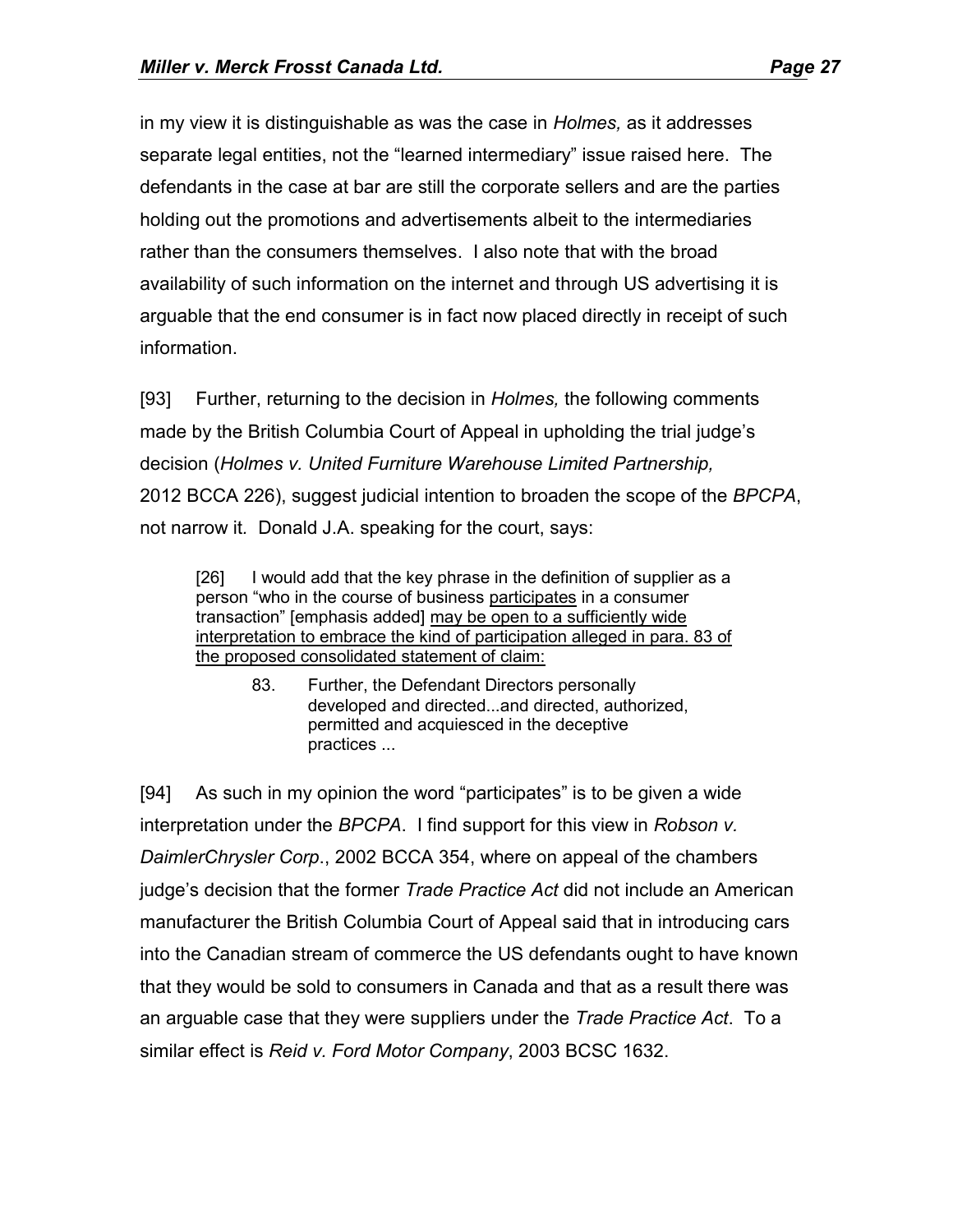in my view it is distinguishable as was the case in *Holmes,* as it addresses separate legal entities, not the "learned intermediary" issue raised here. The defendants in the case at bar are still the corporate sellers and are the parties holding out the promotions and advertisements albeit to the intermediaries rather than the consumers themselves. I also note that with the broad availability of such information on the internet and through US advertising it is arguable that the end consumer is in fact now placed directly in receipt of such information.

[93] Further, returning to the decision in *Holmes,* the following comments made by the British Columbia Court of Appeal in upholding the trial judge's decision (*Holmes v. United Furniture Warehouse Limited Partnership,* 2012 BCCA 226), suggest judicial intention to broaden the scope of the *BPCPA*, not narrow it. Donald J.A. speaking for the court, says:

> [26] I would add that the key phrase in the definition of supplier as a person "who in the course of business <u>participates</u> in a consumer transaction" [emphasis added] <u>may be open to a sufficiently wide interpretation to embrace the kind of participation alleged in para. 83 of the proposed consolidated statement of claim:</u>
>
> > 83. Further, the Defendant Directors personally developed and directed...and directed, authorized, permitted and acquiesced in the deceptive practices ...

[94] As such in my opinion the word "participates" is to be given a wide interpretation under the *BPCPA*. I find support for this view in *Robson v. DaimlerChrysler Corp*., 2002 BCCA 354, where on appeal of the chambers judge's decision that the former *Trade Practice Act* did not include an American manufacturer the British Columbia Court of Appeal said that in introducing cars into the Canadian stream of commerce the US defendants ought to have known that they would be sold to consumers in Canada and that as a result there was an arguable case that they were suppliers under the *Trade Practice Act*. To a similar effect is *Reid v. Ford Motor Company*, 2003 BCSC 1632.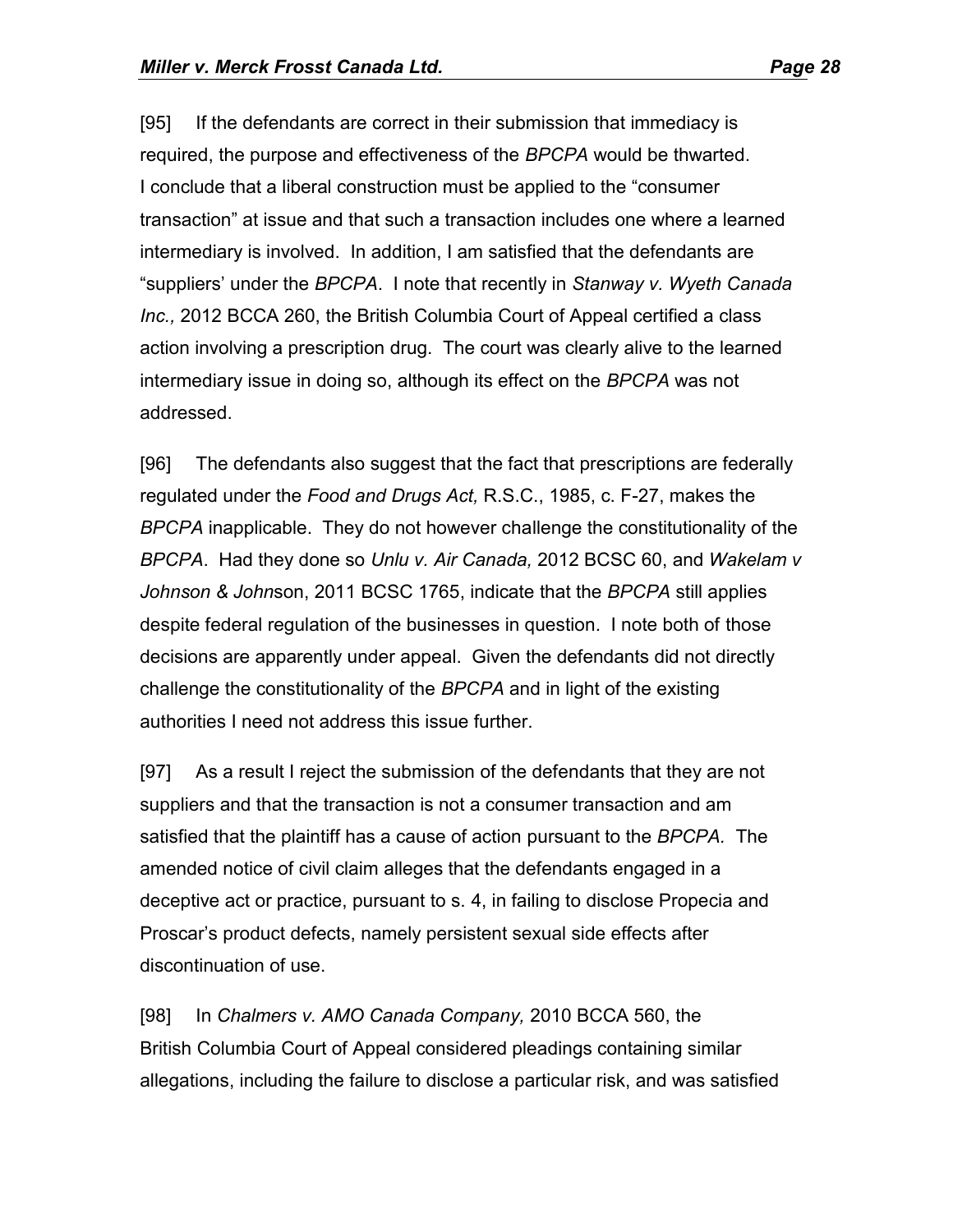[95] If the defendants are correct in their submission that immediacy is required, the purpose and effectiveness of the *BPCPA* would be thwarted. I conclude that a liberal construction must be applied to the "consumer transaction" at issue and that such a transaction includes one where a learned intermediary is involved. In addition, I am satisfied that the defendants are "suppliers' under the *BPCPA*. I note that recently in *Stanway v. Wyeth Canada Inc.,* 2012 BCCA 260, the British Columbia Court of Appeal certified a class action involving a prescription drug. The court was clearly alive to the learned intermediary issue in doing so, although its effect on the *BPCPA* was not addressed.

[96] The defendants also suggest that the fact that prescriptions are federally regulated under the *Food and Drugs Act,* R.S.C., 1985, c. F-27, makes the *BPCPA* inapplicable. They do not however challenge the constitutionality of the *BPCPA*. Had they done so *Unlu v. Air Canada,* 2012 BCSC 60, and *Wakelam v Johnson & John*son, 2011 BCSC 1765, indicate that the *BPCPA* still applies despite federal regulation of the businesses in question. I note both of those decisions are apparently under appeal. Given the defendants did not directly challenge the constitutionality of the *BPCPA* and in light of the existing authorities I need not address this issue further.

[97] As a result I reject the submission of the defendants that they are not suppliers and that the transaction is not a consumer transaction and am satisfied that the plaintiff has a cause of action pursuant to the *BPCPA.* The amended notice of civil claim alleges that the defendants engaged in a deceptive act or practice, pursuant to s. 4, in failing to disclose Propecia and Proscar's product defects, namely persistent sexual side effects after discontinuation of use.

[98] In *Chalmers v. AMO Canada Company,* 2010 BCCA 560, the British Columbia Court of Appeal considered pleadings containing similar allegations, including the failure to disclose a particular risk, and was satisfied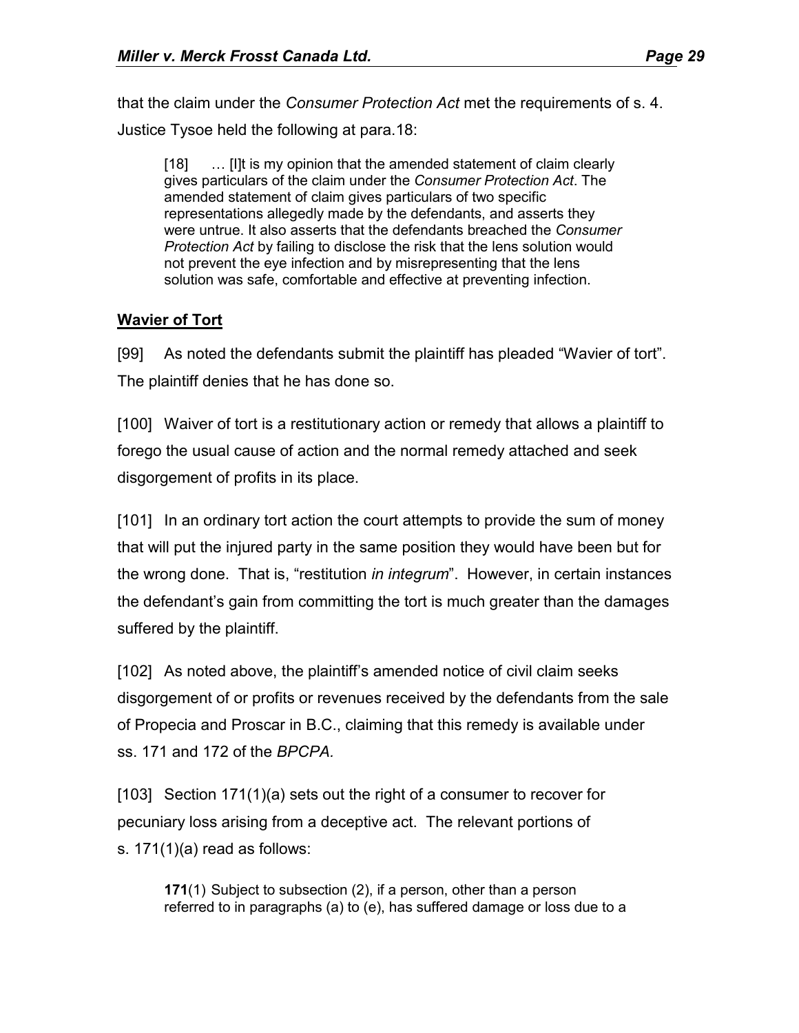that the claim under the *Consumer Protection Act* met the requirements of s. 4. Justice Tysoe held the following at para.18:

> [18] … [I]t is my opinion that the amended statement of claim clearly gives particulars of the claim under the *Consumer Protection Act*. The amended statement of claim gives particulars of two specific representations allegedly made by the defendants, and asserts they were untrue. It also asserts that the defendants breached the *Consumer Protection Act* by failing to disclose the risk that the lens solution would not prevent the eye infection and by misrepresenting that the lens solution was safe, comfortable and effective at preventing infection.

**<u>Wavier of Tort</u>**

[99] As noted the defendants submit the plaintiff has pleaded "Wavier of tort". The plaintiff denies that he has done so.

[100] Waiver of tort is a restitutionary action or remedy that allows a plaintiff to forego the usual cause of action and the normal remedy attached and seek disgorgement of profits in its place.

[101] In an ordinary tort action the court attempts to provide the sum of money that will put the injured party in the same position they would have been but for the wrong done. That is, "restitution *in integrum*". However, in certain instances the defendant's gain from committing the tort is much greater than the damages suffered by the plaintiff.

[102] As noted above, the plaintiff's amended notice of civil claim seeks disgorgement of or profits or revenues received by the defendants from the sale of Propecia and Proscar in B.C., claiming that this remedy is available under ss. 171 and 172 of the *BPCPA.*

[103] Section 171(1)(a) sets out the right of a consumer to recover for pecuniary loss arising from a deceptive act. The relevant portions of s. 171(1)(a) read as follows:

> **171**(1) Subject to subsection (2), if a person, other than a person referred to in paragraphs (a) to (e), has suffered damage or loss due to a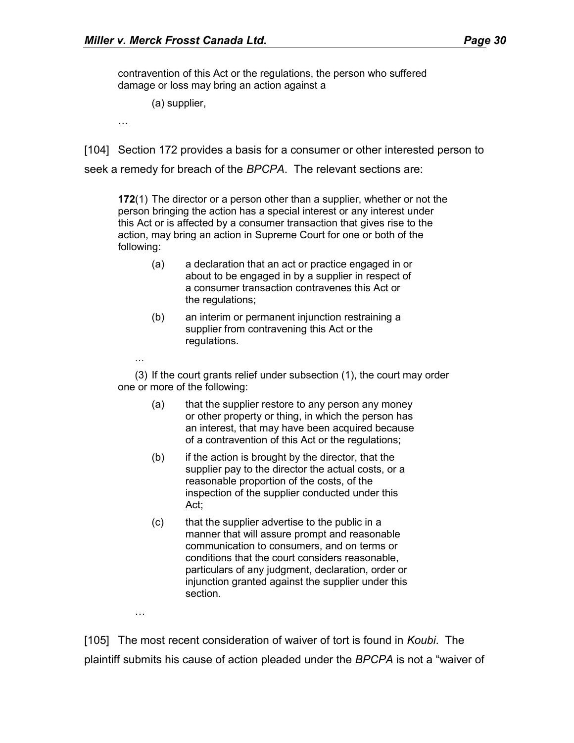contravention of this Act or the regulations, the person who suffered damage or loss may bring an action against a

(a) supplier,

…

[104] Section 172 provides a basis for a consumer or other interested person to seek a remedy for breach of the *BPCPA*. The relevant sections are:

> **172**(1) The director or a person other than a supplier, whether or not the person bringing the action has a special interest or any interest under this Act or is affected by a consumer transaction that gives rise to the action, may bring an action in Supreme Court for one or both of the following:
>
> (a) a declaration that an act or practice engaged in or about to be engaged in by a supplier in respect of a consumer transaction contravenes this Act or the regulations;
>
> (b) an interim or permanent injunction restraining a supplier from contravening this Act or the regulations.
>
> …
>
> (3) If the court grants relief under subsection (1), the court may order one or more of the following:
>
> (a) that the supplier restore to any person any money or other property or thing, in which the person has an interest, that may have been acquired because of a contravention of this Act or the regulations;
>
> (b) if the action is brought by the director, that the supplier pay to the director the actual costs, or a reasonable proportion of the costs, of the inspection of the supplier conducted under this Act;
>
> (c) that the supplier advertise to the public in a manner that will assure prompt and reasonable communication to consumers, and on terms or conditions that the court considers reasonable, particulars of any judgment, declaration, order or injunction granted against the supplier under this section.
>
> …

[105] The most recent consideration of waiver of tort is found in *Koubi*. The plaintiff submits his cause of action pleaded under the *BPCPA* is not a "waiver of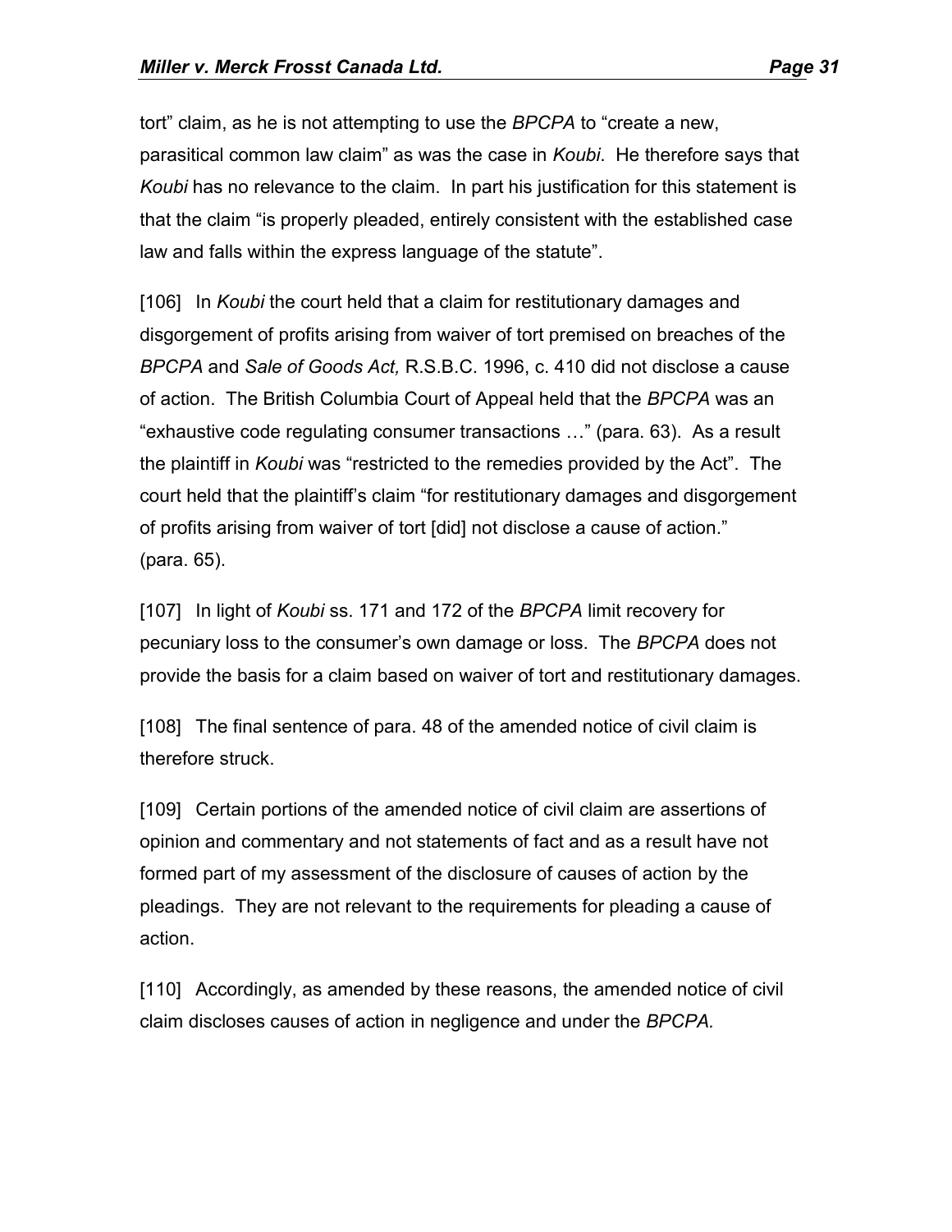tort" claim, as he is not attempting to use the *BPCPA* to "create a new, parasitical common law claim" as was the case in *Koubi*. He therefore says that *Koubi* has no relevance to the claim. In part his justification for this statement is that the claim "is properly pleaded, entirely consistent with the established case law and falls within the express language of the statute".

[106] In *Koubi* the court held that a claim for restitutionary damages and disgorgement of profits arising from waiver of tort premised on breaches of the *BPCPA* and *Sale of Goods Act,* R.S.B.C. 1996, c. 410 did not disclose a cause of action. The British Columbia Court of Appeal held that the *BPCPA* was an "exhaustive code regulating consumer transactions …" (para. 63). As a result the plaintiff in *Koubi* was "restricted to the remedies provided by the Act". The court held that the plaintiff's claim "for restitutionary damages and disgorgement of profits arising from waiver of tort [did] not disclose a cause of action." (para. 65).

[107] In light of *Koubi* ss. 171 and 172 of the *BPCPA* limit recovery for pecuniary loss to the consumer's own damage or loss. The *BPCPA* does not provide the basis for a claim based on waiver of tort and restitutionary damages.

[108] The final sentence of para. 48 of the amended notice of civil claim is therefore struck.

[109] Certain portions of the amended notice of civil claim are assertions of opinion and commentary and not statements of fact and as a result have not formed part of my assessment of the disclosure of causes of action by the pleadings. They are not relevant to the requirements for pleading a cause of action.

[110] Accordingly, as amended by these reasons, the amended notice of civil claim discloses causes of action in negligence and under the *BPCPA.*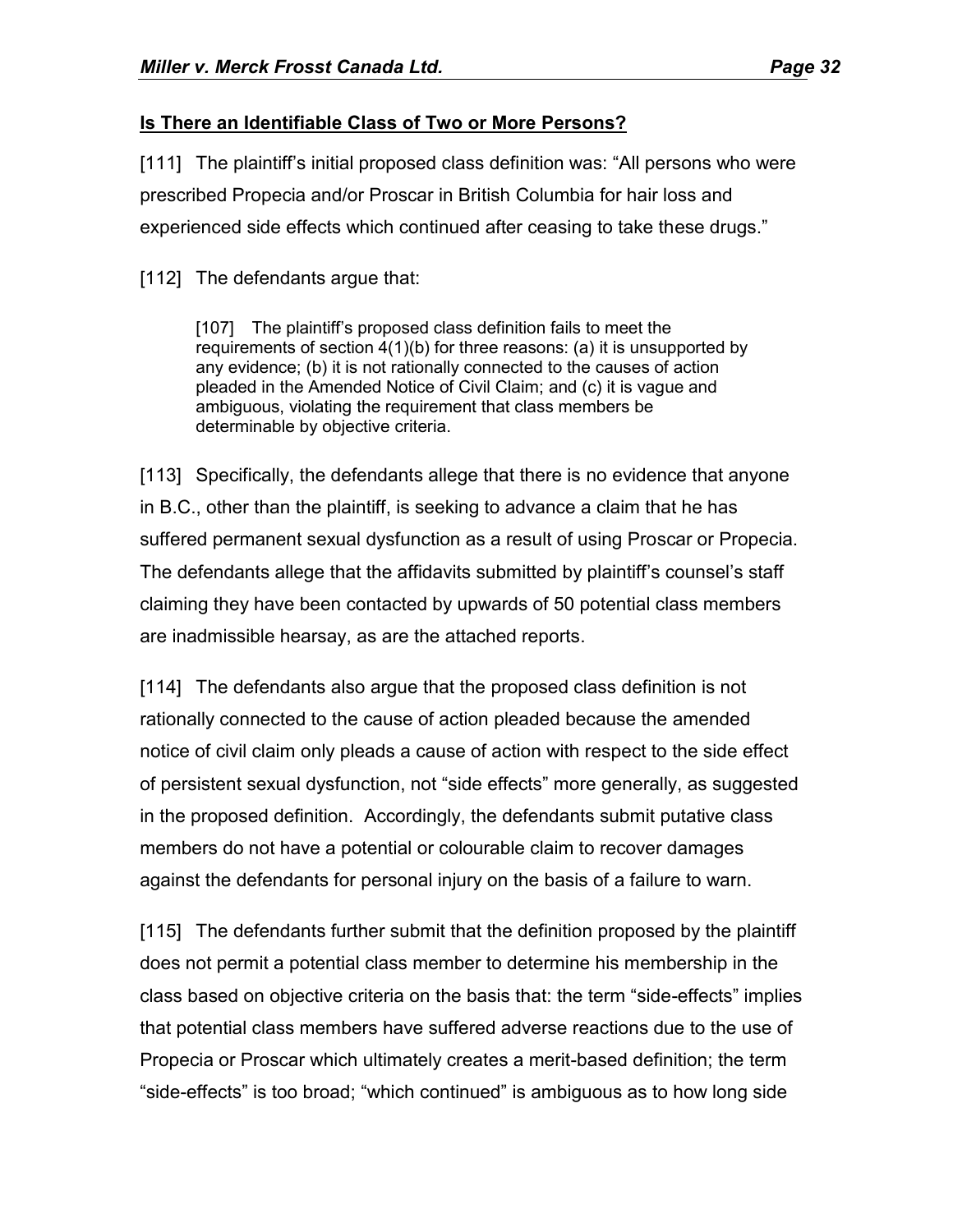**Is There an Identifiable Class of Two or More Persons?**

[111] The plaintiff's initial proposed class definition was: "All persons who were prescribed Propecia and/or Proscar in British Columbia for hair loss and experienced side effects which continued after ceasing to take these drugs."

[112] The defendants argue that:

> [107] The plaintiff's proposed class definition fails to meet the requirements of section 4(1)(b) for three reasons: (a) it is unsupported by any evidence; (b) it is not rationally connected to the causes of action pleaded in the Amended Notice of Civil Claim; and (c) it is vague and ambiguous, violating the requirement that class members be determinable by objective criteria.

[113] Specifically, the defendants allege that there is no evidence that anyone in B.C., other than the plaintiff, is seeking to advance a claim that he has suffered permanent sexual dysfunction as a result of using Proscar or Propecia. The defendants allege that the affidavits submitted by plaintiff's counsel's staff claiming they have been contacted by upwards of 50 potential class members are inadmissible hearsay, as are the attached reports.

[114] The defendants also argue that the proposed class definition is not rationally connected to the cause of action pleaded because the amended notice of civil claim only pleads a cause of action with respect to the side effect of persistent sexual dysfunction, not "side effects" more generally, as suggested in the proposed definition. Accordingly, the defendants submit putative class members do not have a potential or colourable claim to recover damages against the defendants for personal injury on the basis of a failure to warn.

[115] The defendants further submit that the definition proposed by the plaintiff does not permit a potential class member to determine his membership in the class based on objective criteria on the basis that: the term "side-effects" implies that potential class members have suffered adverse reactions due to the use of Propecia or Proscar which ultimately creates a merit-based definition; the term "side-effects" is too broad; "which continued" is ambiguous as to how long side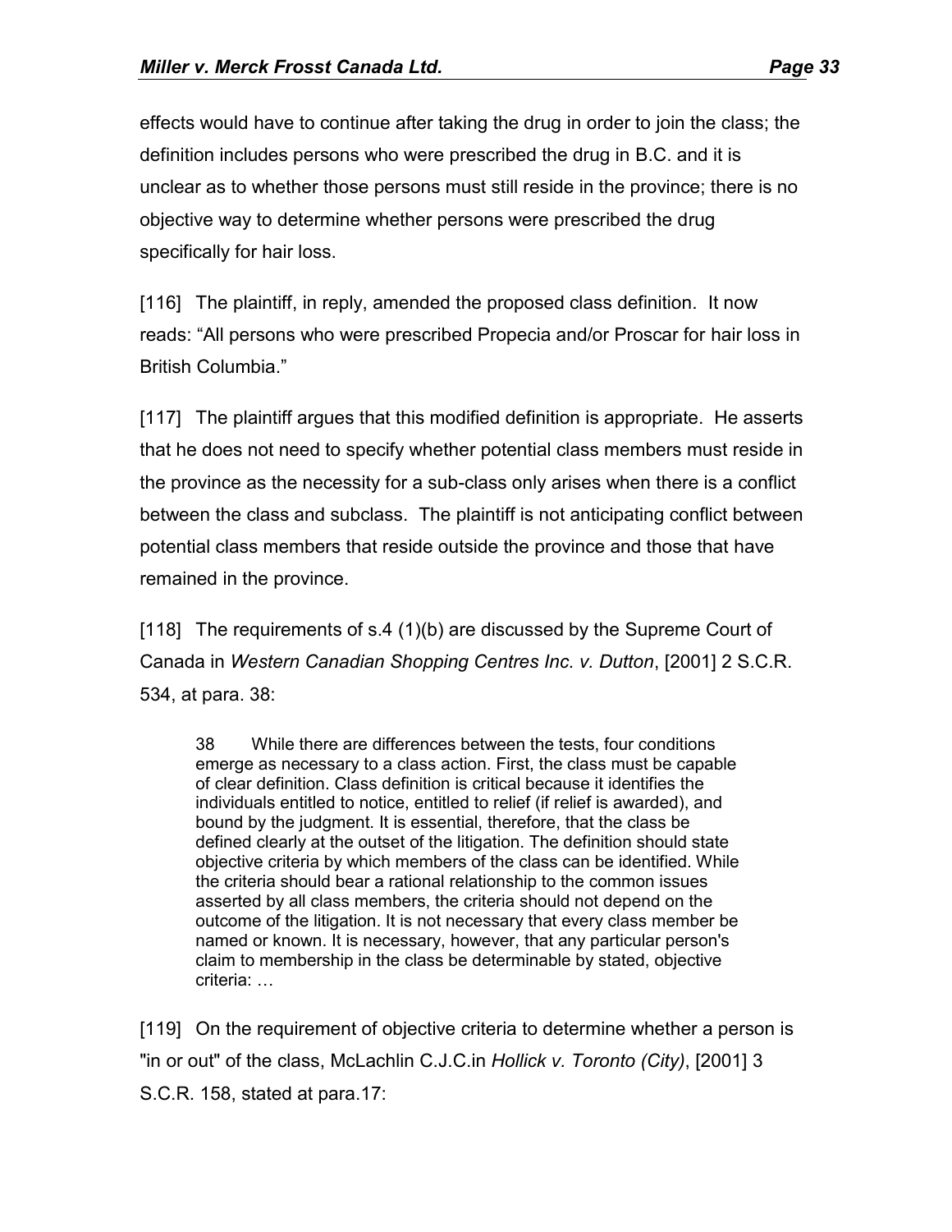effects would have to continue after taking the drug in order to join the class; the definition includes persons who were prescribed the drug in B.C. and it is unclear as to whether those persons must still reside in the province; there is no objective way to determine whether persons were prescribed the drug specifically for hair loss.

[116] The plaintiff, in reply, amended the proposed class definition. It now reads: "All persons who were prescribed Propecia and/or Proscar for hair loss in British Columbia."

[117] The plaintiff argues that this modified definition is appropriate. He asserts that he does not need to specify whether potential class members must reside in the province as the necessity for a sub-class only arises when there is a conflict between the class and subclass. The plaintiff is not anticipating conflict between potential class members that reside outside the province and those that have remained in the province.

[118] The requirements of s.4 (1)(b) are discussed by the Supreme Court of Canada in *Western Canadian Shopping Centres Inc. v. Dutton*, [2001] 2 S.C.R. 534, at para. 38:

> 38 While there are differences between the tests, four conditions emerge as necessary to a class action. First, the class must be capable of clear definition. Class definition is critical because it identifies the individuals entitled to notice, entitled to relief (if relief is awarded), and bound by the judgment. It is essential, therefore, that the class be defined clearly at the outset of the litigation. The definition should state objective criteria by which members of the class can be identified. While the criteria should bear a rational relationship to the common issues asserted by all class members, the criteria should not depend on the outcome of the litigation. It is not necessary that every class member be named or known. It is necessary, however, that any particular person's claim to membership in the class be determinable by stated, objective criteria: …

[119] On the requirement of objective criteria to determine whether a person is "in or out" of the class, McLachlin C.J.C.in *Hollick v. Toronto (City)*, [2001] 3 S.C.R. 158, stated at para.17: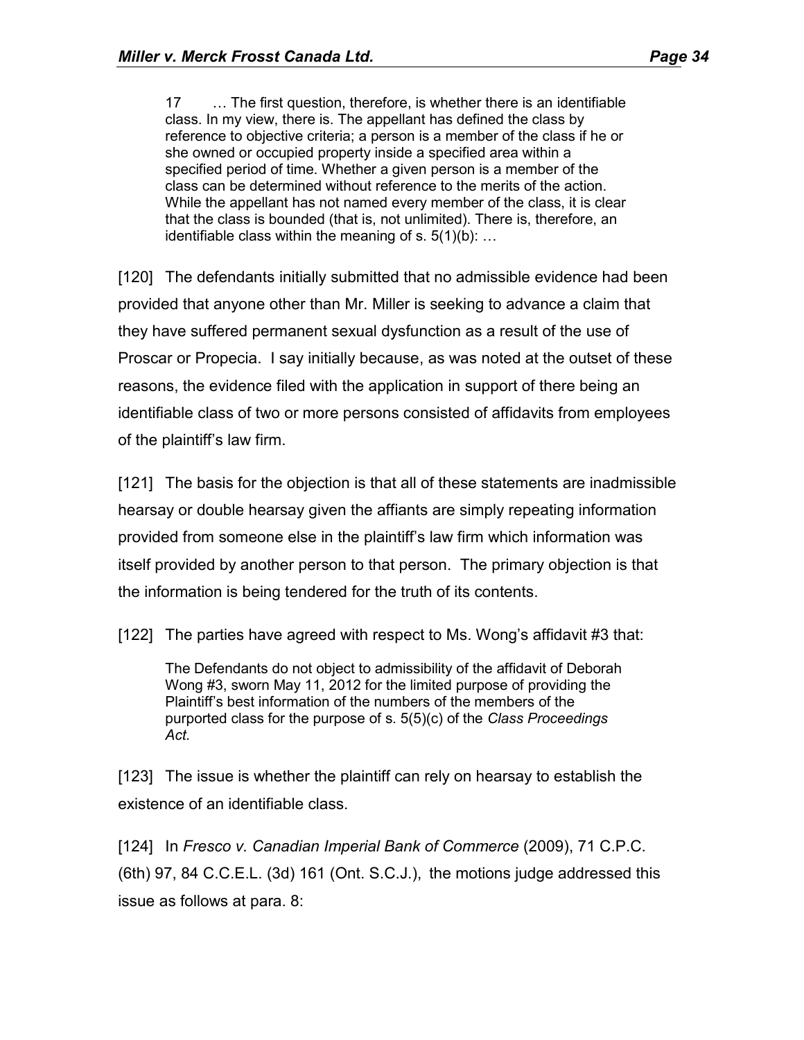> 17 … The first question, therefore, is whether there is an identifiable class. In my view, there is. The appellant has defined the class by reference to objective criteria; a person is a member of the class if he or she owned or occupied property inside a specified area within a specified period of time. Whether a given person is a member of the class can be determined without reference to the merits of the action. While the appellant has not named every member of the class, it is clear that the class is bounded (that is, not unlimited). There is, therefore, an identifiable class within the meaning of s. 5(1)(b): …

[120] The defendants initially submitted that no admissible evidence had been provided that anyone other than Mr. Miller is seeking to advance a claim that they have suffered permanent sexual dysfunction as a result of the use of Proscar or Propecia. I say initially because, as was noted at the outset of these reasons, the evidence filed with the application in support of there being an identifiable class of two or more persons consisted of affidavits from employees of the plaintiff's law firm.

[121] The basis for the objection is that all of these statements are inadmissible hearsay or double hearsay given the affiants are simply repeating information provided from someone else in the plaintiff's law firm which information was itself provided by another person to that person. The primary objection is that the information is being tendered for the truth of its contents.

[122] The parties have agreed with respect to Ms. Wong's affidavit #3 that:

> The Defendants do not object to admissibility of the affidavit of Deborah Wong #3, sworn May 11, 2012 for the limited purpose of providing the Plaintiff's best information of the numbers of the members of the purported class for the purpose of s. 5(5)(c) of the *Class Proceedings Act.*

[123] The issue is whether the plaintiff can rely on hearsay to establish the existence of an identifiable class.

[124] In *Fresco v. Canadian Imperial Bank of Commerce* (2009), 71 C.P.C. (6th) 97, 84 C.C.E.L. (3d) 161 (Ont. S.C.J.), the motions judge addressed this issue as follows at para. 8: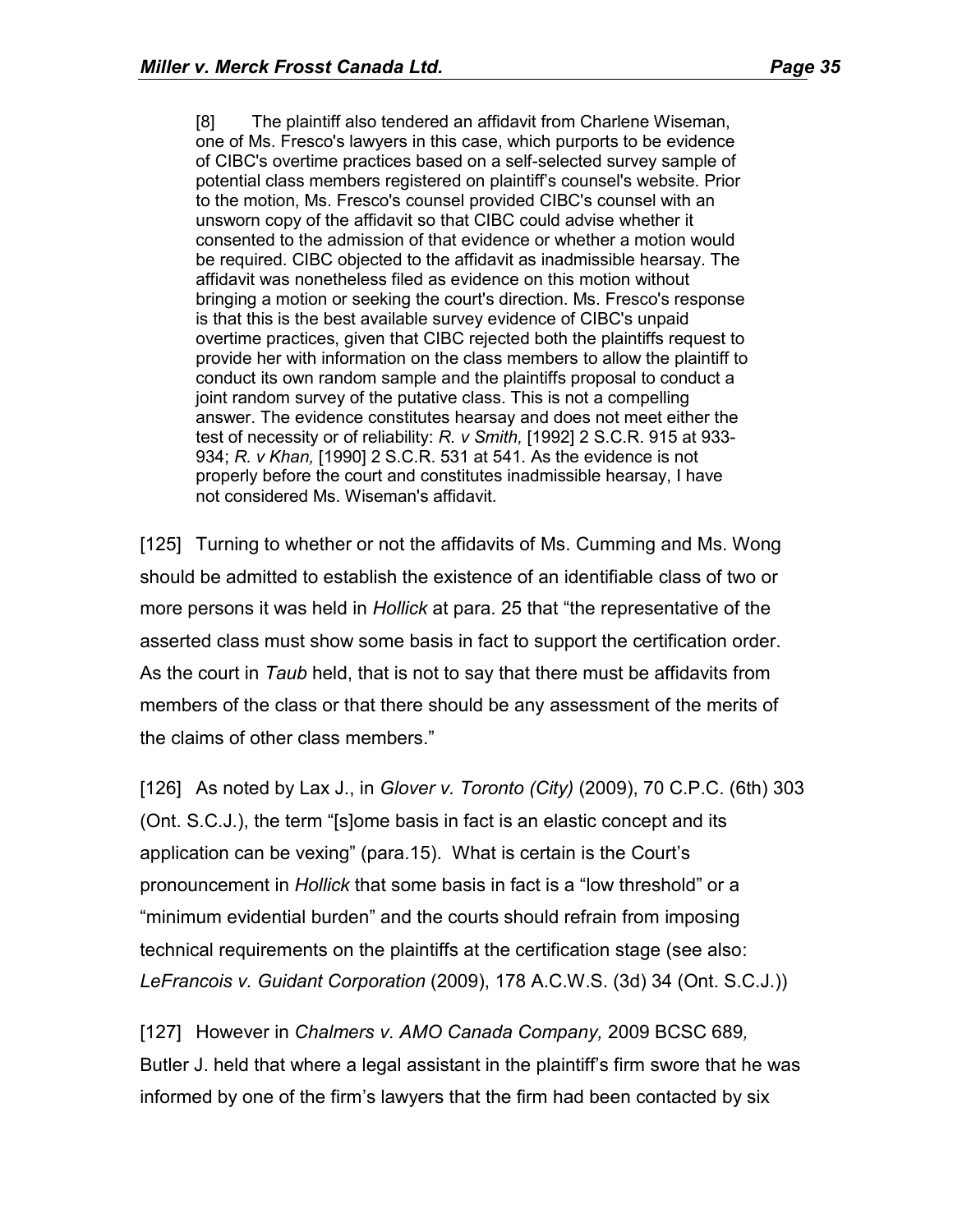> [8] The plaintiff also tendered an affidavit from Charlene Wiseman, one of Ms. Fresco's lawyers in this case, which purports to be evidence of CIBC's overtime practices based on a self-selected survey sample of potential class members registered on plaintiff's counsel's website. Prior to the motion, Ms. Fresco's counsel provided CIBC's counsel with an unsworn copy of the affidavit so that CIBC could advise whether it consented to the admission of that evidence or whether a motion would be required. CIBC objected to the affidavit as inadmissible hearsay. The affidavit was nonetheless filed as evidence on this motion without bringing a motion or seeking the court's direction. Ms. Fresco's response is that this is the best available survey evidence of CIBC's unpaid overtime practices, given that CIBC rejected both the plaintiffs request to provide her with information on the class members to allow the plaintiff to conduct its own random sample and the plaintiffs proposal to conduct a joint random survey of the putative class. This is not a compelling answer. The evidence constitutes hearsay and does not meet either the test of necessity or of reliability: *R. v Smith,* [1992] 2 S.C.R. 915 at 933-934; *R. v Khan,* [1990] 2 S.C.R. 531 at 541. As the evidence is not properly before the court and constitutes inadmissible hearsay, I have not considered Ms. Wiseman's affidavit.

[125] Turning to whether or not the affidavits of Ms. Cumming and Ms. Wong should be admitted to establish the existence of an identifiable class of two or more persons it was held in *Hollick* at para. 25 that "the representative of the asserted class must show some basis in fact to support the certification order. As the court in *Taub* held, that is not to say that there must be affidavits from members of the class or that there should be any assessment of the merits of the claims of other class members."

[126] As noted by Lax J., in *Glover v. Toronto (City)* (2009), 70 C.P.C. (6th) 303 (Ont. S.C.J.), the term "[s]ome basis in fact is an elastic concept and its application can be vexing" (para.15). What is certain is the Court's pronouncement in *Hollick* that some basis in fact is a "low threshold" or a "minimum evidential burden" and the courts should refrain from imposing technical requirements on the plaintiffs at the certification stage (see also: *LeFrancois v. Guidant Corporation* (2009), 178 A.C.W.S. (3d) 34 (Ont. S.C.J.))

[127] However in *Chalmers v. AMO Canada Company,* 2009 BCSC 689*,* Butler J. held that where a legal assistant in the plaintiff's firm swore that he was informed by one of the firm's lawyers that the firm had been contacted by six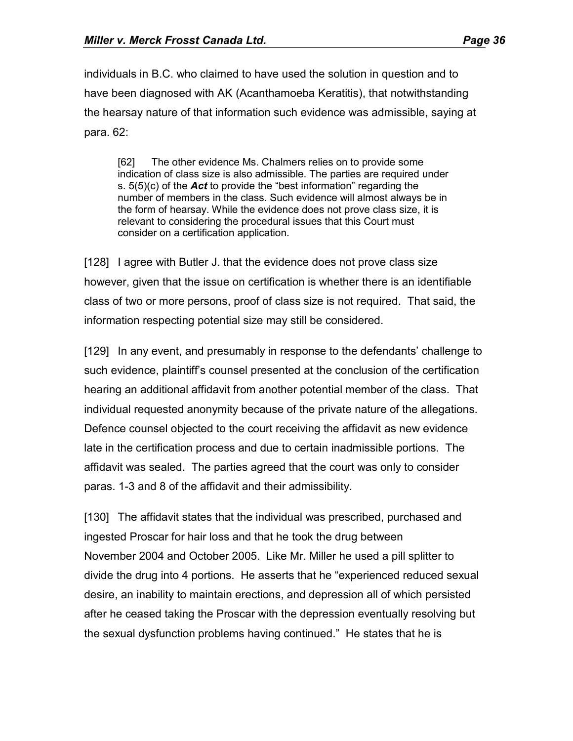individuals in B.C. who claimed to have used the solution in question and to have been diagnosed with AK (Acanthamoeba Keratitis), that notwithstanding the hearsay nature of that information such evidence was admissible, saying at para. 62:

> [62] The other evidence Ms. Chalmers relies on to provide some indication of class size is also admissible. The parties are required under s. 5(5)(c) of the ***Act*** to provide the "best information" regarding the number of members in the class. Such evidence will almost always be in the form of hearsay. While the evidence does not prove class size, it is relevant to considering the procedural issues that this Court must consider on a certification application.

[128] I agree with Butler J. that the evidence does not prove class size however, given that the issue on certification is whether there is an identifiable class of two or more persons, proof of class size is not required. That said, the information respecting potential size may still be considered.

[129] In any event, and presumably in response to the defendants' challenge to such evidence, plaintiff's counsel presented at the conclusion of the certification hearing an additional affidavit from another potential member of the class. That individual requested anonymity because of the private nature of the allegations. Defence counsel objected to the court receiving the affidavit as new evidence late in the certification process and due to certain inadmissible portions. The affidavit was sealed. The parties agreed that the court was only to consider paras. 1-3 and 8 of the affidavit and their admissibility.

[130] The affidavit states that the individual was prescribed, purchased and ingested Proscar for hair loss and that he took the drug between November 2004 and October 2005. Like Mr. Miller he used a pill splitter to divide the drug into 4 portions. He asserts that he "experienced reduced sexual desire, an inability to maintain erections, and depression all of which persisted after he ceased taking the Proscar with the depression eventually resolving but the sexual dysfunction problems having continued." He states that he is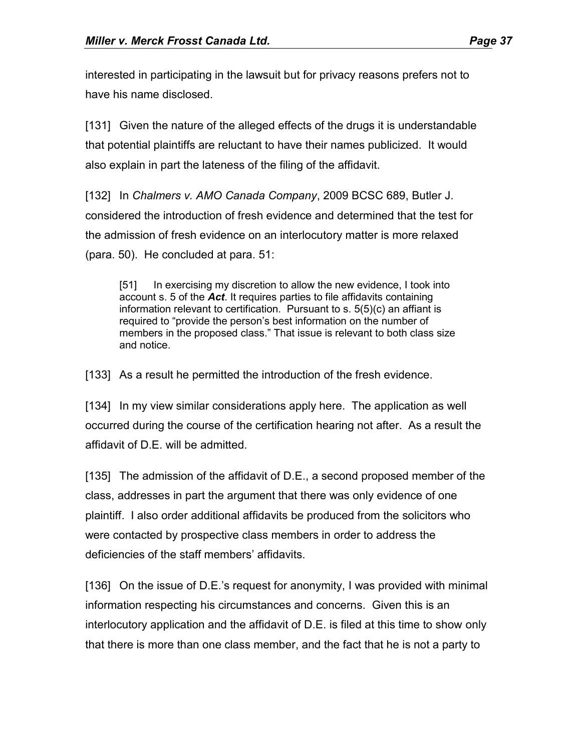interested in participating in the lawsuit but for privacy reasons prefers not to have his name disclosed.

[131] Given the nature of the alleged effects of the drugs it is understandable that potential plaintiffs are reluctant to have their names publicized. It would also explain in part the lateness of the filing of the affidavit.

[132] In *Chalmers v. AMO Canada Company*, 2009 BCSC 689, Butler J. considered the introduction of fresh evidence and determined that the test for the admission of fresh evidence on an interlocutory matter is more relaxed (para. 50). He concluded at para. 51:

> [51] In exercising my discretion to allow the new evidence, I took into account s. 5 of the ***Act***. It requires parties to file affidavits containing information relevant to certification. Pursuant to s. 5(5)(c) an affiant is required to "provide the person's best information on the number of members in the proposed class." That issue is relevant to both class size and notice.

[133] As a result he permitted the introduction of the fresh evidence.

[134] In my view similar considerations apply here. The application as well occurred during the course of the certification hearing not after. As a result the affidavit of D.E. will be admitted.

[135] The admission of the affidavit of D.E., a second proposed member of the class, addresses in part the argument that there was only evidence of one plaintiff. I also order additional affidavits be produced from the solicitors who were contacted by prospective class members in order to address the deficiencies of the staff members' affidavits.

[136] On the issue of D.E.'s request for anonymity, I was provided with minimal information respecting his circumstances and concerns. Given this is an interlocutory application and the affidavit of D.E. is filed at this time to show only that there is more than one class member, and the fact that he is not a party to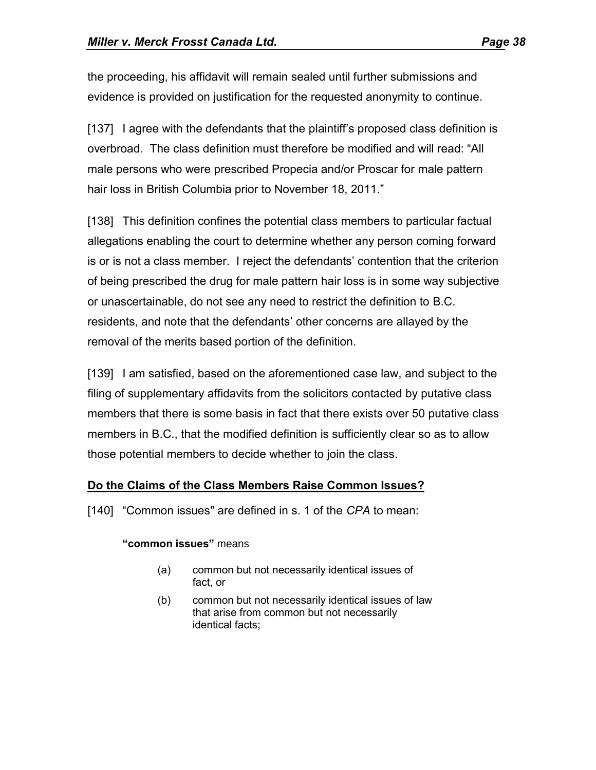the proceeding, his affidavit will remain sealed until further submissions and evidence is provided on justification for the requested anonymity to continue.

[137] I agree with the defendants that the plaintiff's proposed class definition is overbroad. The class definition must therefore be modified and will read: "All male persons who were prescribed Propecia and/or Proscar for male pattern hair loss in British Columbia prior to November 18, 2011."

[138] This definition confines the potential class members to particular factual allegations enabling the court to determine whether any person coming forward is or is not a class member. I reject the defendants' contention that the criterion of being prescribed the drug for male pattern hair loss is in some way subjective or unascertainable, do not see any need to restrict the definition to B.C. residents, and note that the defendants' other concerns are allayed by the removal of the merits based portion of the definition.

[139] I am satisfied, based on the aforementioned case law, and subject to the filing of supplementary affidavits from the solicitors contacted by putative class members that there is some basis in fact that there exists over 50 putative class members in B.C., that the modified definition is sufficiently clear so as to allow those potential members to decide whether to join the class.

## Do the Claims of the Class Members Raise Common Issues?

[140] "Common issues" are defined in s. 1 of the *CPA* to mean:

> **"common issues"** means
>
> (a) common but not necessarily identical issues of fact, or
>
> (b) common but not necessarily identical issues of law that arise from common but not necessarily identical facts;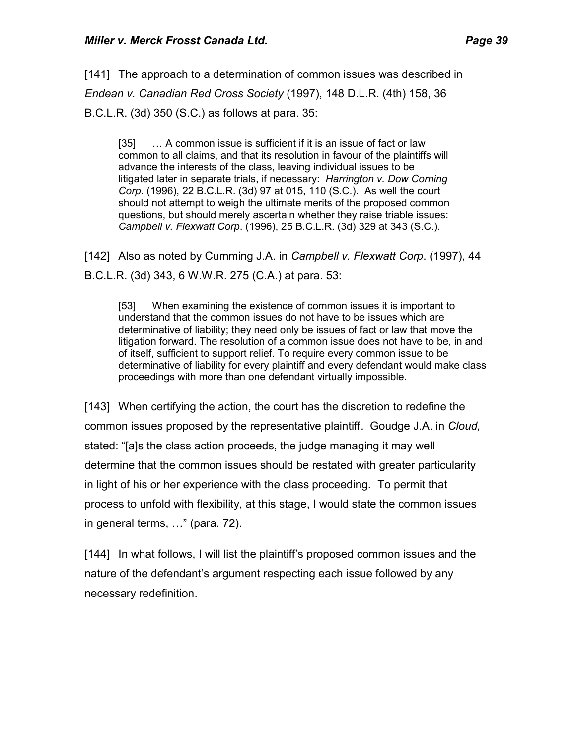[141] The approach to a determination of common issues was described in *Endean v. Canadian Red Cross Society* (1997), 148 D.L.R. (4th) 158, 36 B.C.L.R. (3d) 350 (S.C.) as follows at para. 35:

> [35] … A common issue is sufficient if it is an issue of fact or law common to all claims, and that its resolution in favour of the plaintiffs will advance the interests of the class, leaving individual issues to be litigated later in separate trials, if necessary: *Harrington v. Dow Corning Corp*. (1996), 22 B.C.L.R. (3d) 97 at 015, 110 (S.C.). As well the court should not attempt to weigh the ultimate merits of the proposed common questions, but should merely ascertain whether they raise triable issues: *Campbell v. Flexwatt Corp*. (1996), 25 B.C.L.R. (3d) 329 at 343 (S.C.).

[142] Also as noted by Cumming J.A. in *Campbell v. Flexwatt Corp*. (1997), 44 B.C.L.R. (3d) 343, 6 W.W.R. 275 (C.A.) at para. 53:

> [53] When examining the existence of common issues it is important to understand that the common issues do not have to be issues which are determinative of liability; they need only be issues of fact or law that move the litigation forward. The resolution of a common issue does not have to be, in and of itself, sufficient to support relief. To require every common issue to be determinative of liability for every plaintiff and every defendant would make class proceedings with more than one defendant virtually impossible.

[143] When certifying the action, the court has the discretion to redefine the common issues proposed by the representative plaintiff. Goudge J.A. in *Cloud,* stated: "[a]s the class action proceeds, the judge managing it may well determine that the common issues should be restated with greater particularity in light of his or her experience with the class proceeding. To permit that process to unfold with flexibility, at this stage, I would state the common issues in general terms, …" (para. 72).

[144] In what follows, I will list the plaintiff's proposed common issues and the nature of the defendant's argument respecting each issue followed by any necessary redefinition.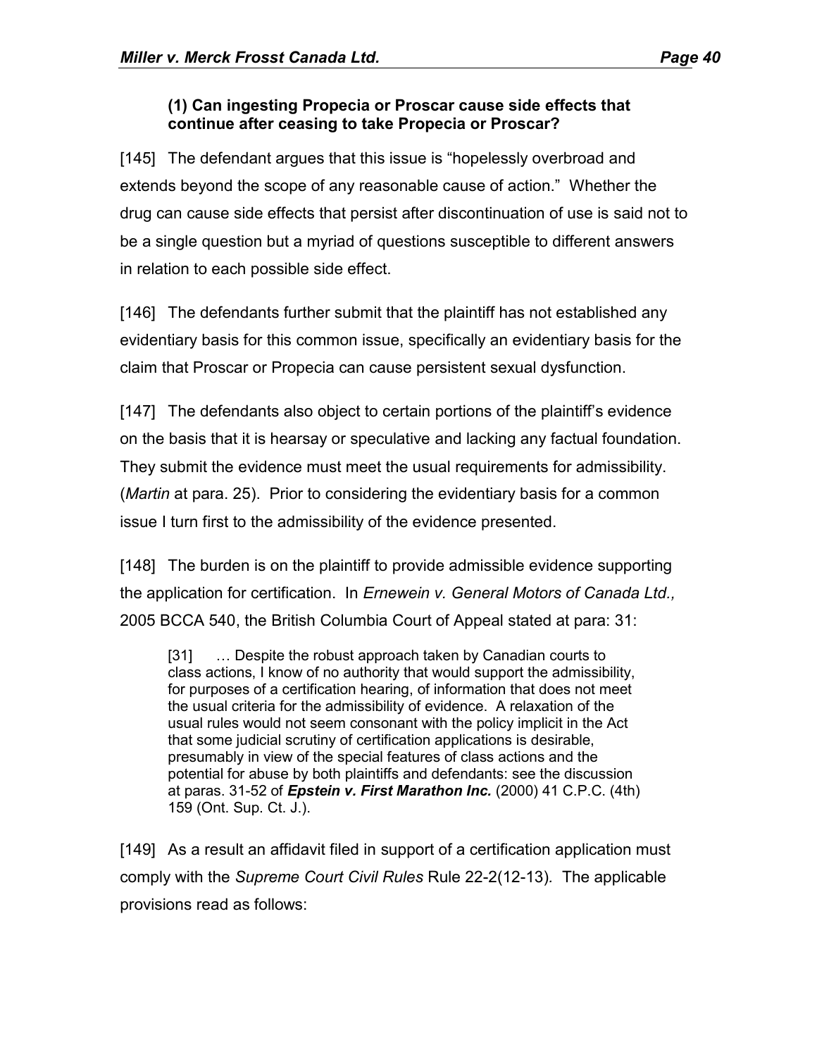### (1) Can ingesting Propecia or Proscar cause side effects that continue after ceasing to take Propecia or Proscar?

[145] The defendant argues that this issue is "hopelessly overbroad and extends beyond the scope of any reasonable cause of action." Whether the drug can cause side effects that persist after discontinuation of use is said not to be a single question but a myriad of questions susceptible to different answers in relation to each possible side effect.

[146] The defendants further submit that the plaintiff has not established any evidentiary basis for this common issue, specifically an evidentiary basis for the claim that Proscar or Propecia can cause persistent sexual dysfunction.

[147] The defendants also object to certain portions of the plaintiff's evidence on the basis that it is hearsay or speculative and lacking any factual foundation. They submit the evidence must meet the usual requirements for admissibility. (*Martin* at para. 25). Prior to considering the evidentiary basis for a common issue I turn first to the admissibility of the evidence presented.

[148] The burden is on the plaintiff to provide admissible evidence supporting the application for certification. In *Ernewein v. General Motors of Canada Ltd.,* 2005 BCCA 540, the British Columbia Court of Appeal stated at para: 31:

> [31] … Despite the robust approach taken by Canadian courts to class actions, I know of no authority that would support the admissibility, for purposes of a certification hearing, of information that does not meet the usual criteria for the admissibility of evidence. A relaxation of the usual rules would not seem consonant with the policy implicit in the Act that some judicial scrutiny of certification applications is desirable, presumably in view of the special features of class actions and the potential for abuse by both plaintiffs and defendants: see the discussion at paras. 31-52 of ***Epstein v. First Marathon Inc.*** (2000) 41 C.P.C. (4th) 159 (Ont. Sup. Ct. J.).

[149] As a result an affidavit filed in support of a certification application must comply with the *Supreme Court Civil Rules* Rule 22-2(12-13). The applicable provisions read as follows: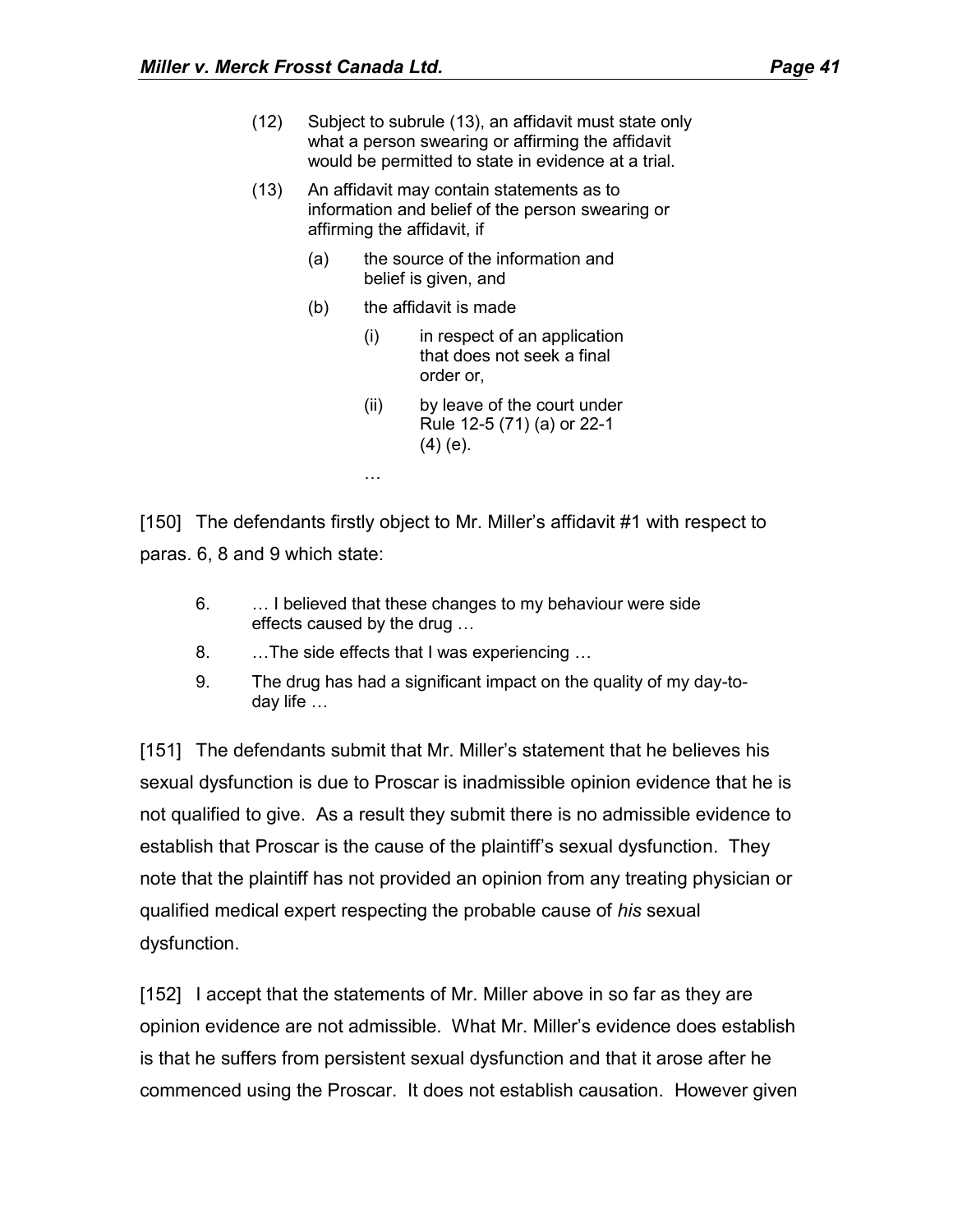> (12) Subject to subrule (13), an affidavit must state only what a person swearing or affirming the affidavit would be permitted to state in evidence at a trial.
>
> (13) An affidavit may contain statements as to information and belief of the person swearing or affirming the affidavit, if
>
> > (a) the source of the information and belief is given, and
> >
> > (b) the affidavit is made
> >
> > > (i) in respect of an application that does not seek a final order or,
> > >
> > > (ii) by leave of the court under Rule 12-5 (71) (a) or 22-1 (4) (e).
>
> …

[150] The defendants firstly object to Mr. Miller's affidavit #1 with respect to paras. 6, 8 and 9 which state:

> 6. … I believed that these changes to my behaviour were side effects caused by the drug …
>
> 8. …The side effects that I was experiencing …
>
> 9. The drug has had a significant impact on the quality of my day-to-day life …

[151] The defendants submit that Mr. Miller's statement that he believes his sexual dysfunction is due to Proscar is inadmissible opinion evidence that he is not qualified to give. As a result they submit there is no admissible evidence to establish that Proscar is the cause of the plaintiff's sexual dysfunction. They note that the plaintiff has not provided an opinion from any treating physician or qualified medical expert respecting the probable cause of *his* sexual dysfunction.

[152] I accept that the statements of Mr. Miller above in so far as they are opinion evidence are not admissible. What Mr. Miller's evidence does establish is that he suffers from persistent sexual dysfunction and that it arose after he commenced using the Proscar. It does not establish causation. However given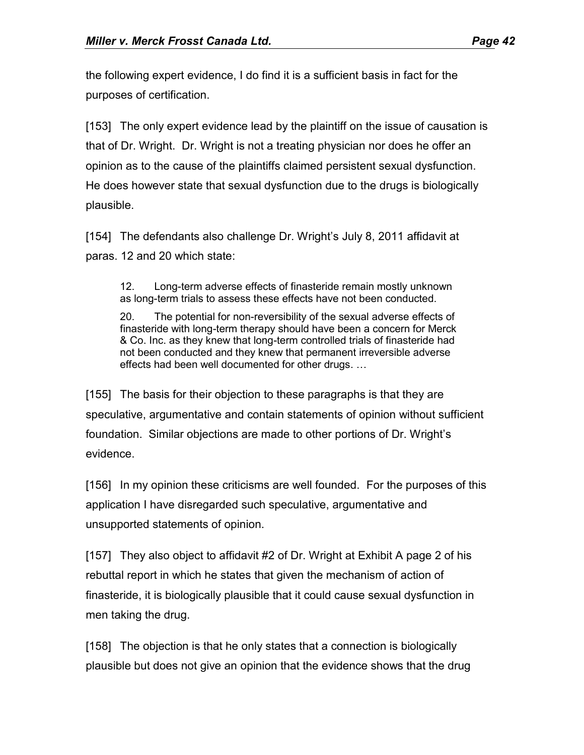the following expert evidence, I do find it is a sufficient basis in fact for the purposes of certification.

[153] The only expert evidence lead by the plaintiff on the issue of causation is that of Dr. Wright. Dr. Wright is not a treating physician nor does he offer an opinion as to the cause of the plaintiffs claimed persistent sexual dysfunction. He does however state that sexual dysfunction due to the drugs is biologically plausible.

[154] The defendants also challenge Dr. Wright's July 8, 2011 affidavit at paras. 12 and 20 which state:

> 12. Long-term adverse effects of finasteride remain mostly unknown as long-term trials to assess these effects have not been conducted.
>
> 20. The potential for non-reversibility of the sexual adverse effects of finasteride with long-term therapy should have been a concern for Merck & Co. Inc. as they knew that long-term controlled trials of finasteride had not been conducted and they knew that permanent irreversible adverse effects had been well documented for other drugs. …

[155] The basis for their objection to these paragraphs is that they are speculative, argumentative and contain statements of opinion without sufficient foundation. Similar objections are made to other portions of Dr. Wright's evidence.

[156] In my opinion these criticisms are well founded. For the purposes of this application I have disregarded such speculative, argumentative and unsupported statements of opinion.

[157] They also object to affidavit #2 of Dr. Wright at Exhibit A page 2 of his rebuttal report in which he states that given the mechanism of action of finasteride, it is biologically plausible that it could cause sexual dysfunction in men taking the drug.

[158] The objection is that he only states that a connection is biologically plausible but does not give an opinion that the evidence shows that the drug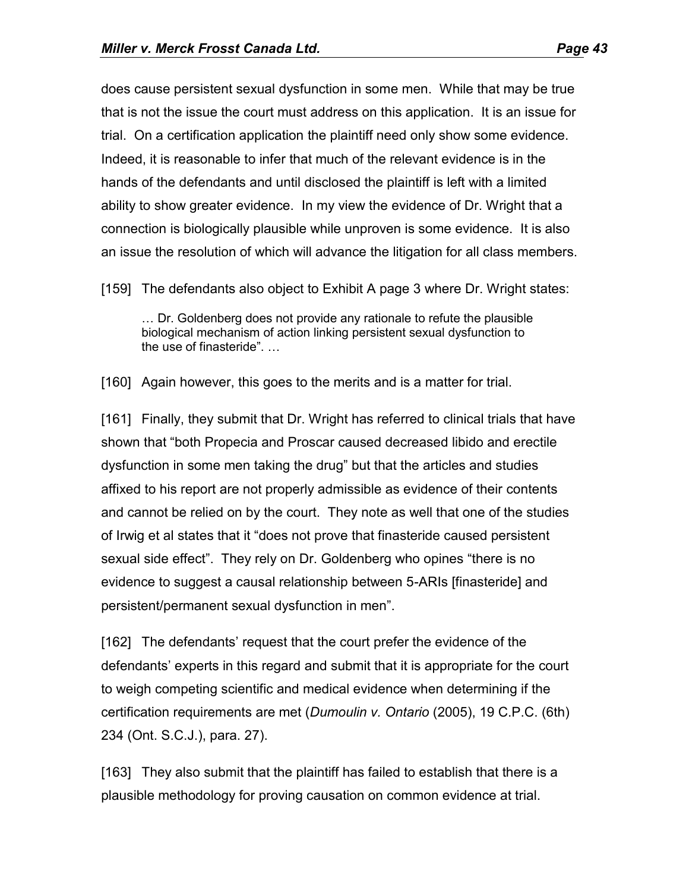does cause persistent sexual dysfunction in some men. While that may be true that is not the issue the court must address on this application. It is an issue for trial. On a certification application the plaintiff need only show some evidence. Indeed, it is reasonable to infer that much of the relevant evidence is in the hands of the defendants and until disclosed the plaintiff is left with a limited ability to show greater evidence. In my view the evidence of Dr. Wright that a connection is biologically plausible while unproven is some evidence. It is also an issue the resolution of which will advance the litigation for all class members.

[159] The defendants also object to Exhibit A page 3 where Dr. Wright states:

> … Dr. Goldenberg does not provide any rationale to refute the plausible biological mechanism of action linking persistent sexual dysfunction to the use of finasteride". …

[160] Again however, this goes to the merits and is a matter for trial.

[161] Finally, they submit that Dr. Wright has referred to clinical trials that have shown that "both Propecia and Proscar caused decreased libido and erectile dysfunction in some men taking the drug" but that the articles and studies affixed to his report are not properly admissible as evidence of their contents and cannot be relied on by the court. They note as well that one of the studies of Irwig et al states that it "does not prove that finasteride caused persistent sexual side effect". They rely on Dr. Goldenberg who opines "there is no evidence to suggest a causal relationship between 5-ARIs [finasteride] and persistent/permanent sexual dysfunction in men".

[162] The defendants' request that the court prefer the evidence of the defendants' experts in this regard and submit that it is appropriate for the court to weigh competing scientific and medical evidence when determining if the certification requirements are met (*Dumoulin v. Ontario* (2005), 19 C.P.C. (6th) 234 (Ont. S.C.J.), para. 27).

[163] They also submit that the plaintiff has failed to establish that there is a plausible methodology for proving causation on common evidence at trial.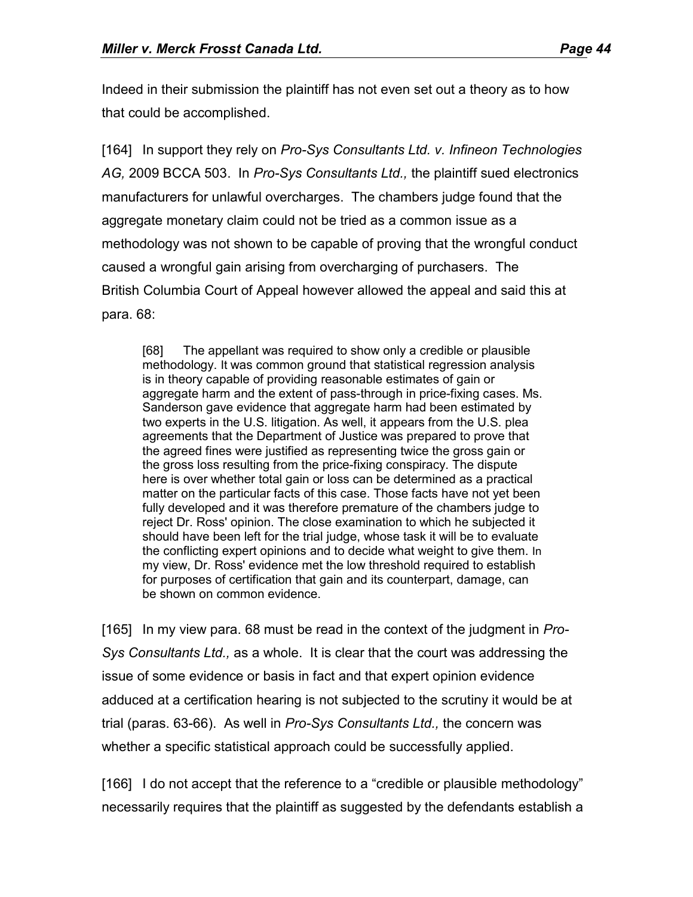Indeed in their submission the plaintiff has not even set out a theory as to how that could be accomplished.

[164] In support they rely on *Pro-Sys Consultants Ltd. v. Infineon Technologies AG,* 2009 BCCA 503. In *Pro-Sys Consultants Ltd.,* the plaintiff sued electronics manufacturers for unlawful overcharges. The chambers judge found that the aggregate monetary claim could not be tried as a common issue as a methodology was not shown to be capable of proving that the wrongful conduct caused a wrongful gain arising from overcharging of purchasers. The British Columbia Court of Appeal however allowed the appeal and said this at para. 68:

> [68] The appellant was required to show only a credible or plausible methodology. It was common ground that statistical regression analysis is in theory capable of providing reasonable estimates of gain or aggregate harm and the extent of pass-through in price-fixing cases. Ms. Sanderson gave evidence that aggregate harm had been estimated by two experts in the U.S. litigation. As well, it appears from the U.S. plea agreements that the Department of Justice was prepared to prove that the agreed fines were justified as representing twice the gross gain or the gross loss resulting from the price-fixing conspiracy. The dispute here is over whether total gain or loss can be determined as a practical matter on the particular facts of this case. Those facts have not yet been fully developed and it was therefore premature of the chambers judge to reject Dr. Ross' opinion. The close examination to which he subjected it should have been left for the trial judge, whose task it will be to evaluate the conflicting expert opinions and to decide what weight to give them. In my view, Dr. Ross' evidence met the low threshold required to establish for purposes of certification that gain and its counterpart, damage, can be shown on common evidence.

[165] In my view para. 68 must be read in the context of the judgment in *Pro-Sys Consultants Ltd.,* as a whole. It is clear that the court was addressing the issue of some evidence or basis in fact and that expert opinion evidence adduced at a certification hearing is not subjected to the scrutiny it would be at trial (paras. 63-66). As well in *Pro-Sys Consultants Ltd.,* the concern was whether a specific statistical approach could be successfully applied.

[166] I do not accept that the reference to a "credible or plausible methodology" necessarily requires that the plaintiff as suggested by the defendants establish a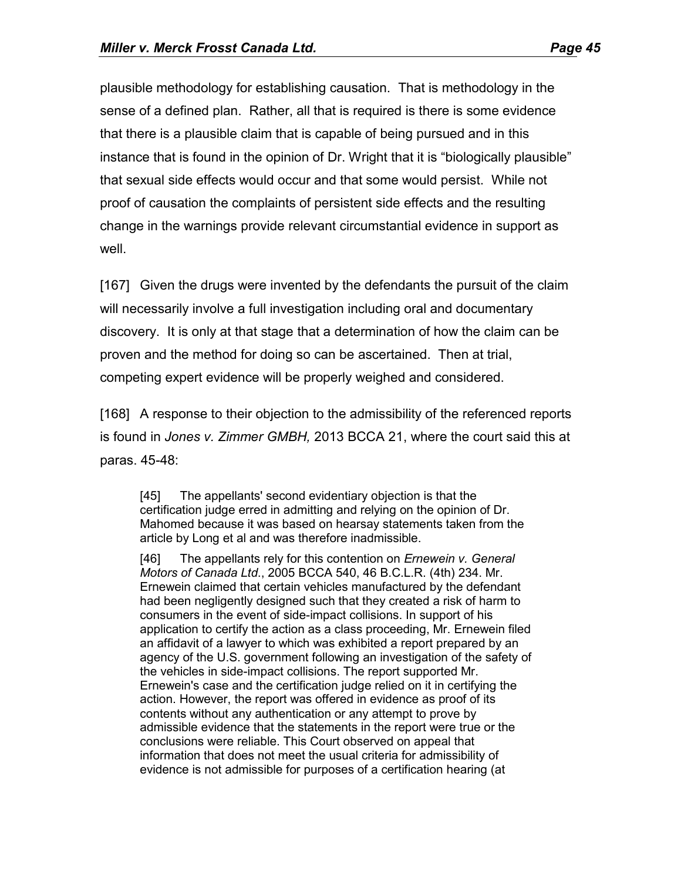plausible methodology for establishing causation. That is methodology in the sense of a defined plan. Rather, all that is required is there is some evidence that there is a plausible claim that is capable of being pursued and in this instance that is found in the opinion of Dr. Wright that it is "biologically plausible" that sexual side effects would occur and that some would persist. While not proof of causation the complaints of persistent side effects and the resulting change in the warnings provide relevant circumstantial evidence in support as well.

[167] Given the drugs were invented by the defendants the pursuit of the claim will necessarily involve a full investigation including oral and documentary discovery. It is only at that stage that a determination of how the claim can be proven and the method for doing so can be ascertained. Then at trial, competing expert evidence will be properly weighed and considered.

[168] A response to their objection to the admissibility of the referenced reports is found in *Jones v. Zimmer GMBH,* 2013 BCCA 21, where the court said this at paras. 45-48:

> [45] The appellants' second evidentiary objection is that the certification judge erred in admitting and relying on the opinion of Dr. Mahomed because it was based on hearsay statements taken from the article by Long et al and was therefore inadmissible.
>
> [46] The appellants rely for this contention on *Ernewein v. General Motors of Canada Ltd.*, 2005 BCCA 540, 46 B.C.L.R. (4th) 234. Mr. Ernewein claimed that certain vehicles manufactured by the defendant had been negligently designed such that they created a risk of harm to consumers in the event of side-impact collisions. In support of his application to certify the action as a class proceeding, Mr. Ernewein filed an affidavit of a lawyer to which was exhibited a report prepared by an agency of the U.S. government following an investigation of the safety of the vehicles in side-impact collisions. The report supported Mr. Ernewein's case and the certification judge relied on it in certifying the action. However, the report was offered in evidence as proof of its contents without any authentication or any attempt to prove by admissible evidence that the statements in the report were true or the conclusions were reliable. This Court observed on appeal that information that does not meet the usual criteria for admissibility of evidence is not admissible for purposes of a certification hearing (at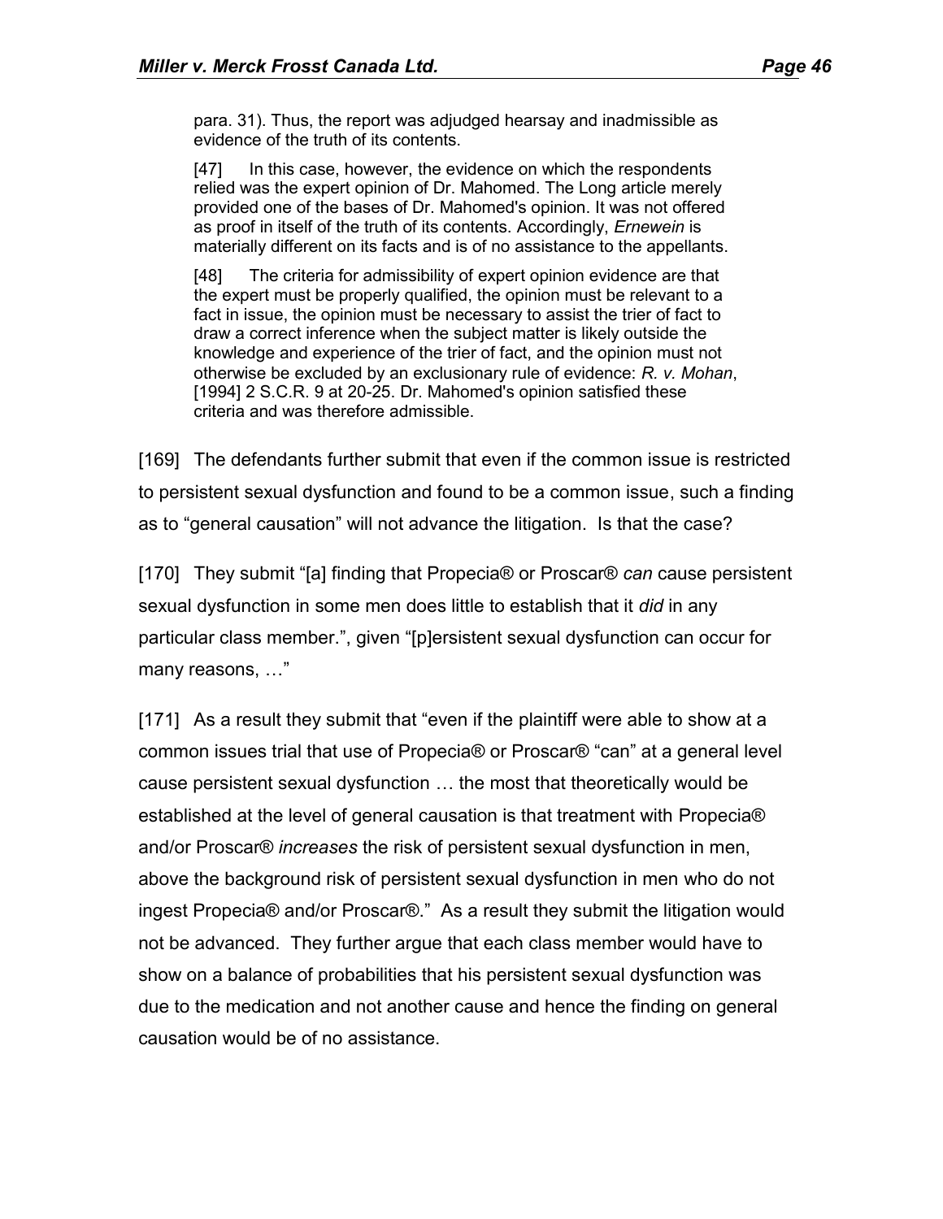> para. 31). Thus, the report was adjudged hearsay and inadmissible as evidence of the truth of its contents.
>
> [47] In this case, however, the evidence on which the respondents relied was the expert opinion of Dr. Mahomed. The Long article merely provided one of the bases of Dr. Mahomed's opinion. It was not offered as proof in itself of the truth of its contents. Accordingly, *Ernewein* is materially different on its facts and is of no assistance to the appellants.
>
> [48] The criteria for admissibility of expert opinion evidence are that the expert must be properly qualified, the opinion must be relevant to a fact in issue, the opinion must be necessary to assist the trier of fact to draw a correct inference when the subject matter is likely outside the knowledge and experience of the trier of fact, and the opinion must not otherwise be excluded by an exclusionary rule of evidence: *R. v. Mohan*, [1994] 2 S.C.R. 9 at 20-25. Dr. Mahomed's opinion satisfied these criteria and was therefore admissible.

[169] The defendants further submit that even if the common issue is restricted to persistent sexual dysfunction and found to be a common issue, such a finding as to "general causation" will not advance the litigation. Is that the case?

[170] They submit "[a] finding that Propecia® or Proscar® *can* cause persistent sexual dysfunction in some men does little to establish that it *did* in any particular class member.", given "[p]ersistent sexual dysfunction can occur for many reasons, …"

[171] As a result they submit that "even if the plaintiff were able to show at a common issues trial that use of Propecia® or Proscar® "can" at a general level cause persistent sexual dysfunction … the most that theoretically would be established at the level of general causation is that treatment with Propecia® and/or Proscar® *increases* the risk of persistent sexual dysfunction in men, above the background risk of persistent sexual dysfunction in men who do not ingest Propecia® and/or Proscar®." As a result they submit the litigation would not be advanced. They further argue that each class member would have to show on a balance of probabilities that his persistent sexual dysfunction was due to the medication and not another cause and hence the finding on general causation would be of no assistance.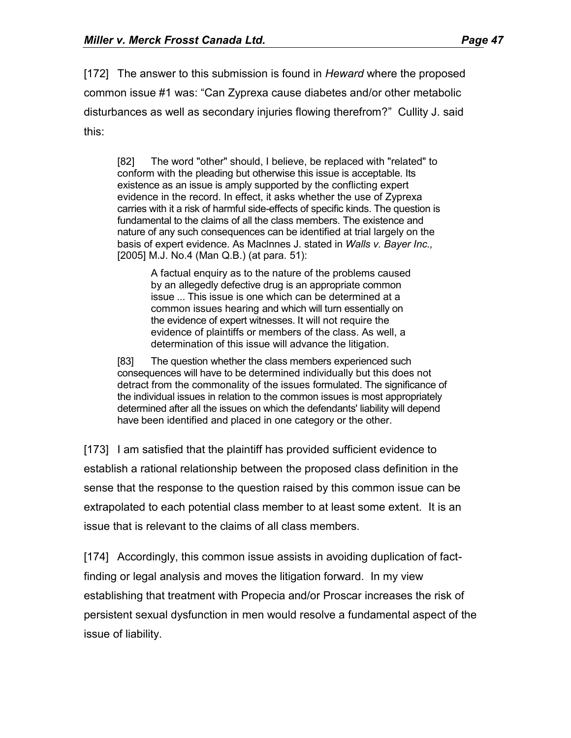[172] The answer to this submission is found in *Heward* where the proposed common issue #1 was: "Can Zyprexa cause diabetes and/or other metabolic disturbances as well as secondary injuries flowing therefrom?" Cullity J. said this:

> [82] The word "other" should, I believe, be replaced with "related" to conform with the pleading but otherwise this issue is acceptable. Its existence as an issue is amply supported by the conflicting expert evidence in the record. In effect, it asks whether the use of Zyprexa carries with it a risk of harmful side-effects of specific kinds. The question is fundamental to the claims of all the class members. The existence and nature of any such consequences can be identified at trial largely on the basis of expert evidence. As MacInnes J. stated in *Walls v. Bayer Inc.,* [2005] M.J. No.4 (Man Q.B.) (at para. 51):
>
> > A factual enquiry as to the nature of the problems caused by an allegedly defective drug is an appropriate common issue ... This issue is one which can be determined at a common issues hearing and which will turn essentially on the evidence of expert witnesses. It will not require the evidence of plaintiffs or members of the class. As well, a determination of this issue will advance the litigation.
>
> [83] The question whether the class members experienced such consequences will have to be determined individually but this does not detract from the commonality of the issues formulated. The significance of the individual issues in relation to the common issues is most appropriately determined after all the issues on which the defendants' liability will depend have been identified and placed in one category or the other.

[173] I am satisfied that the plaintiff has provided sufficient evidence to establish a rational relationship between the proposed class definition in the sense that the response to the question raised by this common issue can be extrapolated to each potential class member to at least some extent. It is an issue that is relevant to the claims of all class members.

[174] Accordingly, this common issue assists in avoiding duplication of fact-finding or legal analysis and moves the litigation forward. In my view establishing that treatment with Propecia and/or Proscar increases the risk of persistent sexual dysfunction in men would resolve a fundamental aspect of the issue of liability.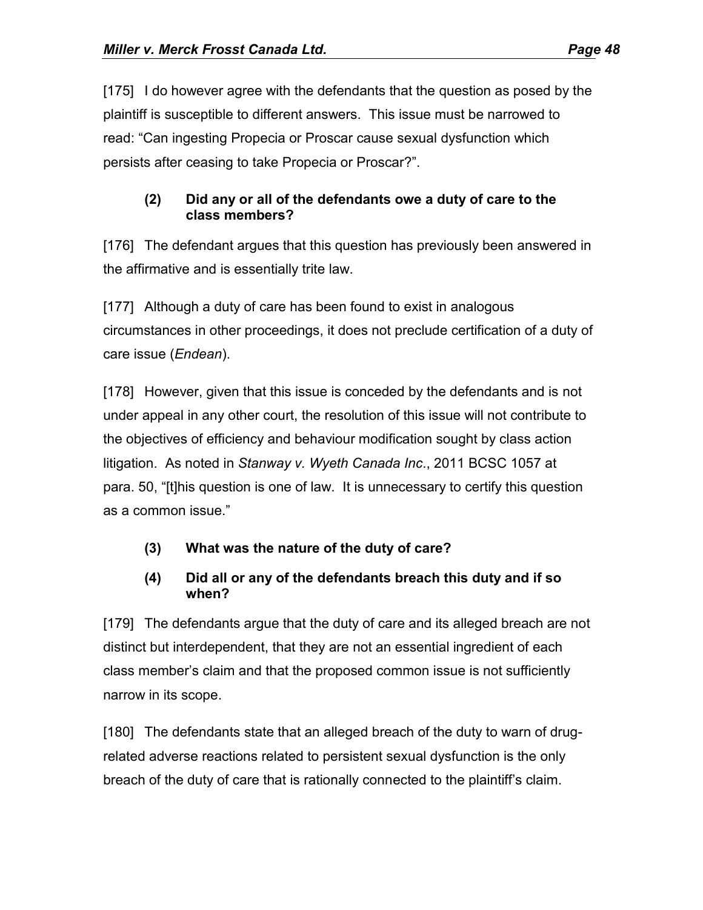[175] I do however agree with the defendants that the question as posed by the plaintiff is susceptible to different answers. This issue must be narrowed to read: "Can ingesting Propecia or Proscar cause sexual dysfunction which persists after ceasing to take Propecia or Proscar?".

### (2) Did any or all of the defendants owe a duty of care to the class members?

[176] The defendant argues that this question has previously been answered in the affirmative and is essentially trite law.

[177] Although a duty of care has been found to exist in analogous circumstances in other proceedings, it does not preclude certification of a duty of care issue (*Endean*).

[178] However, given that this issue is conceded by the defendants and is not under appeal in any other court, the resolution of this issue will not contribute to the objectives of efficiency and behaviour modification sought by class action litigation. As noted in *Stanway v. Wyeth Canada Inc*., 2011 BCSC 1057 at para. 50, "[t]his question is one of law. It is unnecessary to certify this question as a common issue."

### (3) What was the nature of the duty of care?

### (4) Did all or any of the defendants breach this duty and if so when?

[179] The defendants argue that the duty of care and its alleged breach are not distinct but interdependent, that they are not an essential ingredient of each class member's claim and that the proposed common issue is not sufficiently narrow in its scope.

[180] The defendants state that an alleged breach of the duty to warn of drug-related adverse reactions related to persistent sexual dysfunction is the only breach of the duty of care that is rationally connected to the plaintiff's claim.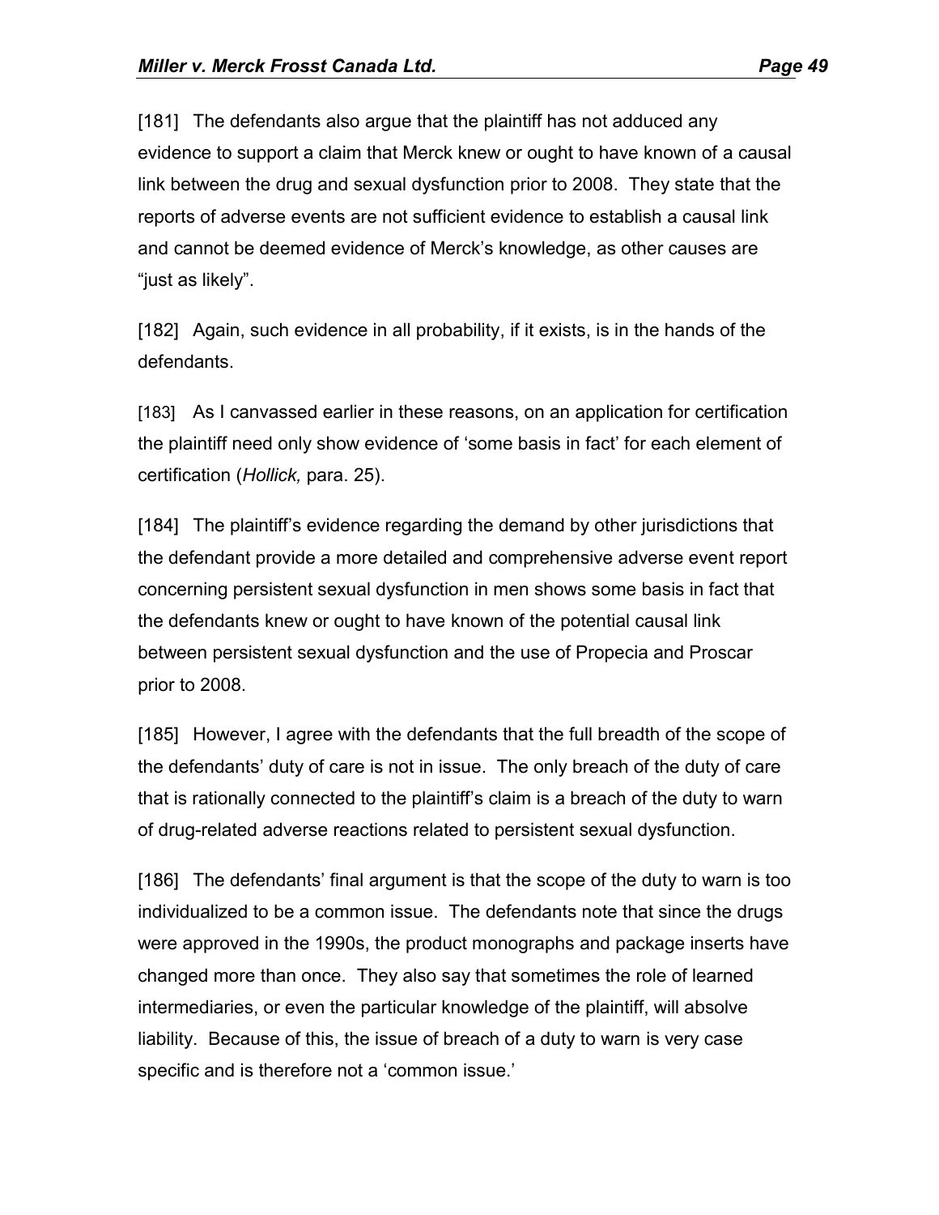[181] The defendants also argue that the plaintiff has not adduced any evidence to support a claim that Merck knew or ought to have known of a causal link between the drug and sexual dysfunction prior to 2008. They state that the reports of adverse events are not sufficient evidence to establish a causal link and cannot be deemed evidence of Merck's knowledge, as other causes are "just as likely".

[182] Again, such evidence in all probability, if it exists, is in the hands of the defendants.

[183] As I canvassed earlier in these reasons, on an application for certification the plaintiff need only show evidence of 'some basis in fact' for each element of certification (*Hollick,* para. 25).

[184] The plaintiff's evidence regarding the demand by other jurisdictions that the defendant provide a more detailed and comprehensive adverse event report concerning persistent sexual dysfunction in men shows some basis in fact that the defendants knew or ought to have known of the potential causal link between persistent sexual dysfunction and the use of Propecia and Proscar prior to 2008.

[185] However, I agree with the defendants that the full breadth of the scope of the defendants' duty of care is not in issue. The only breach of the duty of care that is rationally connected to the plaintiff's claim is a breach of the duty to warn of drug-related adverse reactions related to persistent sexual dysfunction.

[186] The defendants' final argument is that the scope of the duty to warn is too individualized to be a common issue. The defendants note that since the drugs were approved in the 1990s, the product monographs and package inserts have changed more than once. They also say that sometimes the role of learned intermediaries, or even the particular knowledge of the plaintiff, will absolve liability. Because of this, the issue of breach of a duty to warn is very case specific and is therefore not a 'common issue.'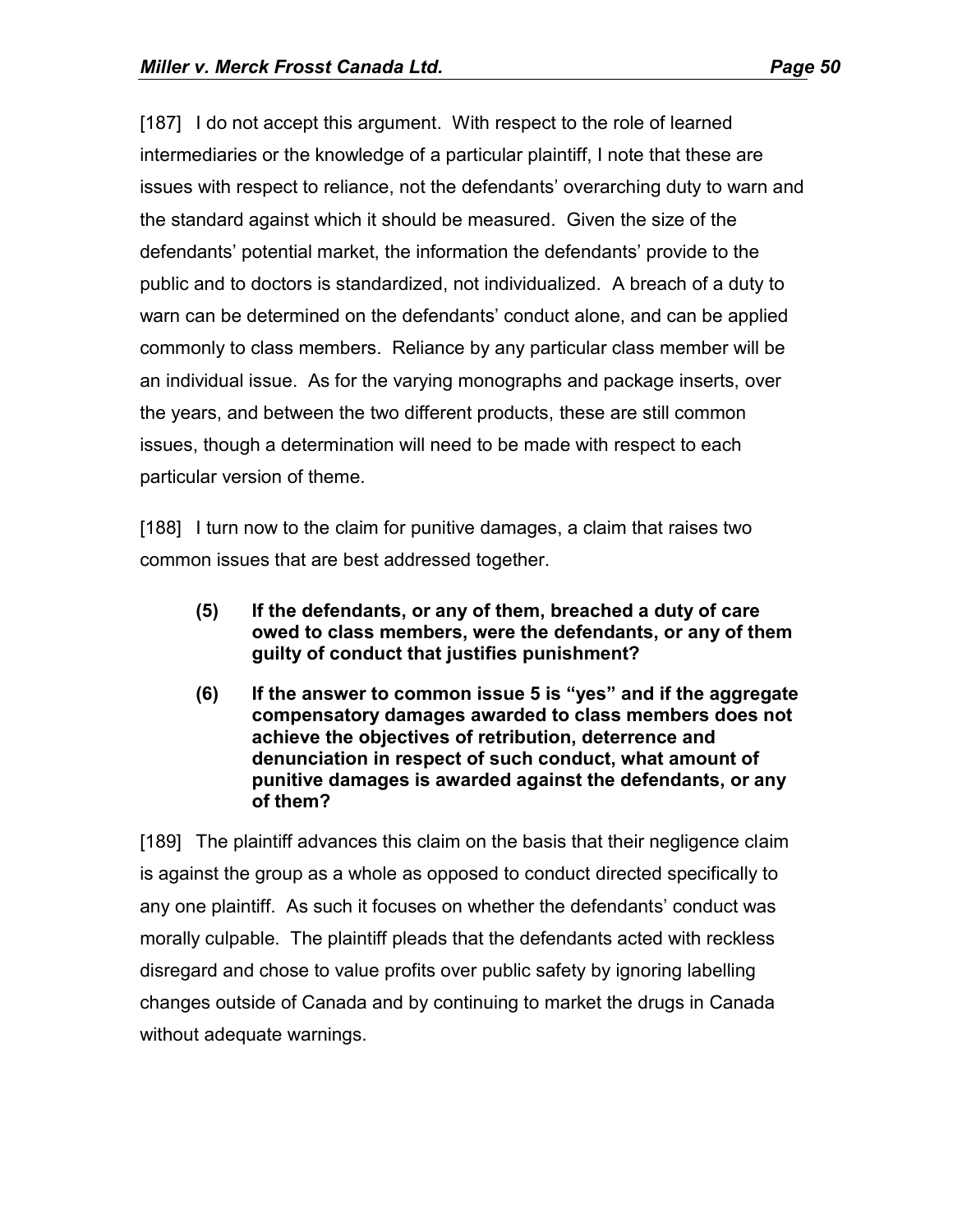[187] I do not accept this argument. With respect to the role of learned intermediaries or the knowledge of a particular plaintiff, I note that these are issues with respect to reliance, not the defendants' overarching duty to warn and the standard against which it should be measured. Given the size of the defendants' potential market, the information the defendants' provide to the public and to doctors is standardized, not individualized. A breach of a duty to warn can be determined on the defendants' conduct alone, and can be applied commonly to class members. Reliance by any particular class member will be an individual issue. As for the varying monographs and package inserts, over the years, and between the two different products, these are still common issues, though a determination will need to be made with respect to each particular version of theme.

[188] I turn now to the claim for punitive damages, a claim that raises two common issues that are best addressed together.

> **(5) If the defendants, or any of them, breached a duty of care owed to class members, were the defendants, or any of them guilty of conduct that justifies punishment?**
>
> **(6) If the answer to common issue 5 is "yes" and if the aggregate compensatory damages awarded to class members does not achieve the objectives of retribution, deterrence and denunciation in respect of such conduct, what amount of punitive damages is awarded against the defendants, or any of them?**

[189] The plaintiff advances this claim on the basis that their negligence claim is against the group as a whole as opposed to conduct directed specifically to any one plaintiff. As such it focuses on whether the defendants' conduct was morally culpable. The plaintiff pleads that the defendants acted with reckless disregard and chose to value profits over public safety by ignoring labelling changes outside of Canada and by continuing to market the drugs in Canada without adequate warnings.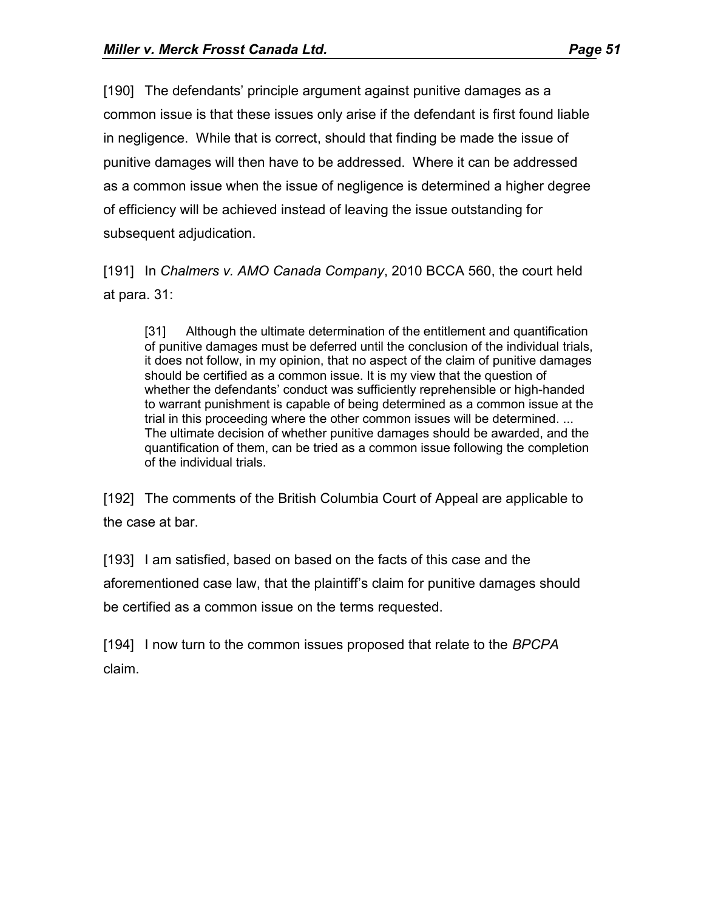[190] The defendants' principle argument against punitive damages as a common issue is that these issues only arise if the defendant is first found liable in negligence. While that is correct, should that finding be made the issue of punitive damages will then have to be addressed. Where it can be addressed as a common issue when the issue of negligence is determined a higher degree of efficiency will be achieved instead of leaving the issue outstanding for subsequent adjudication.

[191] In *Chalmers v. AMO Canada Company*, 2010 BCCA 560, the court held at para. 31:

> [31] Although the ultimate determination of the entitlement and quantification of punitive damages must be deferred until the conclusion of the individual trials, it does not follow, in my opinion, that no aspect of the claim of punitive damages should be certified as a common issue. It is my view that the question of whether the defendants' conduct was sufficiently reprehensible or high-handed to warrant punishment is capable of being determined as a common issue at the trial in this proceeding where the other common issues will be determined. ... The ultimate decision of whether punitive damages should be awarded, and the quantification of them, can be tried as a common issue following the completion of the individual trials.

[192] The comments of the British Columbia Court of Appeal are applicable to the case at bar.

[193] I am satisfied, based on based on the facts of this case and the aforementioned case law, that the plaintiff's claim for punitive damages should be certified as a common issue on the terms requested.

[194] I now turn to the common issues proposed that relate to the *BPCPA* claim.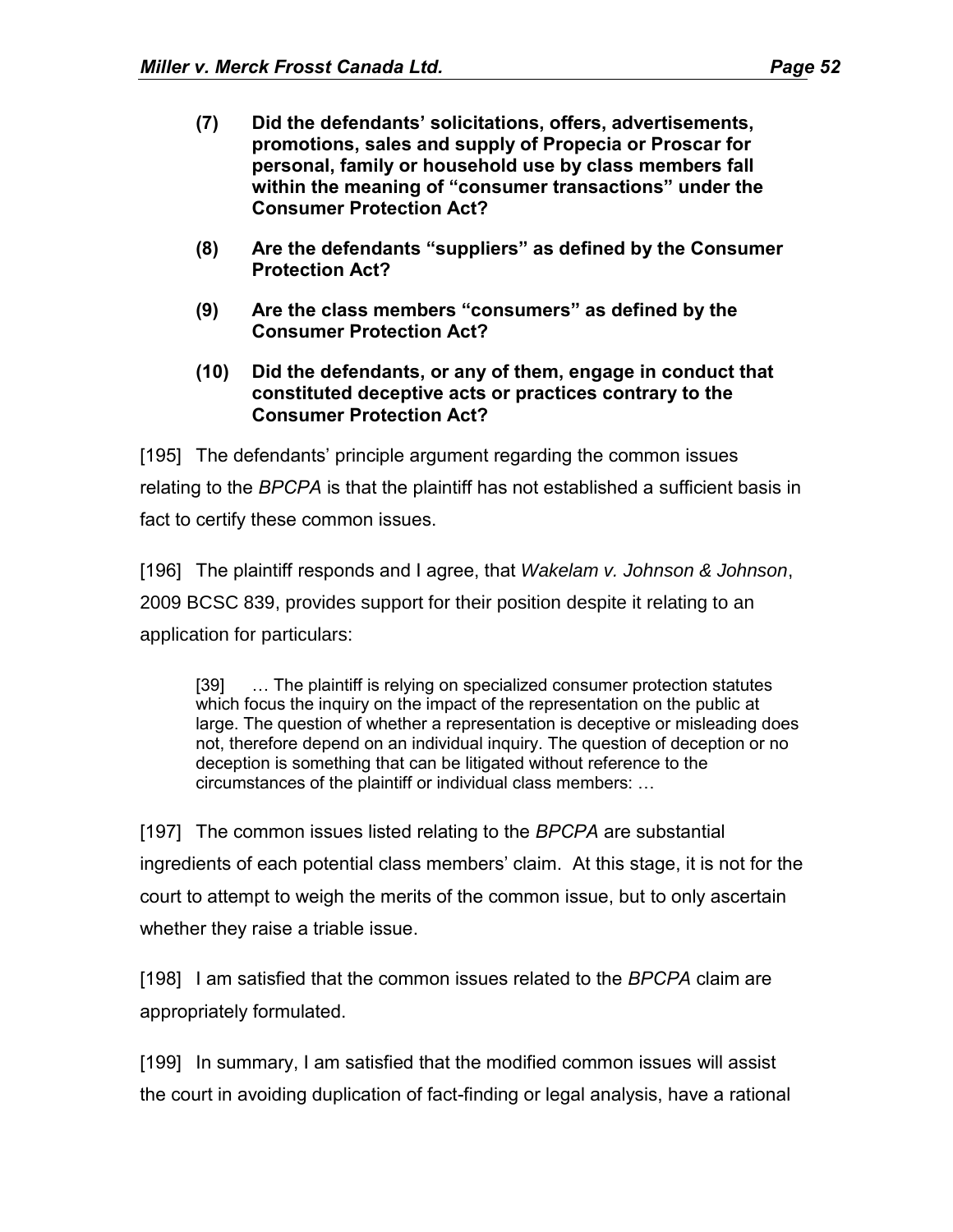**(7) Did the defendants' solicitations, offers, advertisements, promotions, sales and supply of Propecia or Proscar for personal, family or household use by class members fall within the meaning of "consumer transactions" under the Consumer Protection Act?**

**(8) Are the defendants "suppliers" as defined by the Consumer Protection Act?**

**(9) Are the class members "consumers" as defined by the Consumer Protection Act?**

**(10) Did the defendants, or any of them, engage in conduct that constituted deceptive acts or practices contrary to the Consumer Protection Act?**

[195] The defendants' principle argument regarding the common issues relating to the *BPCPA* is that the plaintiff has not established a sufficient basis in fact to certify these common issues.

[196] The plaintiff responds and I agree, that *Wakelam v. Johnson & Johnson*, 2009 BCSC 839, provides support for their position despite it relating to an application for particulars:

> [39] … The plaintiff is relying on specialized consumer protection statutes which focus the inquiry on the impact of the representation on the public at large. The question of whether a representation is deceptive or misleading does not, therefore depend on an individual inquiry. The question of deception or no deception is something that can be litigated without reference to the circumstances of the plaintiff or individual class members: …

[197] The common issues listed relating to the *BPCPA* are substantial ingredients of each potential class members' claim. At this stage, it is not for the court to attempt to weigh the merits of the common issue, but to only ascertain whether they raise a triable issue.

[198] I am satisfied that the common issues related to the *BPCPA* claim are appropriately formulated.

[199] In summary, I am satisfied that the modified common issues will assist the court in avoiding duplication of fact-finding or legal analysis, have a rational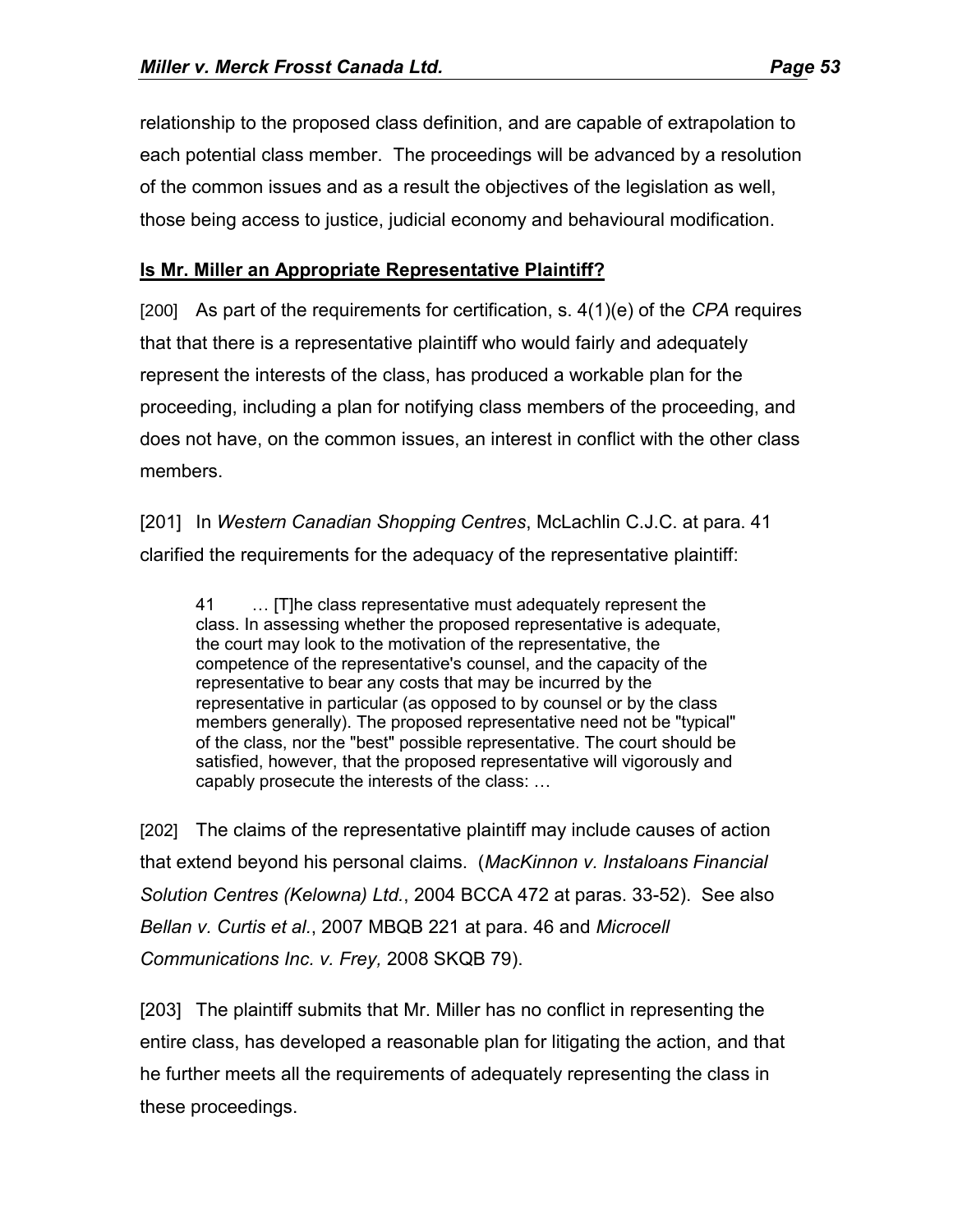relationship to the proposed class definition, and are capable of extrapolation to each potential class member. The proceedings will be advanced by a resolution of the common issues and as a result the objectives of the legislation as well, those being access to justice, judicial economy and behavioural modification.

**Is Mr. Miller an Appropriate Representative Plaintiff?**

[200] As part of the requirements for certification, s. 4(1)(e) of the *CPA* requires that that there is a representative plaintiff who would fairly and adequately represent the interests of the class, has produced a workable plan for the proceeding, including a plan for notifying class members of the proceeding, and does not have, on the common issues, an interest in conflict with the other class members.

[201] In *Western Canadian Shopping Centres*, McLachlin C.J.C. at para. 41 clarified the requirements for the adequacy of the representative plaintiff:

> 41 … [T]he class representative must adequately represent the class. In assessing whether the proposed representative is adequate, the court may look to the motivation of the representative, the competence of the representative's counsel, and the capacity of the representative to bear any costs that may be incurred by the representative in particular (as opposed to by counsel or by the class members generally). The proposed representative need not be "typical" of the class, nor the "best" possible representative. The court should be satisfied, however, that the proposed representative will vigorously and capably prosecute the interests of the class: …

[202] The claims of the representative plaintiff may include causes of action that extend beyond his personal claims. (*MacKinnon v. Instaloans Financial Solution Centres (Kelowna) Ltd.*, 2004 BCCA 472 at paras. 33-52). See also *Bellan v. Curtis et al.*, 2007 MBQB 221 at para. 46 and *Microcell Communications Inc. v. Frey,* 2008 SKQB 79).

[203] The plaintiff submits that Mr. Miller has no conflict in representing the entire class, has developed a reasonable plan for litigating the action, and that he further meets all the requirements of adequately representing the class in these proceedings.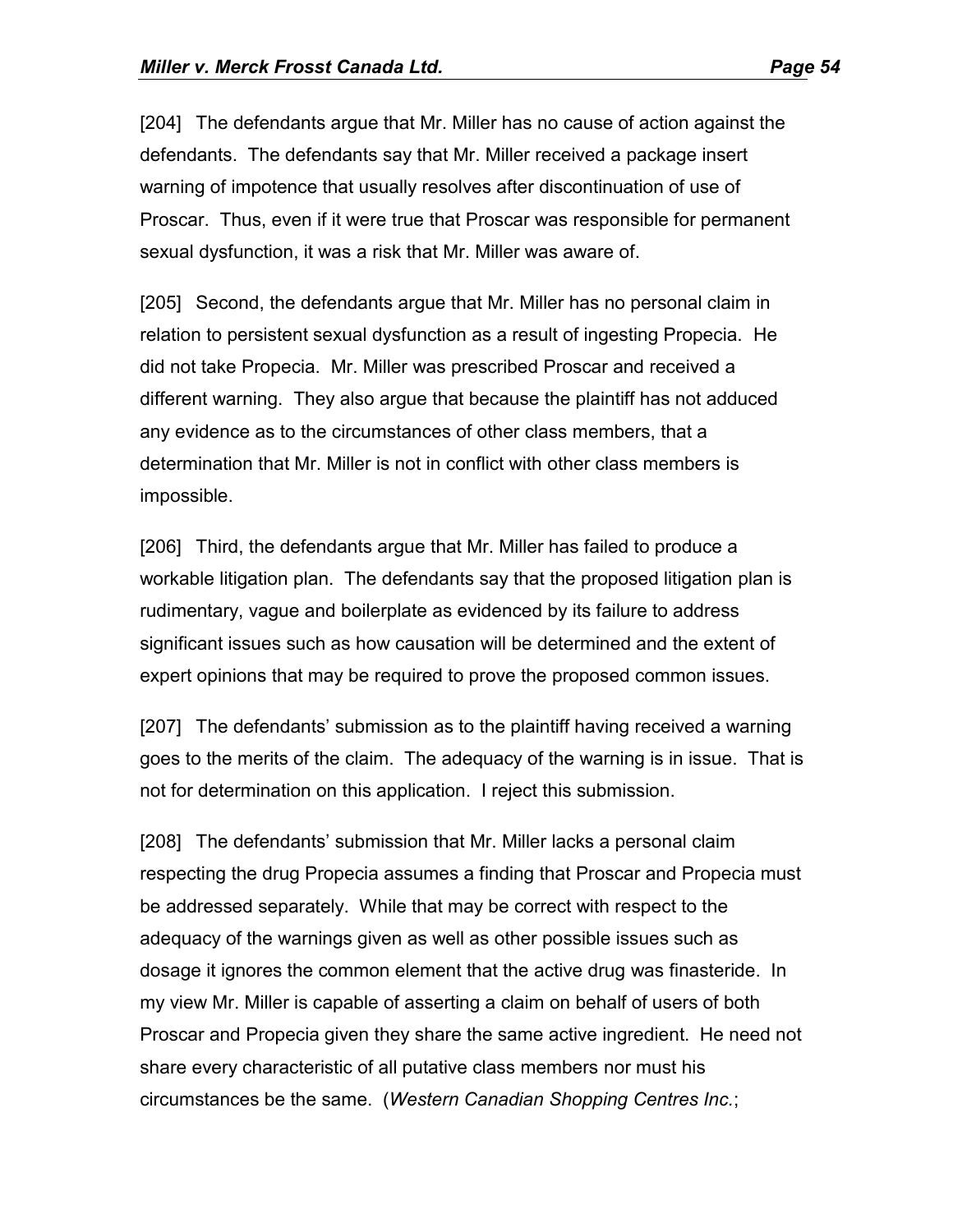[204] The defendants argue that Mr. Miller has no cause of action against the defendants. The defendants say that Mr. Miller received a package insert warning of impotence that usually resolves after discontinuation of use of Proscar. Thus, even if it were true that Proscar was responsible for permanent sexual dysfunction, it was a risk that Mr. Miller was aware of.

[205] Second, the defendants argue that Mr. Miller has no personal claim in relation to persistent sexual dysfunction as a result of ingesting Propecia. He did not take Propecia. Mr. Miller was prescribed Proscar and received a different warning. They also argue that because the plaintiff has not adduced any evidence as to the circumstances of other class members, that a determination that Mr. Miller is not in conflict with other class members is impossible.

[206] Third, the defendants argue that Mr. Miller has failed to produce a workable litigation plan. The defendants say that the proposed litigation plan is rudimentary, vague and boilerplate as evidenced by its failure to address significant issues such as how causation will be determined and the extent of expert opinions that may be required to prove the proposed common issues.

[207] The defendants' submission as to the plaintiff having received a warning goes to the merits of the claim. The adequacy of the warning is in issue. That is not for determination on this application. I reject this submission.

[208] The defendants' submission that Mr. Miller lacks a personal claim respecting the drug Propecia assumes a finding that Proscar and Propecia must be addressed separately. While that may be correct with respect to the adequacy of the warnings given as well as other possible issues such as dosage it ignores the common element that the active drug was finasteride. In my view Mr. Miller is capable of asserting a claim on behalf of users of both Proscar and Propecia given they share the same active ingredient. He need not share every characteristic of all putative class members nor must his circumstances be the same. (*Western Canadian Shopping Centres Inc.*;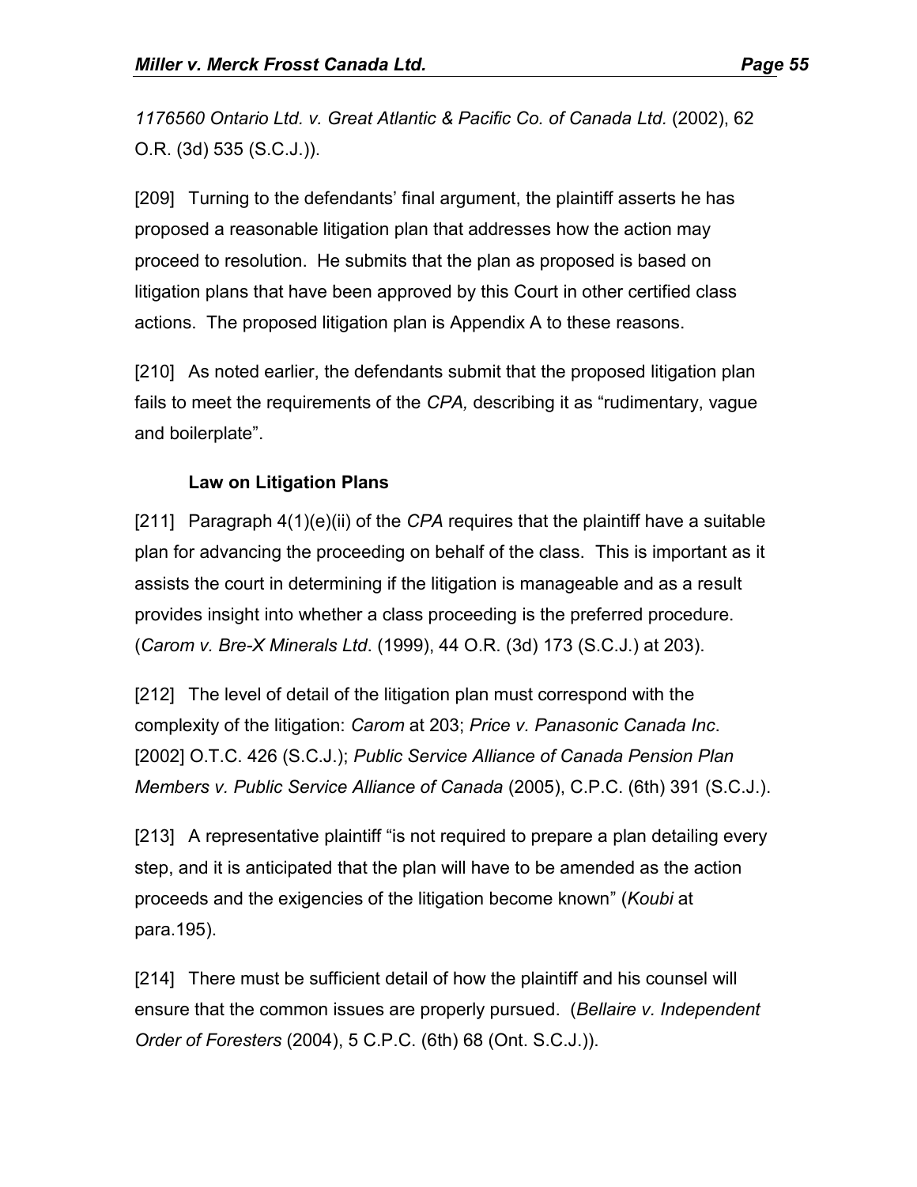*1176560 Ontario Ltd. v. Great Atlantic & Pacific Co. of Canada Ltd.* (2002), 62 O.R. (3d) 535 (S.C.J.)).

[209] Turning to the defendants' final argument, the plaintiff asserts he has proposed a reasonable litigation plan that addresses how the action may proceed to resolution. He submits that the plan as proposed is based on litigation plans that have been approved by this Court in other certified class actions. The proposed litigation plan is Appendix A to these reasons.

[210] As noted earlier, the defendants submit that the proposed litigation plan fails to meet the requirements of the *CPA,* describing it as "rudimentary, vague and boilerplate".

**Law on Litigation Plans**

[211] Paragraph 4(1)(e)(ii) of the *CPA* requires that the plaintiff have a suitable plan for advancing the proceeding on behalf of the class. This is important as it assists the court in determining if the litigation is manageable and as a result provides insight into whether a class proceeding is the preferred procedure. (*Carom v. Bre-X Minerals Ltd*. (1999), 44 O.R. (3d) 173 (S.C.J.) at 203).

[212] The level of detail of the litigation plan must correspond with the complexity of the litigation: *Carom* at 203; *Price v. Panasonic Canada Inc*. [2002] O.T.C. 426 (S.C.J.); *Public Service Alliance of Canada Pension Plan Members v. Public Service Alliance of Canada* (2005), C.P.C. (6th) 391 (S.C.J.).

[213] A representative plaintiff "is not required to prepare a plan detailing every step, and it is anticipated that the plan will have to be amended as the action proceeds and the exigencies of the litigation become known" (*Koubi* at para.195).

[214] There must be sufficient detail of how the plaintiff and his counsel will ensure that the common issues are properly pursued. (*Bellaire v. Independent Order of Foresters* (2004), 5 C.P.C. (6th) 68 (Ont. S.C.J.)).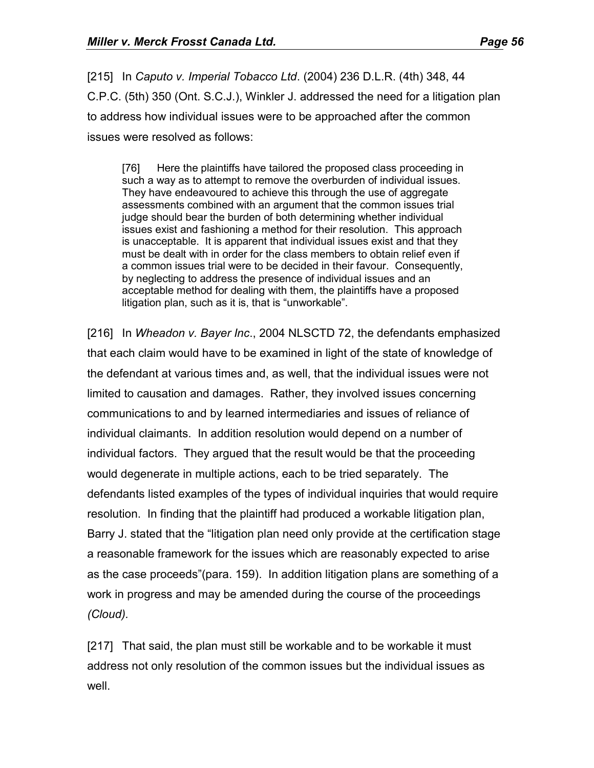[215] In *Caputo v. Imperial Tobacco Ltd*. (2004) 236 D.L.R. (4th) 348, 44 C.P.C. (5th) 350 (Ont. S.C.J.), Winkler J. addressed the need for a litigation plan to address how individual issues were to be approached after the common issues were resolved as follows:

> [76] Here the plaintiffs have tailored the proposed class proceeding in such a way as to attempt to remove the overburden of individual issues. They have endeavoured to achieve this through the use of aggregate assessments combined with an argument that the common issues trial judge should bear the burden of both determining whether individual issues exist and fashioning a method for their resolution. This approach is unacceptable. It is apparent that individual issues exist and that they must be dealt with in order for the class members to obtain relief even if a common issues trial were to be decided in their favour. Consequently, by neglecting to address the presence of individual issues and an acceptable method for dealing with them, the plaintiffs have a proposed litigation plan, such as it is, that is "unworkable".

[216] In *Wheadon v. Bayer Inc*., 2004 NLSCTD 72, the defendants emphasized that each claim would have to be examined in light of the state of knowledge of the defendant at various times and, as well, that the individual issues were not limited to causation and damages. Rather, they involved issues concerning communications to and by learned intermediaries and issues of reliance of individual claimants. In addition resolution would depend on a number of individual factors. They argued that the result would be that the proceeding would degenerate in multiple actions, each to be tried separately. The defendants listed examples of the types of individual inquiries that would require resolution. In finding that the plaintiff had produced a workable litigation plan, Barry J. stated that the "litigation plan need only provide at the certification stage a reasonable framework for the issues which are reasonably expected to arise as the case proceeds"(para. 159). In addition litigation plans are something of a work in progress and may be amended during the course of the proceedings *(Cloud).*

[217] That said, the plan must still be workable and to be workable it must address not only resolution of the common issues but the individual issues as well.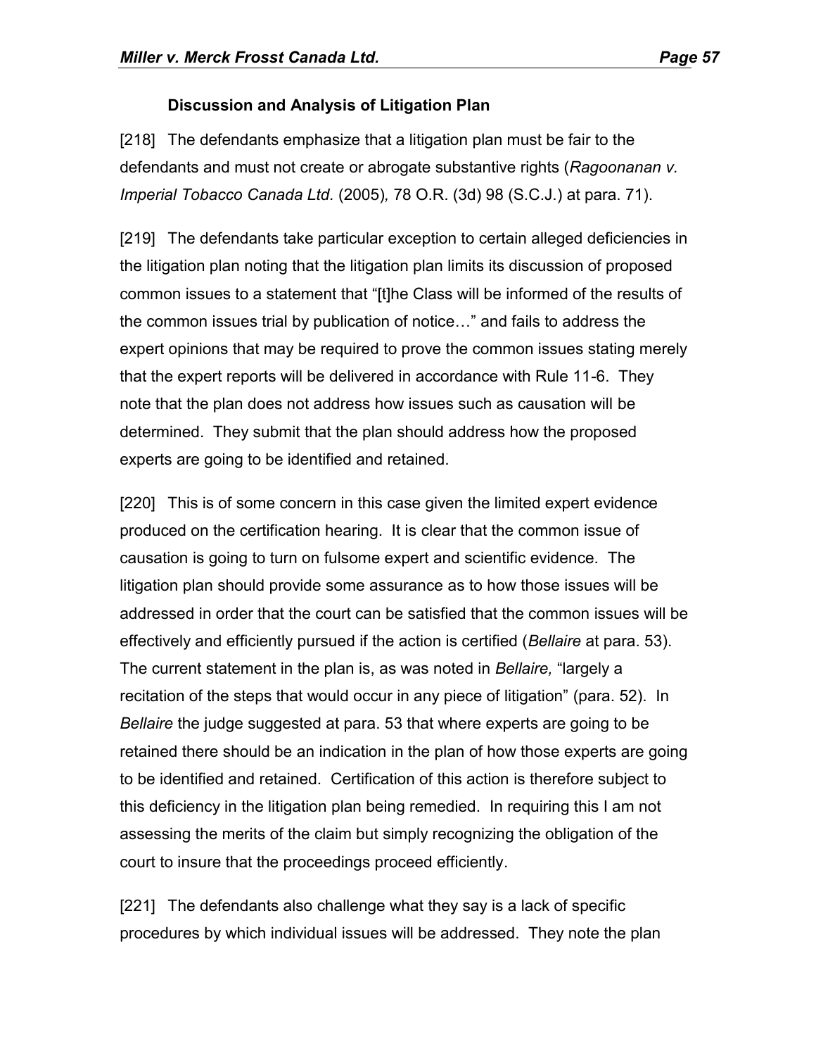### Discussion and Analysis of Litigation Plan

[218] The defendants emphasize that a litigation plan must be fair to the defendants and must not create or abrogate substantive rights (*Ragoonanan v. Imperial Tobacco Canada Ltd*. (2005), 78 O.R. (3d) 98 (S.C.J.) at para. 71).

[219] The defendants take particular exception to certain alleged deficiencies in the litigation plan noting that the litigation plan limits its discussion of proposed common issues to a statement that "[t]he Class will be informed of the results of the common issues trial by publication of notice…" and fails to address the expert opinions that may be required to prove the common issues stating merely that the expert reports will be delivered in accordance with Rule 11-6. They note that the plan does not address how issues such as causation will be determined. They submit that the plan should address how the proposed experts are going to be identified and retained.

[220] This is of some concern in this case given the limited expert evidence produced on the certification hearing. It is clear that the common issue of causation is going to turn on fulsome expert and scientific evidence. The litigation plan should provide some assurance as to how those issues will be addressed in order that the court can be satisfied that the common issues will be effectively and efficiently pursued if the action is certified (*Bellaire* at para. 53). The current statement in the plan is, as was noted in *Bellaire,* "largely a recitation of the steps that would occur in any piece of litigation" (para. 52). In *Bellaire* the judge suggested at para. 53 that where experts are going to be retained there should be an indication in the plan of how those experts are going to be identified and retained. Certification of this action is therefore subject to this deficiency in the litigation plan being remedied. In requiring this I am not assessing the merits of the claim but simply recognizing the obligation of the court to insure that the proceedings proceed efficiently.

[221] The defendants also challenge what they say is a lack of specific procedures by which individual issues will be addressed. They note the plan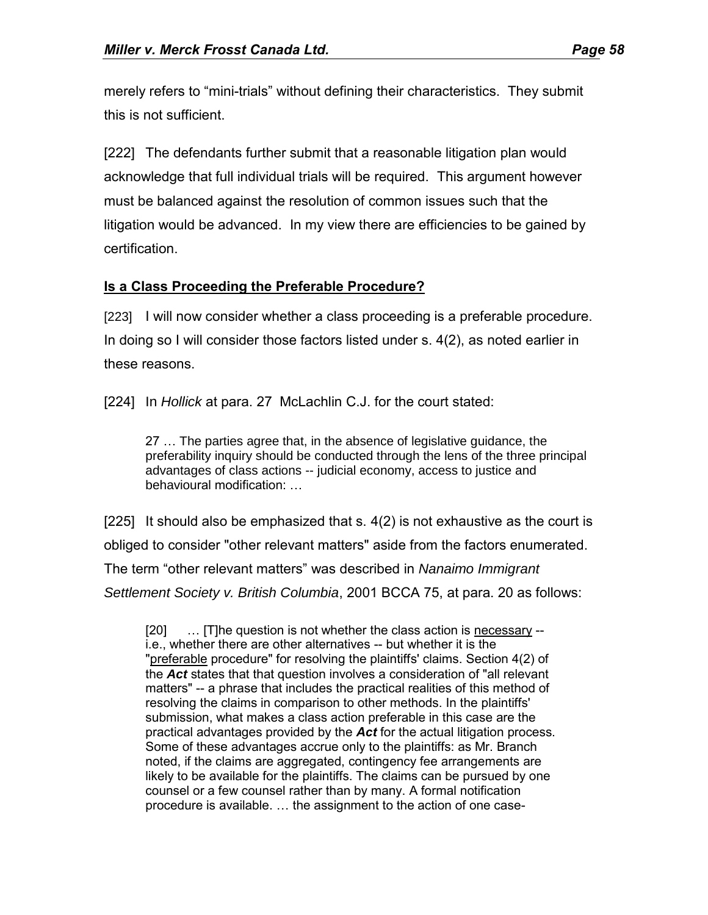merely refers to "mini-trials" without defining their characteristics. They submit this is not sufficient.

[222] The defendants further submit that a reasonable litigation plan would acknowledge that full individual trials will be required. This argument however must be balanced against the resolution of common issues such that the litigation would be advanced. In my view there are efficiencies to be gained by certification.

## Is a Class Proceeding the Preferable Procedure?

[223] I will now consider whether a class proceeding is a preferable procedure. In doing so I will consider those factors listed under s. 4(2), as noted earlier in these reasons.

[224] In *Hollick* at para. 27 McLachlin C.J. for the court stated:

> 27 … The parties agree that, in the absence of legislative guidance, the preferability inquiry should be conducted through the lens of the three principal advantages of class actions -- judicial economy, access to justice and behavioural modification: …

[225] It should also be emphasized that s. 4(2) is not exhaustive as the court is obliged to consider "other relevant matters" aside from the factors enumerated. The term "other relevant matters" was described in *Nanaimo Immigrant Settlement Society v. British Columbia*, 2001 BCCA 75, at para. 20 as follows:

> [20] … [T]he question is not whether the class action is <u>necessary</u> -- i.e., whether there are other alternatives -- but whether it is the "<u>preferable</u> procedure" for resolving the plaintiffs' claims. Section 4(2) of the ***Act*** states that that question involves a consideration of "all relevant matters" -- a phrase that includes the practical realities of this method of resolving the claims in comparison to other methods. In the plaintiffs' submission, what makes a class action preferable in this case are the practical advantages provided by the ***Act*** for the actual litigation process. Some of these advantages accrue only to the plaintiffs: as Mr. Branch noted, if the claims are aggregated, contingency fee arrangements are likely to be available for the plaintiffs. The claims can be pursued by one counsel or a few counsel rather than by many. A formal notification procedure is available. … the assignment to the action of one case-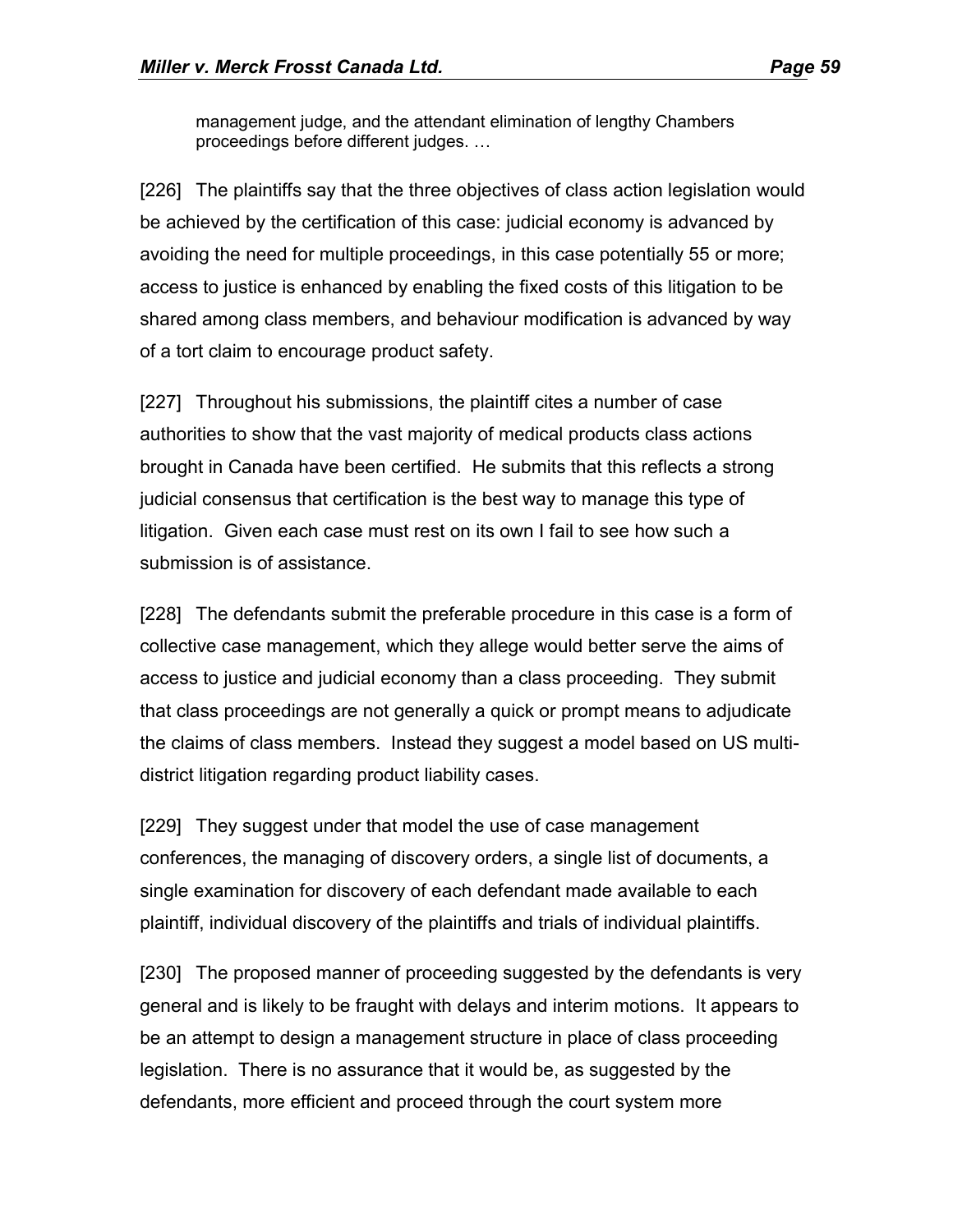> management judge, and the attendant elimination of lengthy Chambers proceedings before different judges. …

[226] The plaintiffs say that the three objectives of class action legislation would be achieved by the certification of this case: judicial economy is advanced by avoiding the need for multiple proceedings, in this case potentially 55 or more; access to justice is enhanced by enabling the fixed costs of this litigation to be shared among class members, and behaviour modification is advanced by way of a tort claim to encourage product safety.

[227] Throughout his submissions, the plaintiff cites a number of case authorities to show that the vast majority of medical products class actions brought in Canada have been certified. He submits that this reflects a strong judicial consensus that certification is the best way to manage this type of litigation. Given each case must rest on its own I fail to see how such a submission is of assistance.

[228] The defendants submit the preferable procedure in this case is a form of collective case management, which they allege would better serve the aims of access to justice and judicial economy than a class proceeding. They submit that class proceedings are not generally a quick or prompt means to adjudicate the claims of class members. Instead they suggest a model based on US multi-district litigation regarding product liability cases.

[229] They suggest under that model the use of case management conferences, the managing of discovery orders, a single list of documents, a single examination for discovery of each defendant made available to each plaintiff, individual discovery of the plaintiffs and trials of individual plaintiffs.

[230] The proposed manner of proceeding suggested by the defendants is very general and is likely to be fraught with delays and interim motions. It appears to be an attempt to design a management structure in place of class proceeding legislation. There is no assurance that it would be, as suggested by the defendants, more efficient and proceed through the court system more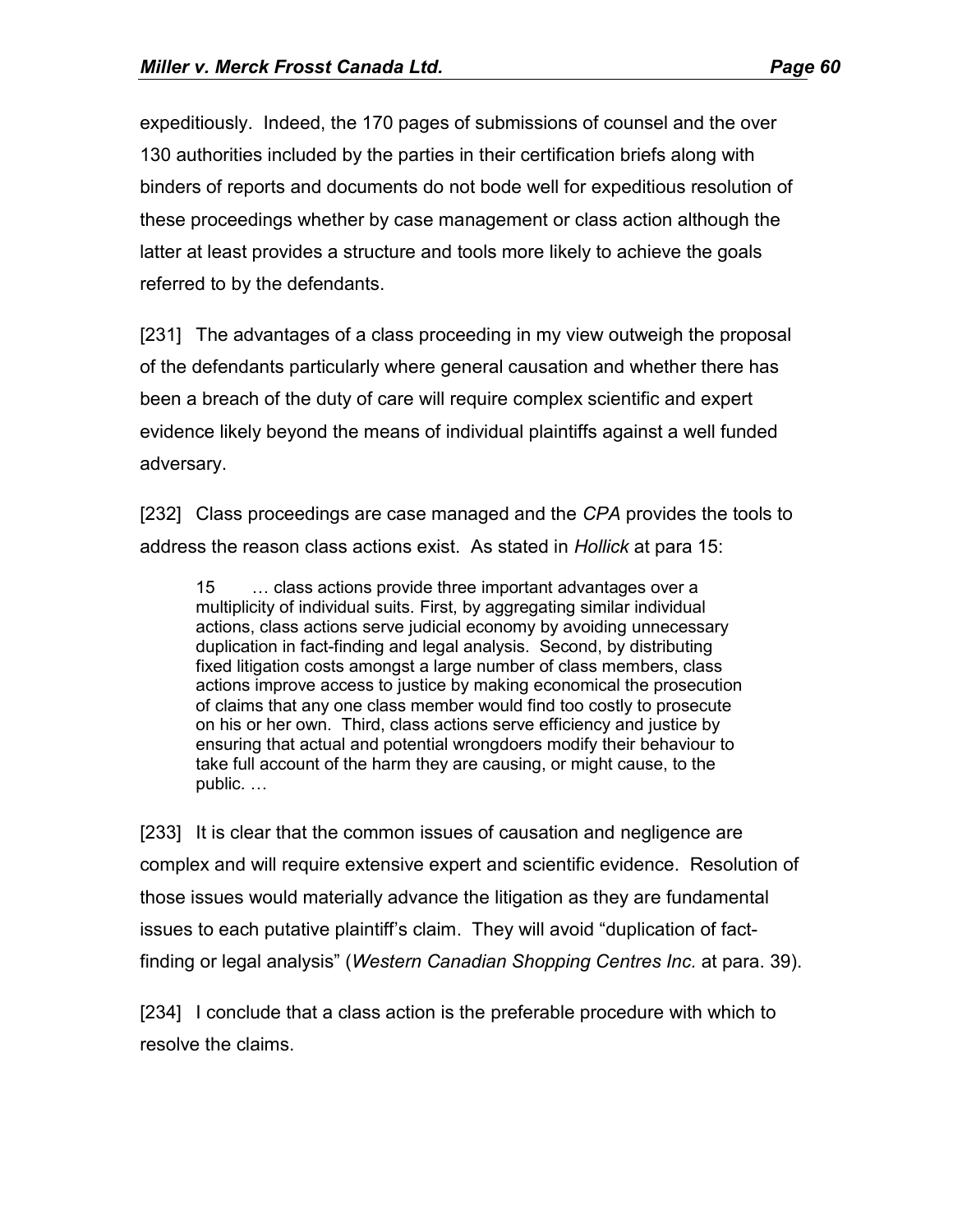expeditiously. Indeed, the 170 pages of submissions of counsel and the over 130 authorities included by the parties in their certification briefs along with binders of reports and documents do not bode well for expeditious resolution of these proceedings whether by case management or class action although the latter at least provides a structure and tools more likely to achieve the goals referred to by the defendants.

[231] The advantages of a class proceeding in my view outweigh the proposal of the defendants particularly where general causation and whether there has been a breach of the duty of care will require complex scientific and expert evidence likely beyond the means of individual plaintiffs against a well funded adversary.

[232] Class proceedings are case managed and the *CPA* provides the tools to address the reason class actions exist. As stated in *Hollick* at para 15:

> 15 … class actions provide three important advantages over a multiplicity of individual suits. First, by aggregating similar individual actions, class actions serve judicial economy by avoiding unnecessary duplication in fact-finding and legal analysis. Second, by distributing fixed litigation costs amongst a large number of class members, class actions improve access to justice by making economical the prosecution of claims that any one class member would find too costly to prosecute on his or her own. Third, class actions serve efficiency and justice by ensuring that actual and potential wrongdoers modify their behaviour to take full account of the harm they are causing, or might cause, to the public. …

[233] It is clear that the common issues of causation and negligence are complex and will require extensive expert and scientific evidence. Resolution of those issues would materially advance the litigation as they are fundamental issues to each putative plaintiff's claim. They will avoid "duplication of fact-finding or legal analysis" (*Western Canadian Shopping Centres Inc.* at para. 39).

[234] I conclude that a class action is the preferable procedure with which to resolve the claims.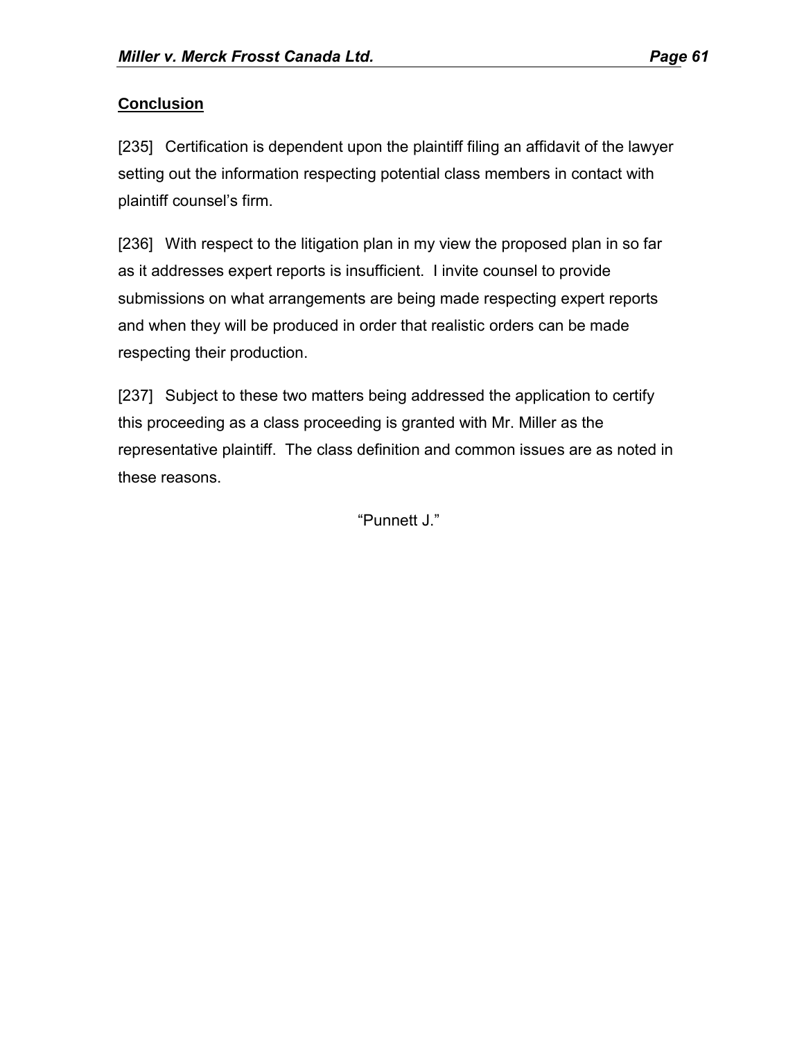## Conclusion

[235] Certification is dependent upon the plaintiff filing an affidavit of the lawyer setting out the information respecting potential class members in contact with plaintiff counsel's firm.

[236] With respect to the litigation plan in my view the proposed plan in so far as it addresses expert reports is insufficient. I invite counsel to provide submissions on what arrangements are being made respecting expert reports and when they will be produced in order that realistic orders can be made respecting their production.

[237] Subject to these two matters being addressed the application to certify this proceeding as a class proceeding is granted with Mr. Miller as the representative plaintiff. The class definition and common issues are as noted in these reasons.

"Punnett J."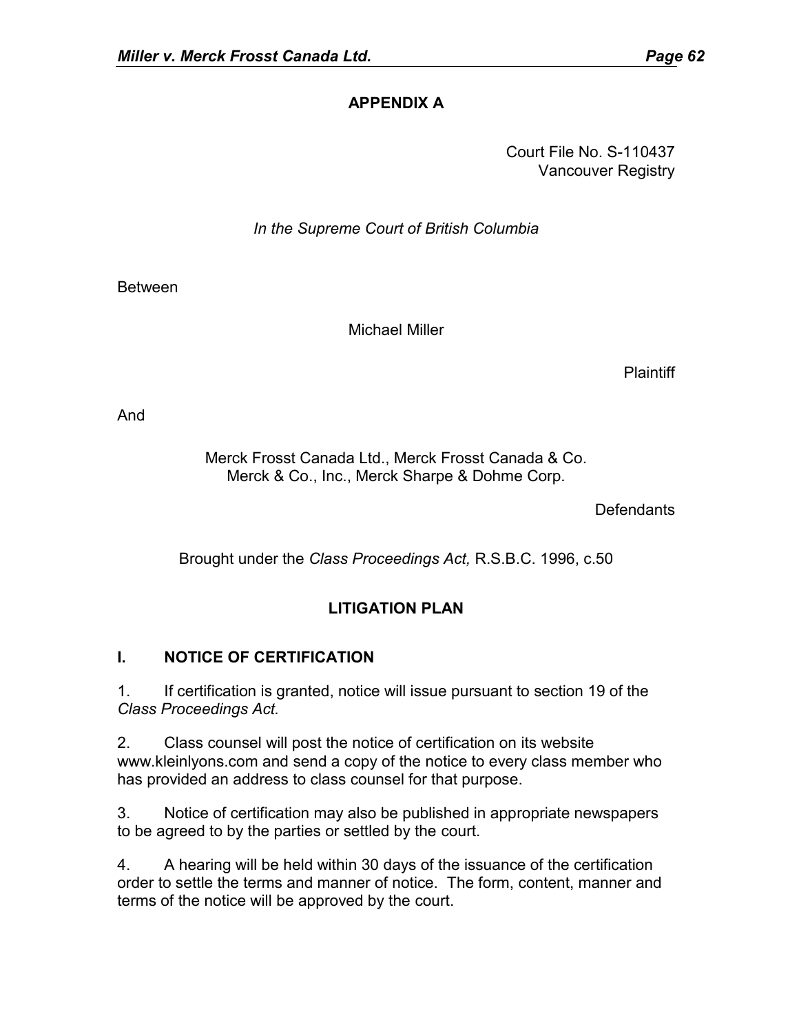## APPENDIX A

Court File No. S-110437
Vancouver Registry

*In the Supreme Court of British Columbia*

Between

Michael Miller

Plaintiff

And

Merck Frosst Canada Ltd., Merck Frosst Canada & Co.
Merck & Co., Inc., Merck Sharpe & Dohme Corp.

Defendants

Brought under the *Class Proceedings Act,* R.S.B.C. 1996, c.50

## LITIGATION PLAN

### I. NOTICE OF CERTIFICATION

1. If certification is granted, notice will issue pursuant to section 19 of the *Class Proceedings Act.*

2. Class counsel will post the notice of certification on its website www.kleinlyons.com and send a copy of the notice to every class member who has provided an address to class counsel for that purpose.

3. Notice of certification may also be published in appropriate newspapers to be agreed to by the parties or settled by the court.

4. A hearing will be held within 30 days of the issuance of the certification order to settle the terms and manner of notice. The form, content, manner and terms of the notice will be approved by the court.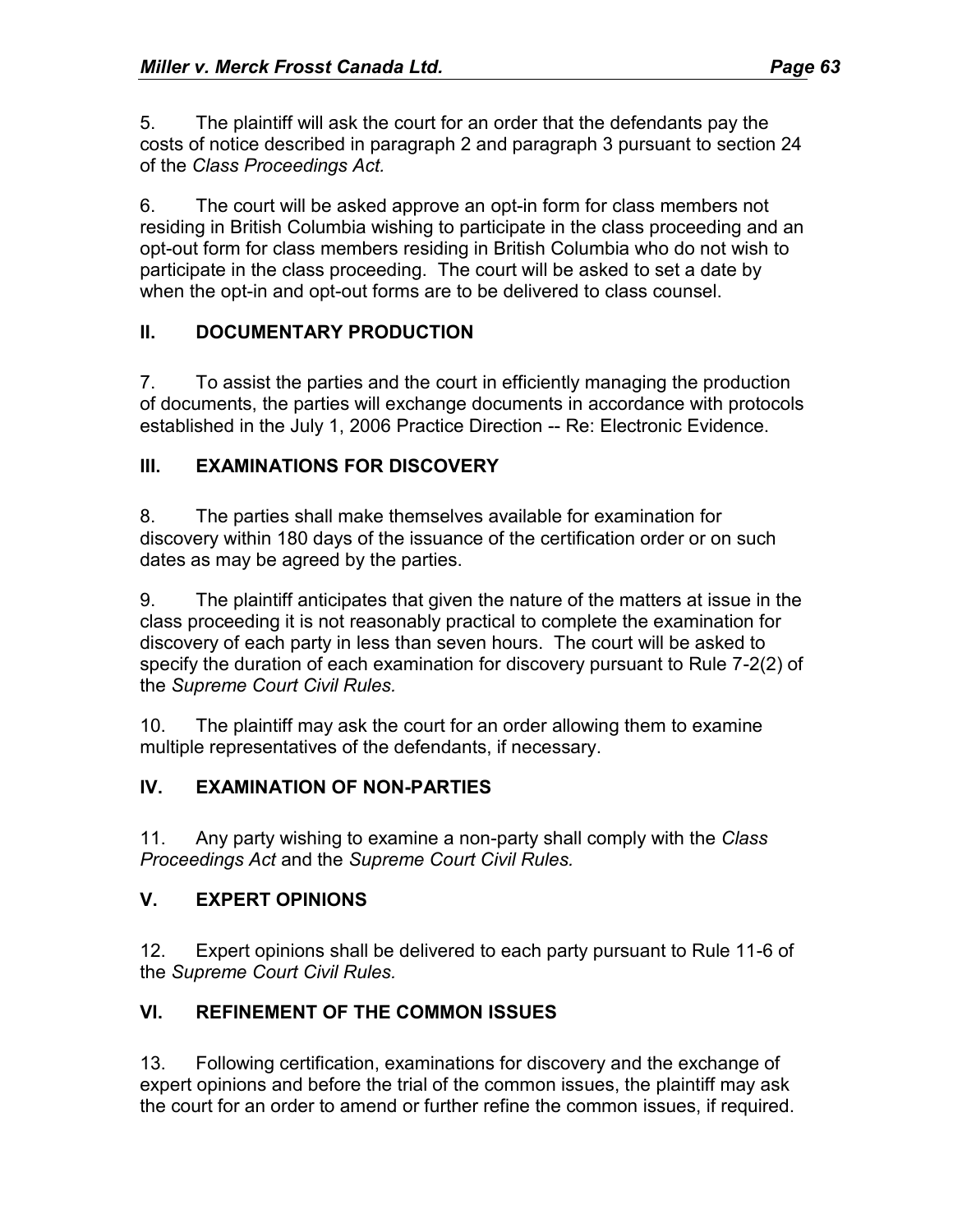5. The plaintiff will ask the court for an order that the defendants pay the costs of notice described in paragraph 2 and paragraph 3 pursuant to section 24 of the *Class Proceedings Act.*

6. The court will be asked approve an opt-in form for class members not residing in British Columbia wishing to participate in the class proceeding and an opt-out form for class members residing in British Columbia who do not wish to participate in the class proceeding. The court will be asked to set a date by when the opt-in and opt-out forms are to be delivered to class counsel.

## II. DOCUMENTARY PRODUCTION

7. To assist the parties and the court in efficiently managing the production of documents, the parties will exchange documents in accordance with protocols established in the July 1, 2006 Practice Direction -- Re: Electronic Evidence.

## III. EXAMINATIONS FOR DISCOVERY

8. The parties shall make themselves available for examination for discovery within 180 days of the issuance of the certification order or on such dates as may be agreed by the parties.

9. The plaintiff anticipates that given the nature of the matters at issue in the class proceeding it is not reasonably practical to complete the examination for discovery of each party in less than seven hours. The court will be asked to specify the duration of each examination for discovery pursuant to Rule 7-2(2) of the *Supreme Court Civil Rules.*

10. The plaintiff may ask the court for an order allowing them to examine multiple representatives of the defendants, if necessary.

## IV. EXAMINATION OF NON-PARTIES

11. Any party wishing to examine a non-party shall comply with the *Class Proceedings Act* and the *Supreme Court Civil Rules.*

## V. EXPERT OPINIONS

12. Expert opinions shall be delivered to each party pursuant to Rule 11-6 of the *Supreme Court Civil Rules.*

## VI. REFINEMENT OF THE COMMON ISSUES

13. Following certification, examinations for discovery and the exchange of expert opinions and before the trial of the common issues, the plaintiff may ask the court for an order to amend or further refine the common issues, if required.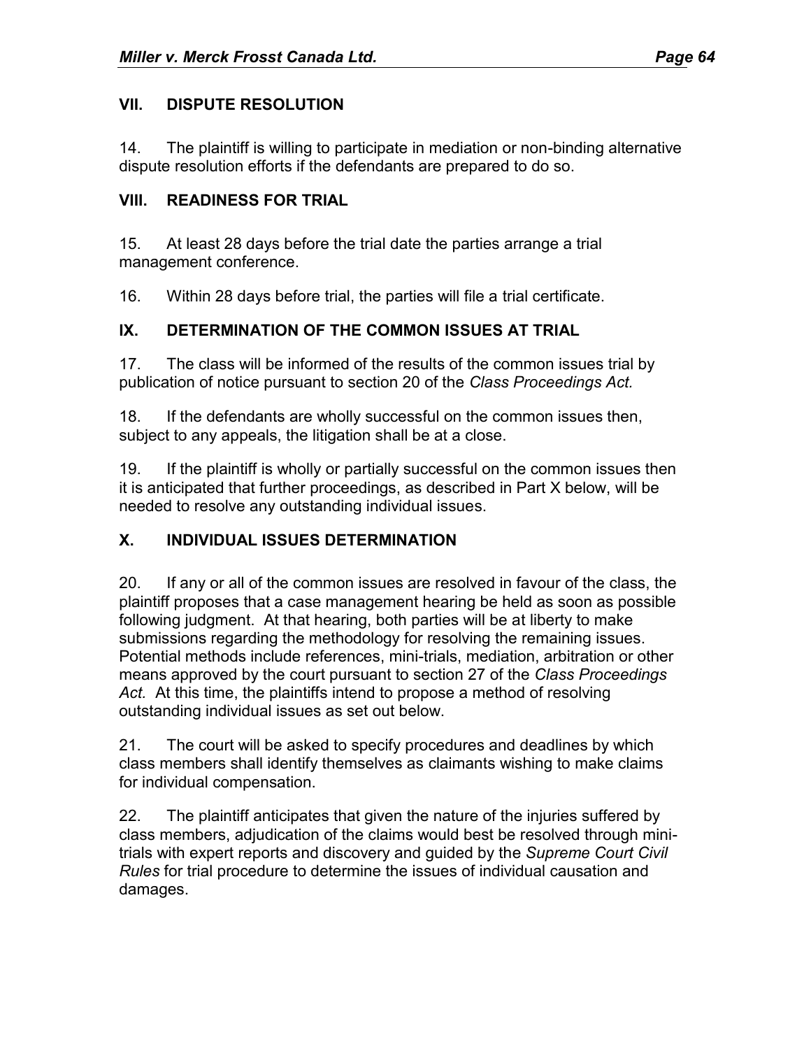## VII. DISPUTE RESOLUTION

14. The plaintiff is willing to participate in mediation or non-binding alternative dispute resolution efforts if the defendants are prepared to do so.

## VIII. READINESS FOR TRIAL

15. At least 28 days before the trial date the parties arrange a trial management conference.

16. Within 28 days before trial, the parties will file a trial certificate.

## IX. DETERMINATION OF THE COMMON ISSUES AT TRIAL

17. The class will be informed of the results of the common issues trial by publication of notice pursuant to section 20 of the *Class Proceedings Act.*

18. If the defendants are wholly successful on the common issues then, subject to any appeals, the litigation shall be at a close.

19. If the plaintiff is wholly or partially successful on the common issues then it is anticipated that further proceedings, as described in Part X below, will be needed to resolve any outstanding individual issues.

## X. INDIVIDUAL ISSUES DETERMINATION

20. If any or all of the common issues are resolved in favour of the class, the plaintiff proposes that a case management hearing be held as soon as possible following judgment. At that hearing, both parties will be at liberty to make submissions regarding the methodology for resolving the remaining issues. Potential methods include references, mini-trials, mediation, arbitration or other means approved by the court pursuant to section 27 of the *Class Proceedings Act.* At this time, the plaintiffs intend to propose a method of resolving outstanding individual issues as set out below.

21. The court will be asked to specify procedures and deadlines by which class members shall identify themselves as claimants wishing to make claims for individual compensation.

22. The plaintiff anticipates that given the nature of the injuries suffered by class members, adjudication of the claims would best be resolved through mini-trials with expert reports and discovery and guided by the *Supreme Court Civil Rules* for trial procedure to determine the issues of individual causation and damages.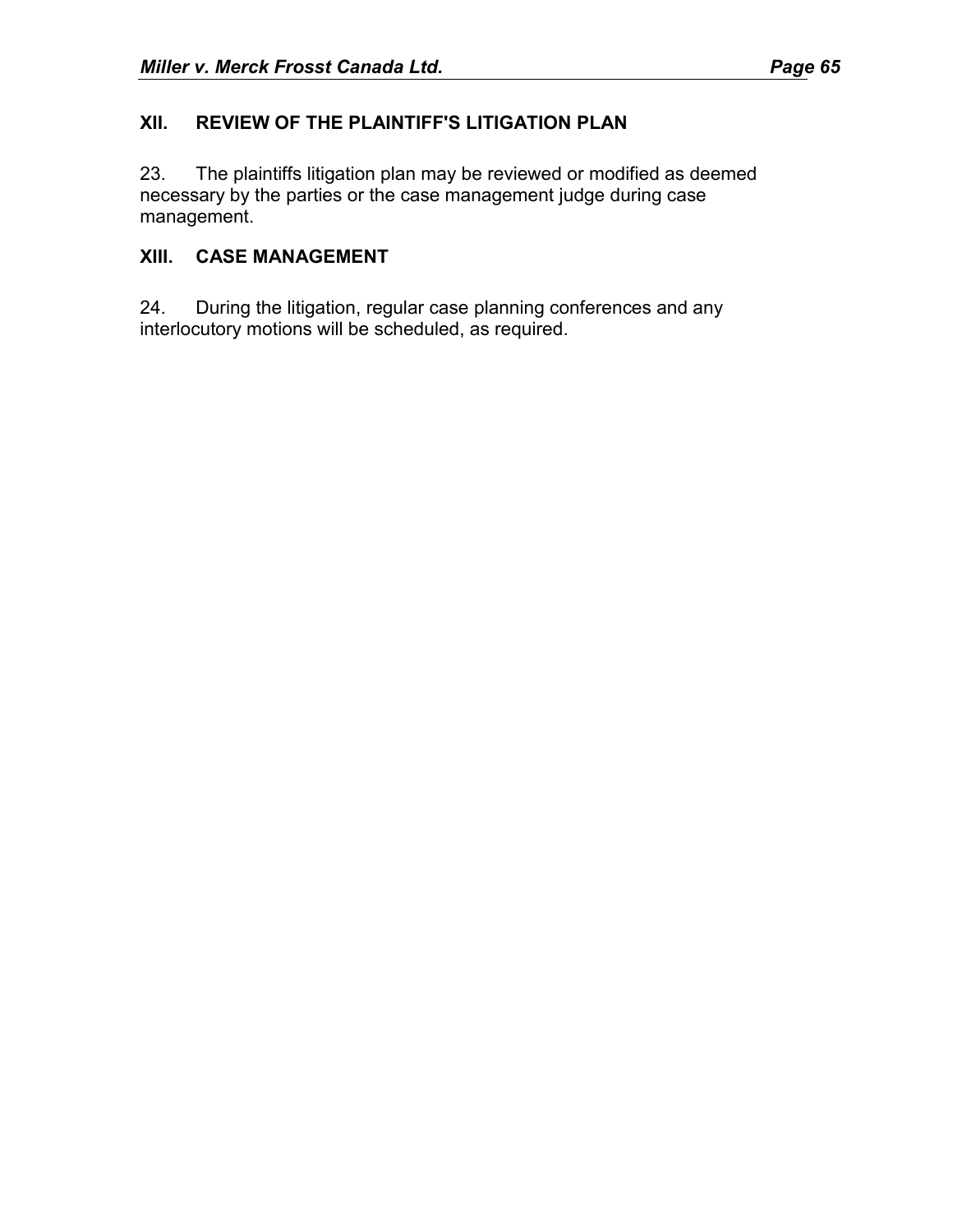## XII. REVIEW OF THE PLAINTIFF'S LITIGATION PLAN

23. The plaintiffs litigation plan may be reviewed or modified as deemed necessary by the parties or the case management judge during case management.

## XIII. CASE MANAGEMENT

24. During the litigation, regular case planning conferences and any interlocutory motions will be scheduled, as required.